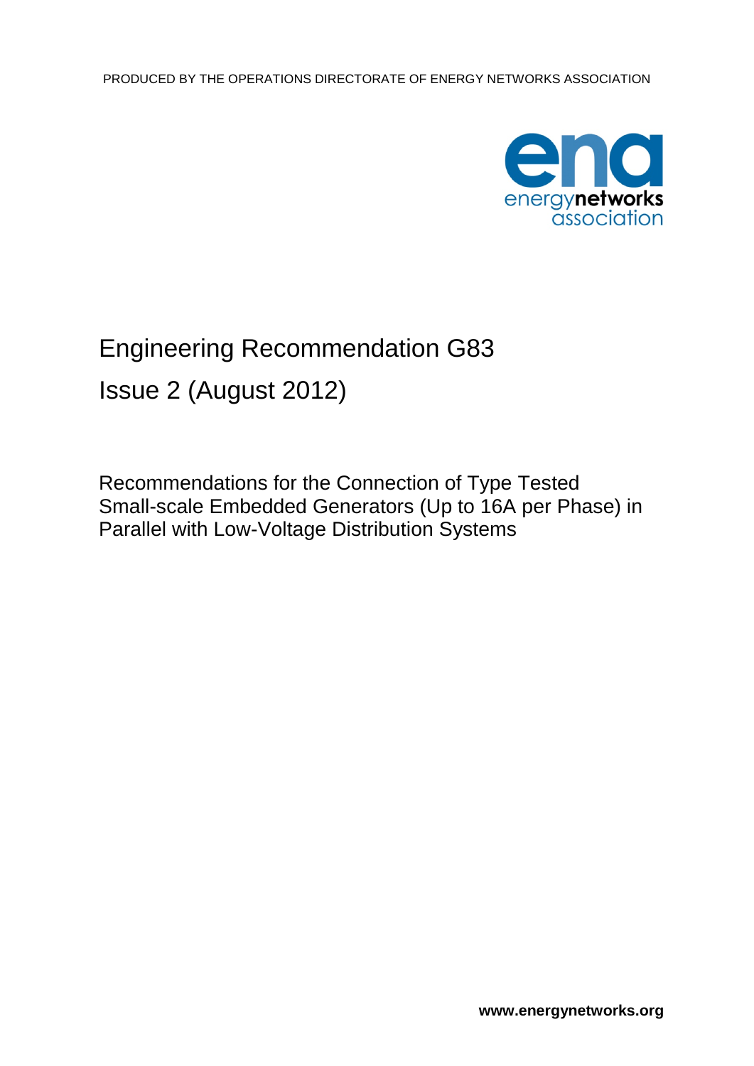PRODUCED BY THE OPERATIONS DIRECTORATE OF ENERGY NETWORKS ASSOCIATION

# Engineering Recommendation G83

# Issue 2 (August 2012)

Recommendations for the Connection of Type Tested Small-scale Embedded Generators (Up to 16A per Phase) in Parallel with Low-Voltage Distribution Systems

**www.energynetworks.org**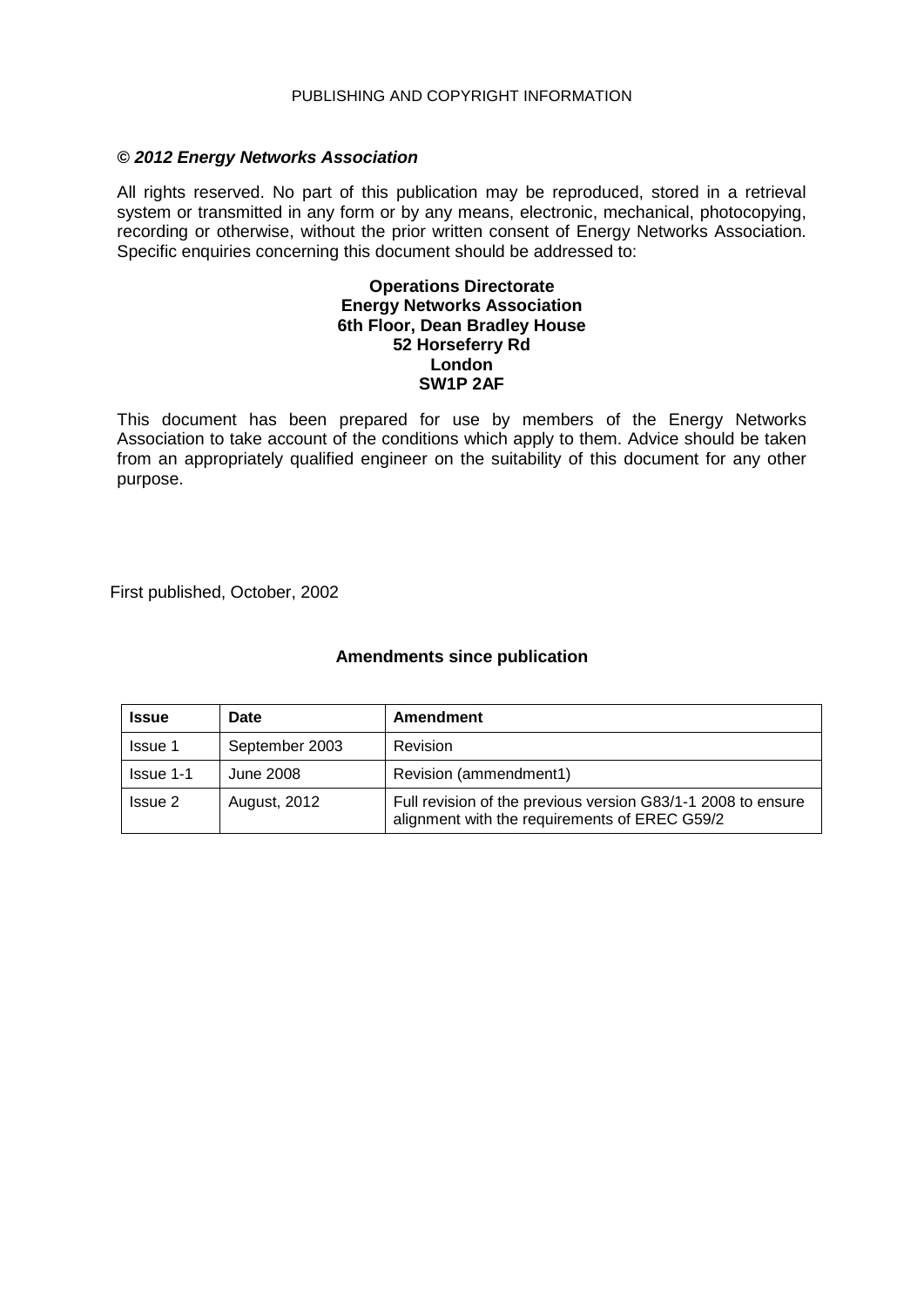PUBLISHING AND COPYRIGHT INFORMATION

***© 2012 Energy Networks Association***

All rights reserved. No part of this publication may be reproduced, stored in a retrieval system or transmitted in any form or by any means, electronic, mechanical, photocopying, recording or otherwise, without the prior written consent of Energy Networks Association. Specific enquiries concerning this document should be addressed to:

**Operations Directorate**
**Energy Networks Association**
**6th Floor, Dean Bradley House**
**52 Horseferry Rd**
**London**
**SW1P 2AF**

This document has been prepared for use by members of the Energy Networks Association to take account of the conditions which apply to them. Advice should be taken from an appropriately qualified engineer on the suitability of this document for any other purpose.

First published, October, 2002

**Amendments since publication**

| **Issue** | **Date** | **Amendment** |
|---|---|---|
| Issue 1 | September 2003 | Revision |
| Issue 1-1 | June 2008 | Revision (ammendment1) |
| Issue 2 | August, 2012 | Full revision of the previous version G83/1-1 2008 to ensure alignment with the requirements of EREC G59/2 |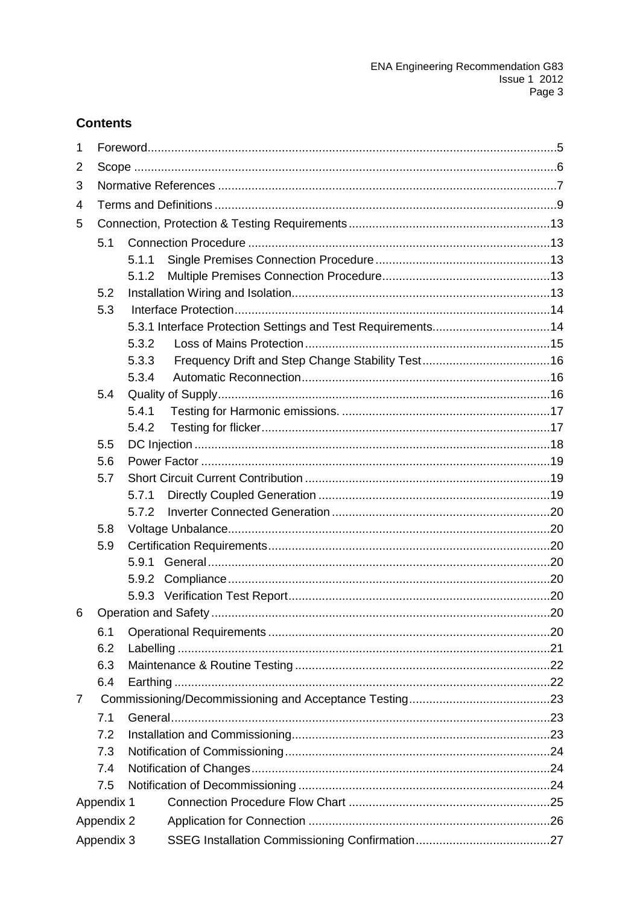## Contents

1 Foreword ... 5

2 Scope ... 6

3 Normative References ... 7

4 Terms and Definitions ... 9

5 Connection, Protection & Testing Requirements ... 13

- 5.1 Connection Procedure ... 13
  - 5.1.1 Single Premises Connection Procedure ... 13
  - 5.1.2 Multiple Premises Connection Procedure ... 13
- 5.2 Installation Wiring and Isolation ... 13
- 5.3 Interface Protection ... 14
  - 5.3.1 Interface Protection Settings and Test Requirements ... 14
  - 5.3.2 Loss of Mains Protection ... 15
  - 5.3.3 Frequency Drift and Step Change Stability Test ... 16
  - 5.3.4 Automatic Reconnection ... 16
- 5.4 Quality of Supply ... 16
  - 5.4.1 Testing for Harmonic emissions. ... 17
  - 5.4.2 Testing for flicker ... 17
- 5.5 DC Injection ... 18
- 5.6 Power Factor ... 19
- 5.7 Short Circuit Current Contribution ... 19
  - 5.7.1 Directly Coupled Generation ... 19
  - 5.7.2 Inverter Connected Generation ... 20
- 5.8 Voltage Unbalance ... 20
- 5.9 Certification Requirements ... 20
  - 5.9.1 General ... 20
  - 5.9.2 Compliance ... 20
  - 5.9.3 Verification Test Report ... 20

6 Operation and Safety ... 20

- 6.1 Operational Requirements ... 20
- 6.2 Labelling ... 21
- 6.3 Maintenance & Routine Testing ... 22
- 6.4 Earthing ... 22

7 Commissioning/Decommissioning and Acceptance Testing ... 23

- 7.1 General ... 23
- 7.2 Installation and Commissioning ... 23
- 7.3 Notification of Commissioning ... 24
- 7.4 Notification of Changes ... 24
- 7.5 Notification of Decommissioning ... 24

Appendix 1 Connection Procedure Flow Chart ... 25

Appendix 2 Application for Connection ... 26

Appendix 3 SSEG Installation Commissioning Confirmation ... 27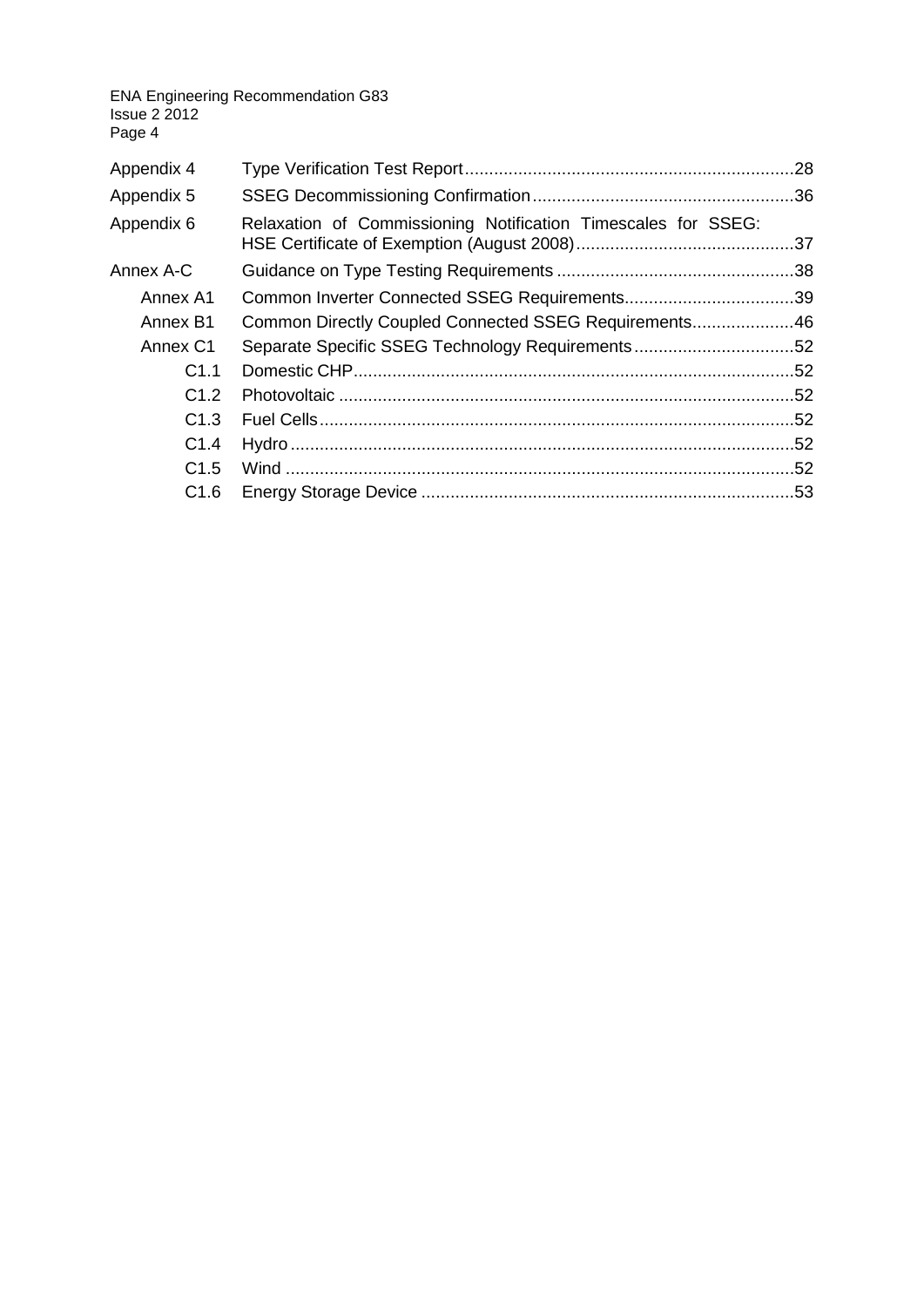| | | |
|---|---|---|
| Appendix 4 | Type Verification Test Report | 28 |
| Appendix 5 | SSEG Decommissioning Confirmation | 36 |
| Appendix 6 | Relaxation of Commissioning Notification Timescales for SSEG: HSE Certificate of Exemption (August 2008) | 37 |
| Annex A-C | Guidance on Type Testing Requirements | 38 |
| Annex A1 | Common Inverter Connected SSEG Requirements | 39 |
| Annex B1 | Common Directly Coupled Connected SSEG Requirements | 46 |
| Annex C1 | Separate Specific SSEG Technology Requirements | 52 |
| C1.1 | Domestic CHP | 52 |
| C1.2 | Photovoltaic | 52 |
| C1.3 | Fuel Cells | 52 |
| C1.4 | Hydro | 52 |
| C1.5 | Wind | 52 |
| C1.6 | Energy Storage Device | 53 |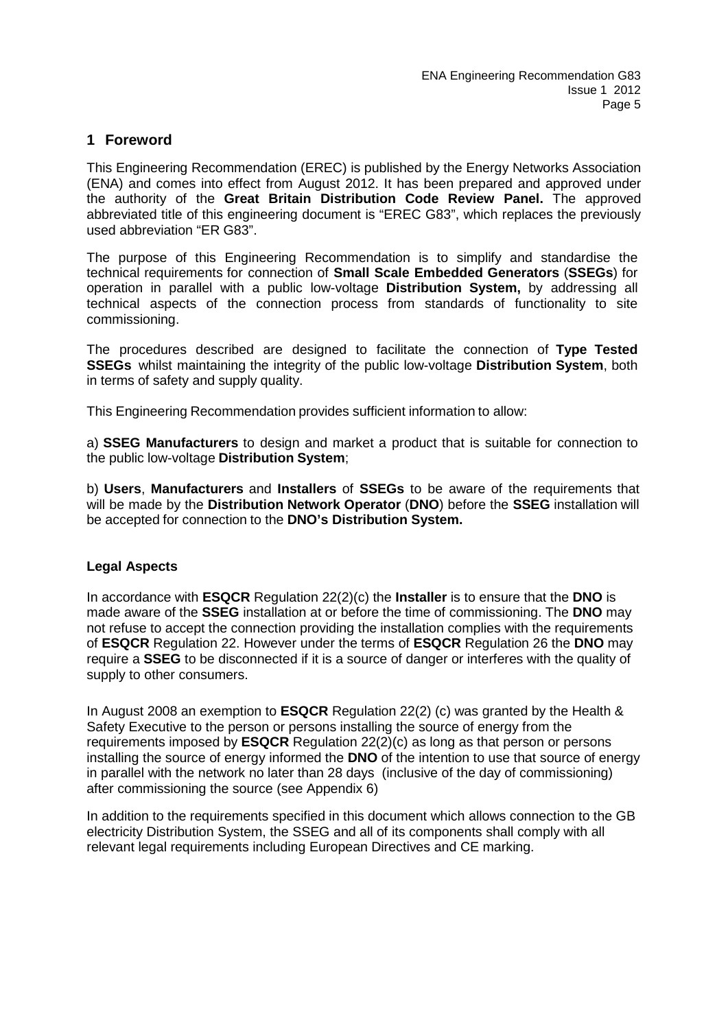## 1 Foreword

This Engineering Recommendation (EREC) is published by the Energy Networks Association (ENA) and comes into effect from August 2012. It has been prepared and approved under the authority of the **Great Britain Distribution Code Review Panel.** The approved abbreviated title of this engineering document is "EREC G83", which replaces the previously used abbreviation "ER G83".

The purpose of this Engineering Recommendation is to simplify and standardise the technical requirements for connection of **Small Scale Embedded Generators** (**SSEGs**) for operation in parallel with a public low-voltage **Distribution System,** by addressing all technical aspects of the connection process from standards of functionality to site commissioning.

The procedures described are designed to facilitate the connection of **Type Tested SSEGs** whilst maintaining the integrity of the public low-voltage **Distribution System**, both in terms of safety and supply quality.

This Engineering Recommendation provides sufficient information to allow:

a) **SSEG Manufacturers** to design and market a product that is suitable for connection to the public low-voltage **Distribution System**;

b) **Users**, **Manufacturers** and **Installers** of **SSEGs** to be aware of the requirements that will be made by the **Distribution Network Operator** (**DNO**) before the **SSEG** installation will be accepted for connection to the **DNO's Distribution System.**

### Legal Aspects

In accordance with **ESQCR** Regulation 22(2)(c) the **Installer** is to ensure that the **DNO** is made aware of the **SSEG** installation at or before the time of commissioning. The **DNO** may not refuse to accept the connection providing the installation complies with the requirements of **ESQCR** Regulation 22. However under the terms of **ESQCR** Regulation 26 the **DNO** may require a **SSEG** to be disconnected if it is a source of danger or interferes with the quality of supply to other consumers.

In August 2008 an exemption to **ESQCR** Regulation 22(2) (c) was granted by the Health & Safety Executive to the person or persons installing the source of energy from the requirements imposed by **ESQCR** Regulation 22(2)(c) as long as that person or persons installing the source of energy informed the **DNO** of the intention to use that source of energy in parallel with the network no later than 28 days (inclusive of the day of commissioning) after commissioning the source (see Appendix 6)

In addition to the requirements specified in this document which allows connection to the GB electricity Distribution System, the SSEG and all of its components shall comply with all relevant legal requirements including European Directives and CE marking.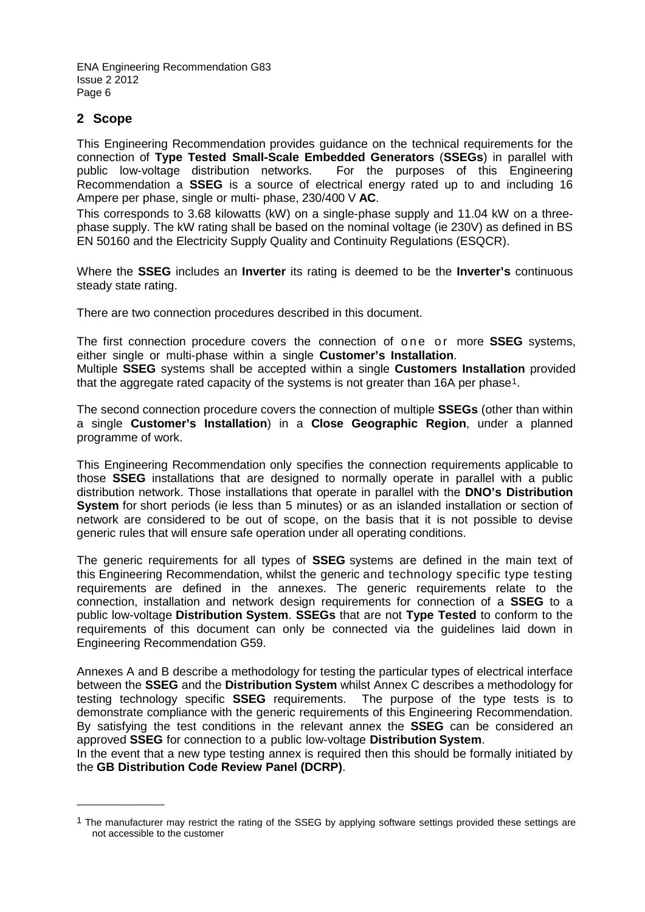## 2 Scope

This Engineering Recommendation provides guidance on the technical requirements for the connection of **Type Tested Small-Scale Embedded Generators** (**SSEGs**) in parallel with public low-voltage distribution networks. For the purposes of this Engineering Recommendation a **SSEG** is a source of electrical energy rated up to and including 16 Ampere per phase, single or multi- phase, 230/400 V **AC**.

This corresponds to 3.68 kilowatts (kW) on a single-phase supply and 11.04 kW on a three-phase supply. The kW rating shall be based on the nominal voltage (ie 230V) as defined in BS EN 50160 and the Electricity Supply Quality and Continuity Regulations (ESQCR).

Where the **SSEG** includes an **Inverter** its rating is deemed to be the **Inverter's** continuous steady state rating.

There are two connection procedures described in this document.

The first connection procedure covers the connection of one or more **SSEG** systems, either single or multi-phase within a single **Customer's Installation**.
Multiple **SSEG** systems shall be accepted within a single **Customers Installation** provided that the aggregate rated capacity of the systems is not greater than 16A per phase[1].

The second connection procedure covers the connection of multiple **SSEGs** (other than within a single **Customer's Installation**) in a **Close Geographic Region**, under a planned programme of work.

This Engineering Recommendation only specifies the connection requirements applicable to those **SSEG** installations that are designed to normally operate in parallel with a public distribution network. Those installations that operate in parallel with the **DNO's Distribution System** for short periods (ie less than 5 minutes) or as an islanded installation or section of network are considered to be out of scope, on the basis that it is not possible to devise generic rules that will ensure safe operation under all operating conditions.

The generic requirements for all types of **SSEG** systems are defined in the main text of this Engineering Recommendation, whilst the generic and technology specific type testing requirements are defined in the annexes. The generic requirements relate to the connection, installation and network design requirements for connection of a **SSEG** to a public low-voltage **Distribution System**. **SSEGs** that are not **Type Tested** to conform to the requirements of this document can only be connected via the guidelines laid down in Engineering Recommendation G59.

Annexes A and B describe a methodology for testing the particular types of electrical interface between the **SSEG** and the **Distribution System** whilst Annex C describes a methodology for testing technology specific **SSEG** requirements. The purpose of the type tests is to demonstrate compliance with the generic requirements of this Engineering Recommendation. By satisfying the test conditions in the relevant annex the **SSEG** can be considered an approved **SSEG** for connection to a public low-voltage **Distribution System**.
In the event that a new type testing annex is required then this should be formally initiated by the **GB Distribution Code Review Panel (DCRP)**.

---

[1] The manufacturer may restrict the rating of the SSEG by applying software settings provided these settings are not accessible to the customer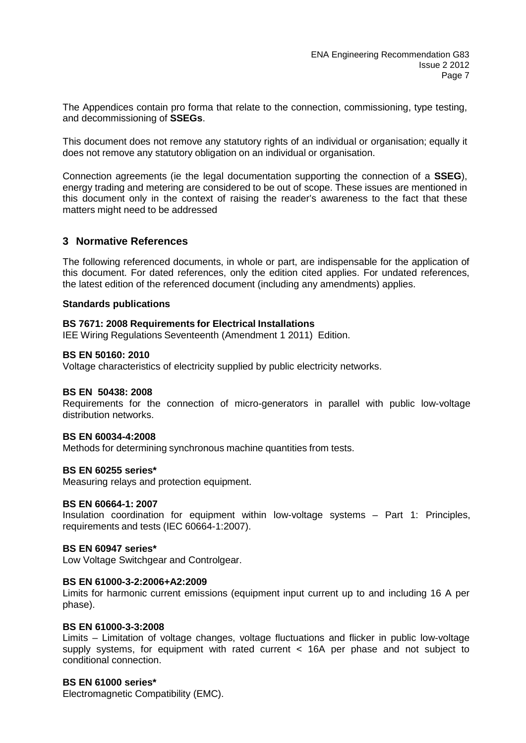The Appendices contain pro forma that relate to the connection, commissioning, type testing, and decommissioning of **SSEGs**.

This document does not remove any statutory rights of an individual or organisation; equally it does not remove any statutory obligation on an individual or organisation.

Connection agreements (ie the legal documentation supporting the connection of a **SSEG**), energy trading and metering are considered to be out of scope. These issues are mentioned in this document only in the context of raising the reader's awareness to the fact that these matters might need to be addressed

## 3 Normative References

The following referenced documents, in whole or part, are indispensable for the application of this document. For dated references, only the edition cited applies. For undated references, the latest edition of the referenced document (including any amendments) applies.

**Standards publications**

**BS 7671: 2008 Requirements for Electrical Installations**
IEE Wiring Regulations Seventeenth (Amendment 1 2011) Edition.

**BS EN 50160: 2010**
Voltage characteristics of electricity supplied by public electricity networks.

**BS EN 50438: 2008**
Requirements for the connection of micro-generators in parallel with public low-voltage distribution networks.

**BS EN 60034-4:2008**
Methods for determining synchronous machine quantities from tests.

**BS EN 60255 series***
Measuring relays and protection equipment.

**BS EN 60664-1: 2007**
Insulation coordination for equipment within low-voltage systems – Part 1: Principles, requirements and tests (IEC 60664-1:2007).

**BS EN 60947 series***
Low Voltage Switchgear and Controlgear.

**BS EN 61000-3-2:2006+A2:2009**
Limits for harmonic current emissions (equipment input current up to and including 16 A per phase).

**BS EN 61000-3-3:2008**
Limits – Limitation of voltage changes, voltage fluctuations and flicker in public low-voltage supply systems, for equipment with rated current < 16A per phase and not subject to conditional connection.

**BS EN 61000 series***
Electromagnetic Compatibility (EMC).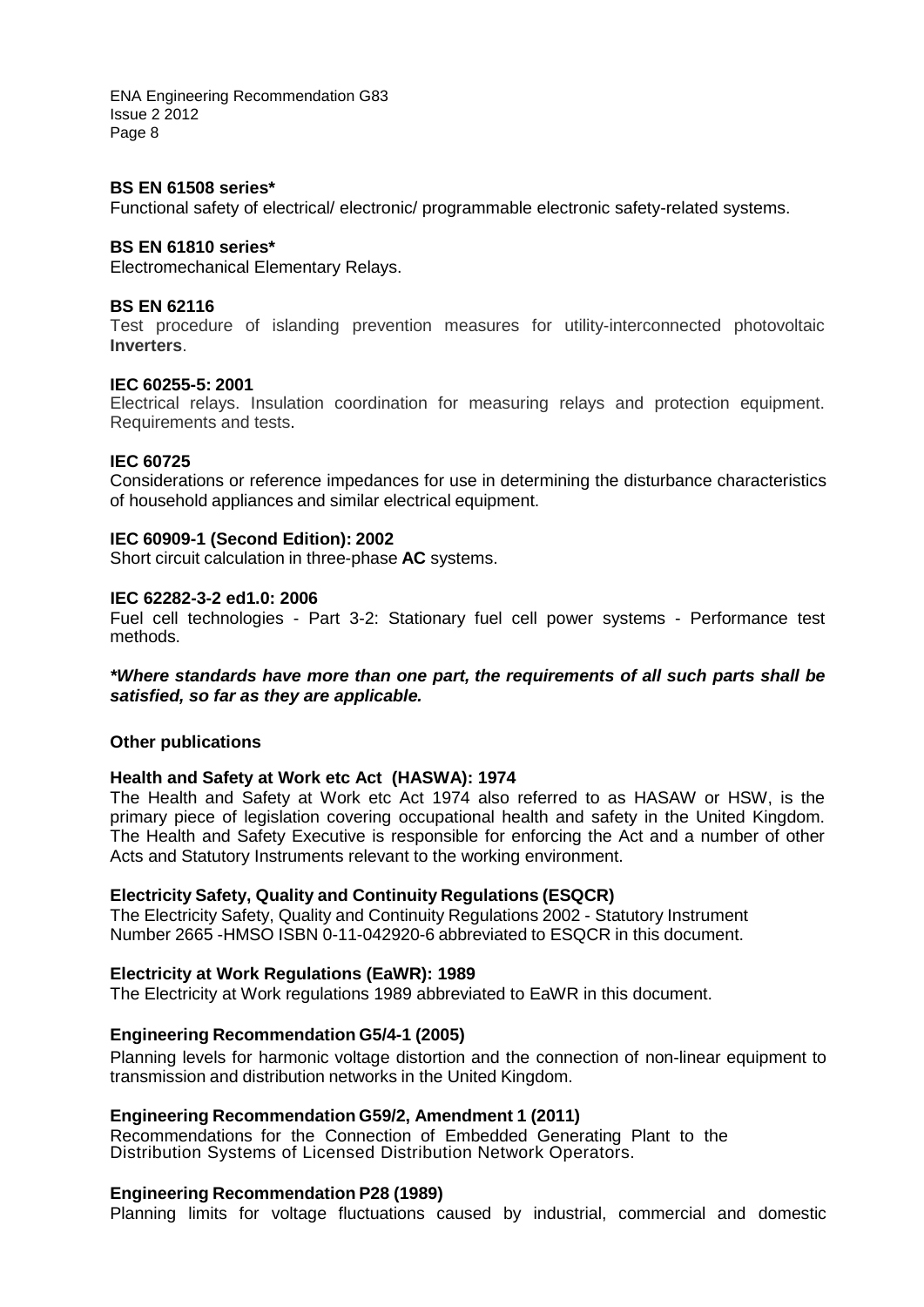**BS EN 61508 series***
Functional safety of electrical/ electronic/ programmable electronic safety-related systems.

**BS EN 61810 series***
Electromechanical Elementary Relays.

**BS EN 62116**
Test procedure of islanding prevention measures for utility-interconnected photovoltaic **Inverters**.

**IEC 60255-5: 2001**
Electrical relays. Insulation coordination for measuring relays and protection equipment. Requirements and tests.

**IEC 60725**
Considerations or reference impedances for use in determining the disturbance characteristics of household appliances and similar electrical equipment.

**IEC 60909-1 (Second Edition): 2002**
Short circuit calculation in three-phase **AC** systems.

**IEC 62282-3-2 ed1.0: 2006**
Fuel cell technologies - Part 3-2: Stationary fuel cell power systems - Performance test methods.

***Where standards have more than one part, the requirements of all such parts shall be satisfied, so far as they are applicable.***

**Other publications**

**Health and Safety at Work etc Act (HASWA): 1974**
The Health and Safety at Work etc Act 1974 also referred to as HASAW or HSW, is the primary piece of legislation covering occupational health and safety in the United Kingdom. The Health and Safety Executive is responsible for enforcing the Act and a number of other Acts and Statutory Instruments relevant to the working environment.

**Electricity Safety, Quality and Continuity Regulations (ESQCR)**
The Electricity Safety, Quality and Continuity Regulations 2002 - Statutory Instrument Number 2665 -HMSO ISBN 0-11-042920-6 abbreviated to ESQCR in this document.

**Electricity at Work Regulations (EaWR): 1989**
The Electricity at Work regulations 1989 abbreviated to EaWR in this document.

**Engineering Recommendation G5/4-1 (2005)**
Planning levels for harmonic voltage distortion and the connection of non-linear equipment to transmission and distribution networks in the United Kingdom.

**Engineering Recommendation G59/2, Amendment 1 (2011)**
Recommendations for the Connection of Embedded Generating Plant to the Distribution Systems of Licensed Distribution Network Operators.

**Engineering Recommendation P28 (1989)**
Planning limits for voltage fluctuations caused by industrial, commercial and domestic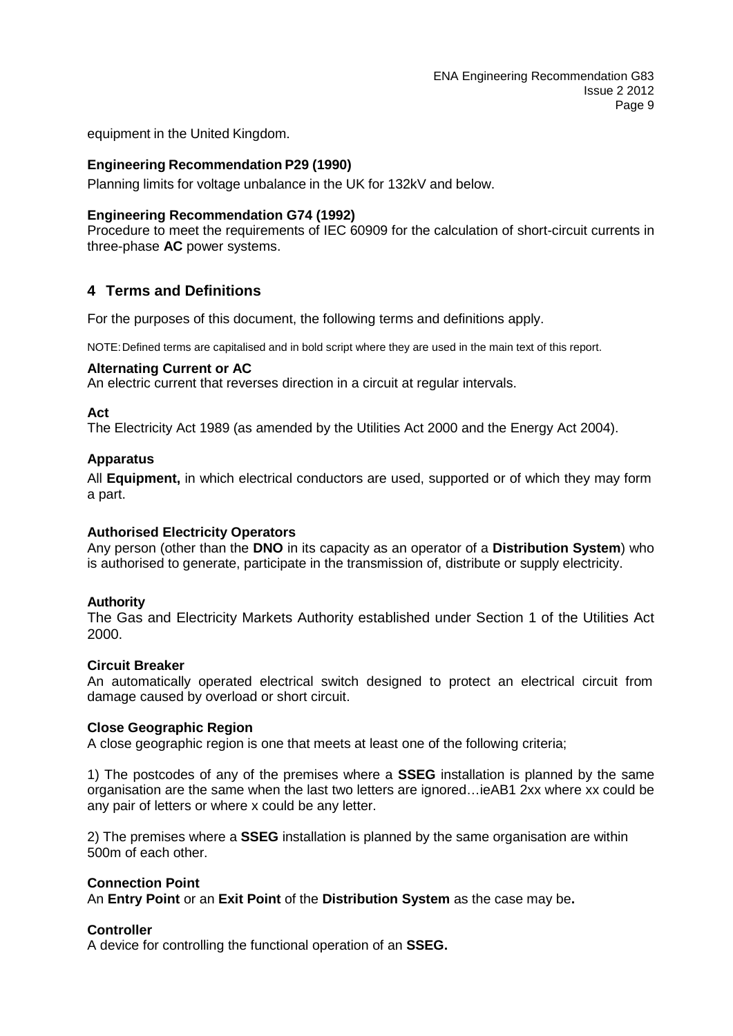equipment in the United Kingdom.

**Engineering Recommendation P29 (1990)**

Planning limits for voltage unbalance in the UK for 132kV and below.

**Engineering Recommendation G74 (1992)**

Procedure to meet the requirements of IEC 60909 for the calculation of short-circuit currents in three-phase **AC** power systems.

## 4 Terms and Definitions

For the purposes of this document, the following terms and definitions apply.

NOTE: Defined terms are capitalised and in bold script where they are used in the main text of this report.

**Alternating Current or AC**

An electric current that reverses direction in a circuit at regular intervals.

**Act**

The Electricity Act 1989 (as amended by the Utilities Act 2000 and the Energy Act 2004).

**Apparatus**

All **Equipment,** in which electrical conductors are used, supported or of which they may form a part.

**Authorised Electricity Operators**

Any person (other than the **DNO** in its capacity as an operator of a **Distribution System**) who is authorised to generate, participate in the transmission of, distribute or supply electricity.

**Authority**

The Gas and Electricity Markets Authority established under Section 1 of the Utilities Act 2000.

**Circuit Breaker**

An automatically operated electrical switch designed to protect an electrical circuit from damage caused by overload or short circuit.

**Close Geographic Region**

A close geographic region is one that meets at least one of the following criteria;

1) The postcodes of any of the premises where a **SSEG** installation is planned by the same organisation are the same when the last two letters are ignored…ieAB1 2xx where xx could be any pair of letters or where x could be any letter.

2) The premises where a **SSEG** installation is planned by the same organisation are within 500m of each other.

**Connection Point**

An **Entry Point** or an **Exit Point** of the **Distribution System** as the case may be**.**

**Controller**

A device for controlling the functional operation of an **SSEG.**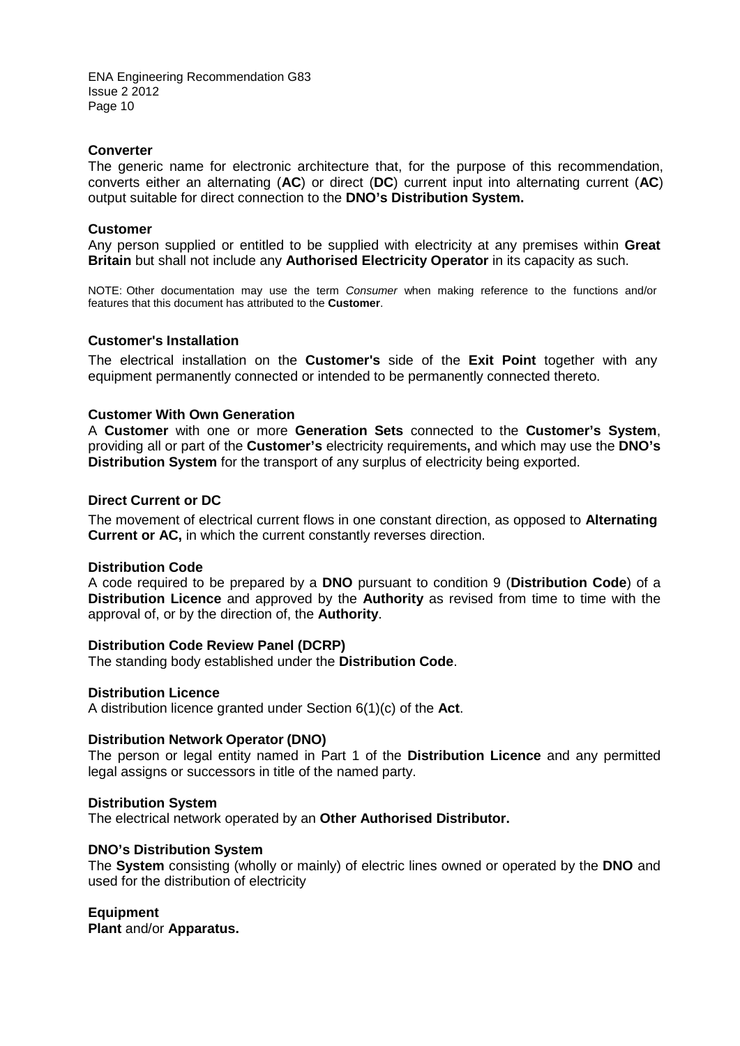**Converter**

The generic name for electronic architecture that, for the purpose of this recommendation, converts either an alternating (**AC**) or direct (**DC**) current input into alternating current (**AC**) output suitable for direct connection to the **DNO's Distribution System.**

**Customer**

Any person supplied or entitled to be supplied with electricity at any premises within **Great Britain** but shall not include any **Authorised Electricity Operator** in its capacity as such.

NOTE: Other documentation may use the term *Consumer* when making reference to the functions and/or features that this document has attributed to the **Customer**.

**Customer's Installation**

The electrical installation on the **Customer's** side of the **Exit Point** together with any equipment permanently connected or intended to be permanently connected thereto.

**Customer With Own Generation**

A **Customer** with one or more **Generation Sets** connected to the **Customer's System**, providing all or part of the **Customer's** electricity requirements**,** and which may use the **DNO's Distribution System** for the transport of any surplus of electricity being exported.

**Direct Current or DC**

The movement of electrical current flows in one constant direction, as opposed to **Alternating Current or AC,** in which the current constantly reverses direction.

**Distribution Code**

A code required to be prepared by a **DNO** pursuant to condition 9 (**Distribution Code**) of a **Distribution Licence** and approved by the **Authority** as revised from time to time with the approval of, or by the direction of, the **Authority**.

**Distribution Code Review Panel (DCRP)**

The standing body established under the **Distribution Code**.

**Distribution Licence**

A distribution licence granted under Section 6(1)(c) of the **Act**.

**Distribution Network Operator (DNO)**

The person or legal entity named in Part 1 of the **Distribution Licence** and any permitted legal assigns or successors in title of the named party.

**Distribution System**

The electrical network operated by an **Other Authorised Distributor.**

**DNO's Distribution System**

The **System** consisting (wholly or mainly) of electric lines owned or operated by the **DNO** and used for the distribution of electricity

**Equipment**

**Plant** and/or **Apparatus.**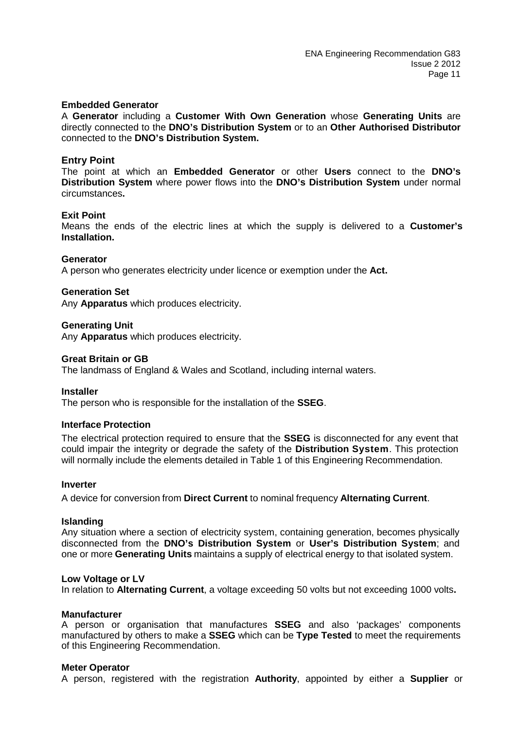**Embedded Generator**

A **Generator** including a **Customer With Own Generation** whose **Generating Units** are directly connected to the **DNO's Distribution System** or to an **Other Authorised Distributor** connected to the **DNO's Distribution System.**

**Entry Point**

The point at which an **Embedded Generator** or other **Users** connect to the **DNO's Distribution System** where power flows into the **DNO's Distribution System** under normal circumstances**.**

**Exit Point**

Means the ends of the electric lines at which the supply is delivered to a **Customer's Installation.**

**Generator**

A person who generates electricity under licence or exemption under the **Act.**

**Generation Set**

Any **Apparatus** which produces electricity.

**Generating Unit**

Any **Apparatus** which produces electricity.

**Great Britain or GB**

The landmass of England & Wales and Scotland, including internal waters.

**Installer**

The person who is responsible for the installation of the **SSEG**.

**Interface Protection**

The electrical protection required to ensure that the **SSEG** is disconnected for any event that could impair the integrity or degrade the safety of the **Distribution System**. This protection will normally include the elements detailed in Table 1 of this Engineering Recommendation.

**Inverter**

A device for conversion from **Direct Current** to nominal frequency **Alternating Current**.

**Islanding**

Any situation where a section of electricity system, containing generation, becomes physically disconnected from the **DNO's Distribution System** or **User's Distribution System**; and one or more **Generating Units** maintains a supply of electrical energy to that isolated system.

**Low Voltage or LV**

In relation to **Alternating Current**, a voltage exceeding 50 volts but not exceeding 1000 volts**.**

**Manufacturer**

A person or organisation that manufactures **SSEG** and also 'packages' components manufactured by others to make a **SSEG** which can be **Type Tested** to meet the requirements of this Engineering Recommendation.

**Meter Operator**

A person, registered with the registration **Authority**, appointed by either a **Supplier** or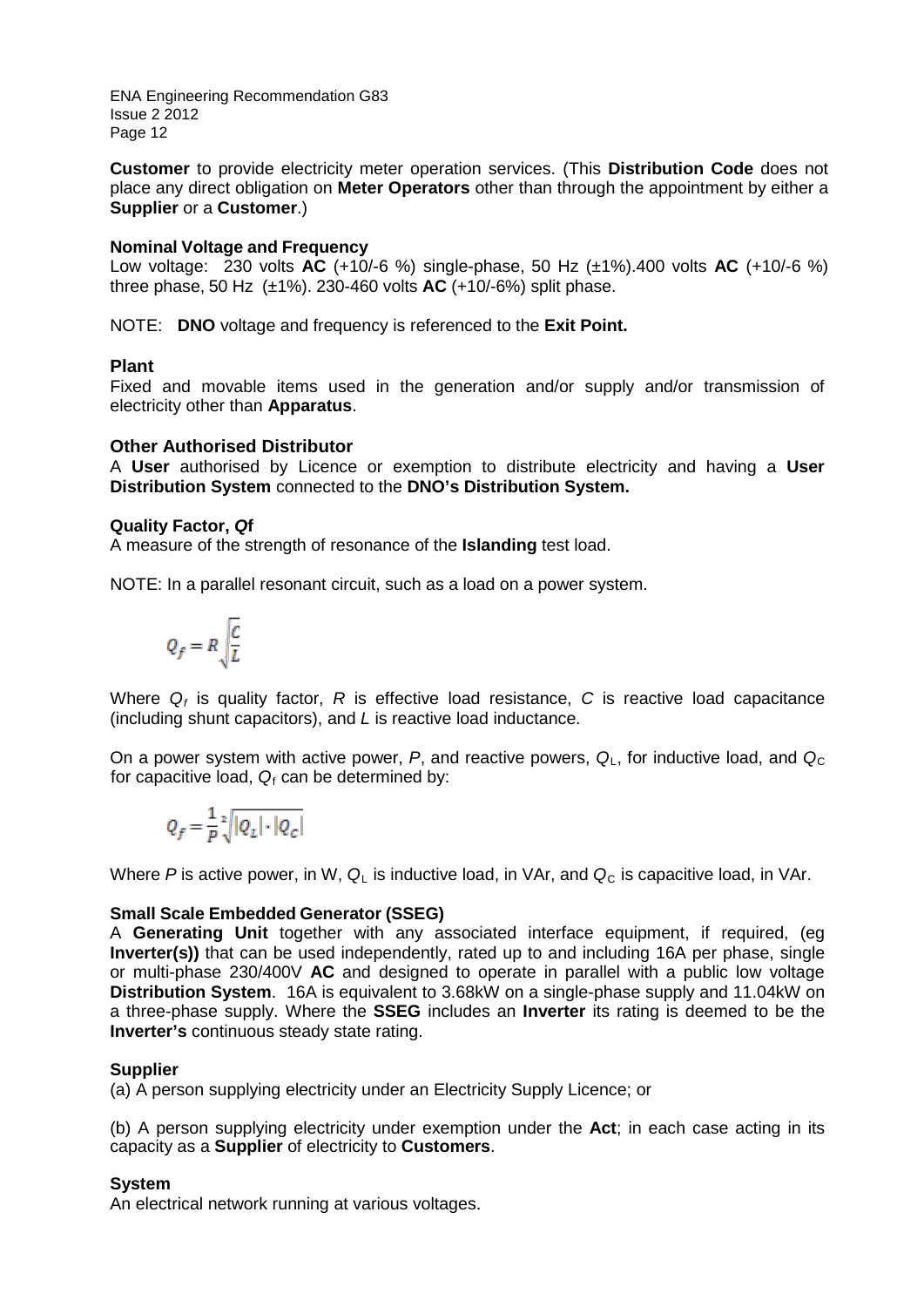**Customer** to provide electricity meter operation services. (This **Distribution Code** does not place any direct obligation on **Meter Operators** other than through the appointment by either a **Supplier** or a **Customer**.)

**Nominal Voltage and Frequency**

Low voltage: 230 volts **AC** (+10/-6 %) single-phase, 50 Hz (±1%).400 volts **AC** (+10/-6 %) three phase, 50 Hz (±1%). 230-460 volts **AC** (+10/-6%) split phase.

NOTE: **DNO** voltage and frequency is referenced to the **Exit Point.**

**Plant**

Fixed and movable items used in the generation and/or supply and/or transmission of electricity other than **Apparatus**.

**Other Authorised Distributor**

A **User** authorised by Licence or exemption to distribute electricity and having a **User Distribution System** connected to the **DNO's Distribution System.**

**Quality Factor, *Q*f**

A measure of the strength of resonance of the **Islanding** test load.

NOTE: In a parallel resonant circuit, such as a load on a power system.

$$Q_f = R\sqrt{\frac{C}{L}}$$

Where $Q_f$ is quality factor, $R$ is effective load resistance, $C$ is reactive load capacitance (including shunt capacitors), and $L$ is reactive load inductance.

On a power system with active power, $P$, and reactive powers, $Q_L$, for inductive load, and $Q_C$ for capacitive load, $Q_f$ can be determined by:

$$Q_f = \frac{1}{P}\sqrt[2]{|Q_L| \cdot |Q_C|}$$

Where $P$ is active power, in W, $Q_L$ is inductive load, in VAr, and $Q_C$ is capacitive load, in VAr.

**Small Scale Embedded Generator (SSEG)**

A **Generating Unit** together with any associated interface equipment, if required, (eg **Inverter(s))** that can be used independently, rated up to and including 16A per phase, single or multi-phase 230/400V **AC** and designed to operate in parallel with a public low voltage **Distribution System**. 16A is equivalent to 3.68kW on a single-phase supply and 11.04kW on a three-phase supply. Where the **SSEG** includes an **Inverter** its rating is deemed to be the **Inverter's** continuous steady state rating.

**Supplier**

(a) A person supplying electricity under an Electricity Supply Licence; or

(b) A person supplying electricity under exemption under the **Act**; in each case acting in its capacity as a **Supplier** of electricity to **Customers**.

**System**

An electrical network running at various voltages.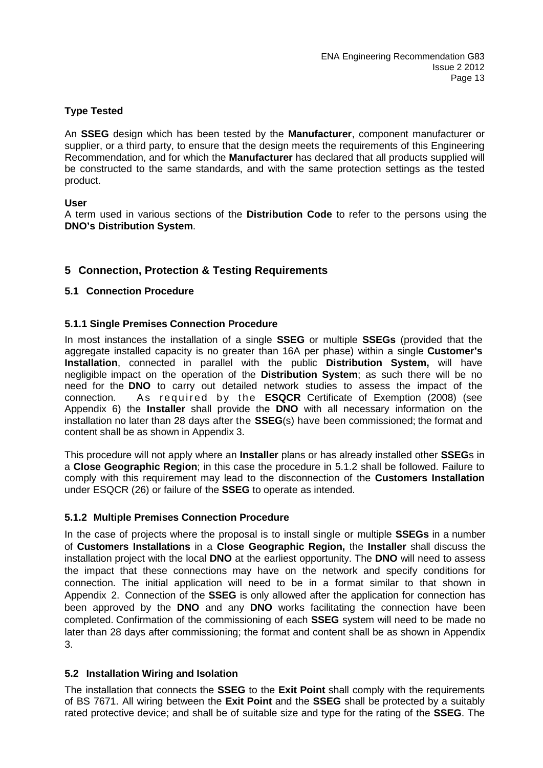**Type Tested**

An **SSEG** design which has been tested by the **Manufacturer**, component manufacturer or supplier, or a third party, to ensure that the design meets the requirements of this Engineering Recommendation, and for which the **Manufacturer** has declared that all products supplied will be constructed to the same standards, and with the same protection settings as the tested product.

**User**
A term used in various sections of the **Distribution Code** to refer to the persons using the **DNO's Distribution System**.

## 5 Connection, Protection & Testing Requirements

### 5.1 Connection Procedure

#### 5.1.1 Single Premises Connection Procedure

In most instances the installation of a single **SSEG** or multiple **SSEGs** (provided that the aggregate installed capacity is no greater than 16A per phase) within a single **Customer's Installation**, connected in parallel with the public **Distribution System,** will have negligible impact on the operation of the **Distribution System**; as such there will be no need for the **DNO** to carry out detailed network studies to assess the impact of the connection. As required by the **ESQCR** Certificate of Exemption (2008) (see Appendix 6) the **Installer** shall provide the **DNO** with all necessary information on the installation no later than 28 days after the **SSEG**(s) have been commissioned; the format and content shall be as shown in Appendix 3.

This procedure will not apply where an **Installer** plans or has already installed other **SSEG**s in a **Close Geographic Region**; in this case the procedure in 5.1.2 shall be followed. Failure to comply with this requirement may lead to the disconnection of the **Customers Installation** under ESQCR (26) or failure of the **SSEG** to operate as intended.

#### 5.1.2 Multiple Premises Connection Procedure

In the case of projects where the proposal is to install single or multiple **SSEGs** in a number of **Customers Installations** in a **Close Geographic Region,** the **Installer** shall discuss the installation project with the local **DNO** at the earliest opportunity. The **DNO** will need to assess the impact that these connections may have on the network and specify conditions for connection. The initial application will need to be in a format similar to that shown in Appendix 2. Connection of the **SSEG** is only allowed after the application for connection has been approved by the **DNO** and any **DNO** works facilitating the connection have been completed. Confirmation of the commissioning of each **SSEG** system will need to be made no later than 28 days after commissioning; the format and content shall be as shown in Appendix 3.

### 5.2 Installation Wiring and Isolation

The installation that connects the **SSEG** to the **Exit Point** shall comply with the requirements of BS 7671. All wiring between the **Exit Point** and the **SSEG** shall be protected by a suitably rated protective device; and shall be of suitable size and type for the rating of the **SSEG**. The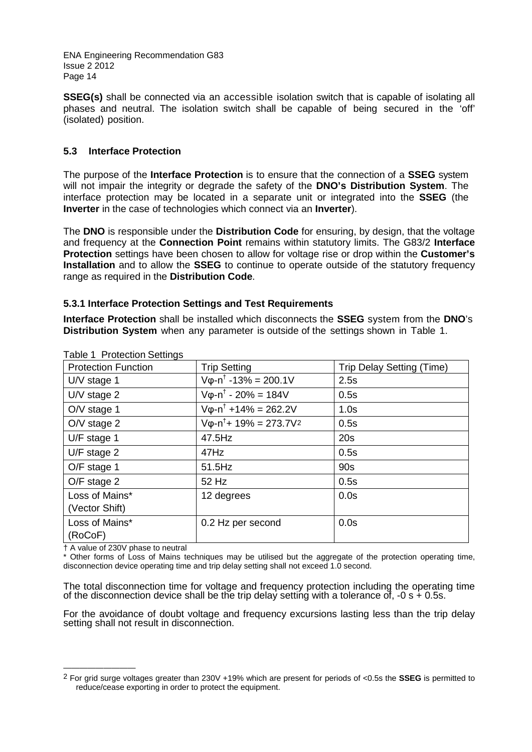**SSEG(s)** shall be connected via an accessible isolation switch that is capable of isolating all phases and neutral. The isolation switch shall be capable of being secured in the 'off' (isolated) position.

### 5.3 Interface Protection

The purpose of the **Interface Protection** is to ensure that the connection of a **SSEG** system will not impair the integrity or degrade the safety of the **DNO's Distribution System**. The interface protection may be located in a separate unit or integrated into the **SSEG** (the **Inverter** in the case of technologies which connect via an **Inverter**).

The **DNO** is responsible under the **Distribution Code** for ensuring, by design, that the voltage and frequency at the **Connection Point** remains within statutory limits. The G83/2 **Interface Protection** settings have been chosen to allow for voltage rise or drop within the **Customer's Installation** and to allow the **SSEG** to continue to operate outside of the statutory frequency range as required in the **Distribution Code**.

#### 5.3.1 Interface Protection Settings and Test Requirements

**Interface Protection** shall be installed which disconnects the **SSEG** system from the **DNO**'s **Distribution System** when any parameter is outside of the settings shown in Table 1.

Table 1 Protection Settings

| Protection Function | Trip Setting | Trip Delay Setting (Time) |
|---|---|---|
| U/V stage 1 | Vφ-n† -13% = 200.1V | 2.5s |
| U/V stage 2 | Vφ-n† - 20% = 184V | 0.5s |
| O/V stage 1 | Vφ-n† +14% = 262.2V | 1.0s |
| O/V stage 2 | Vφ-n†+ 19% = 273.7V[2] | 0.5s |
| U/F stage 1 | 47.5Hz | 20s |
| U/F stage 2 | 47Hz | 0.5s |
| O/F stage 1 | 51.5Hz | 90s |
| O/F stage 2 | 52 Hz | 0.5s |
| Loss of Mains* (Vector Shift) | 12 degrees | 0.0s |
| Loss of Mains* (RoCoF) | 0.2 Hz per second | 0.0s |

† A value of 230V phase to neutral

\* Other forms of Loss of Mains techniques may be utilised but the aggregate of the protection operating time, disconnection device operating time and trip delay setting shall not exceed 1.0 second.

The total disconnection time for voltage and frequency protection including the operating time of the disconnection device shall be the trip delay setting with a tolerance of, -0 s + 0.5s.

For the avoidance of doubt voltage and frequency excursions lasting less than the trip delay setting shall not result in disconnection.

---

[2] For grid surge voltages greater than 230V +19% which are present for periods of <0.5s the **SSEG** is permitted to reduce/cease exporting in order to protect the equipment.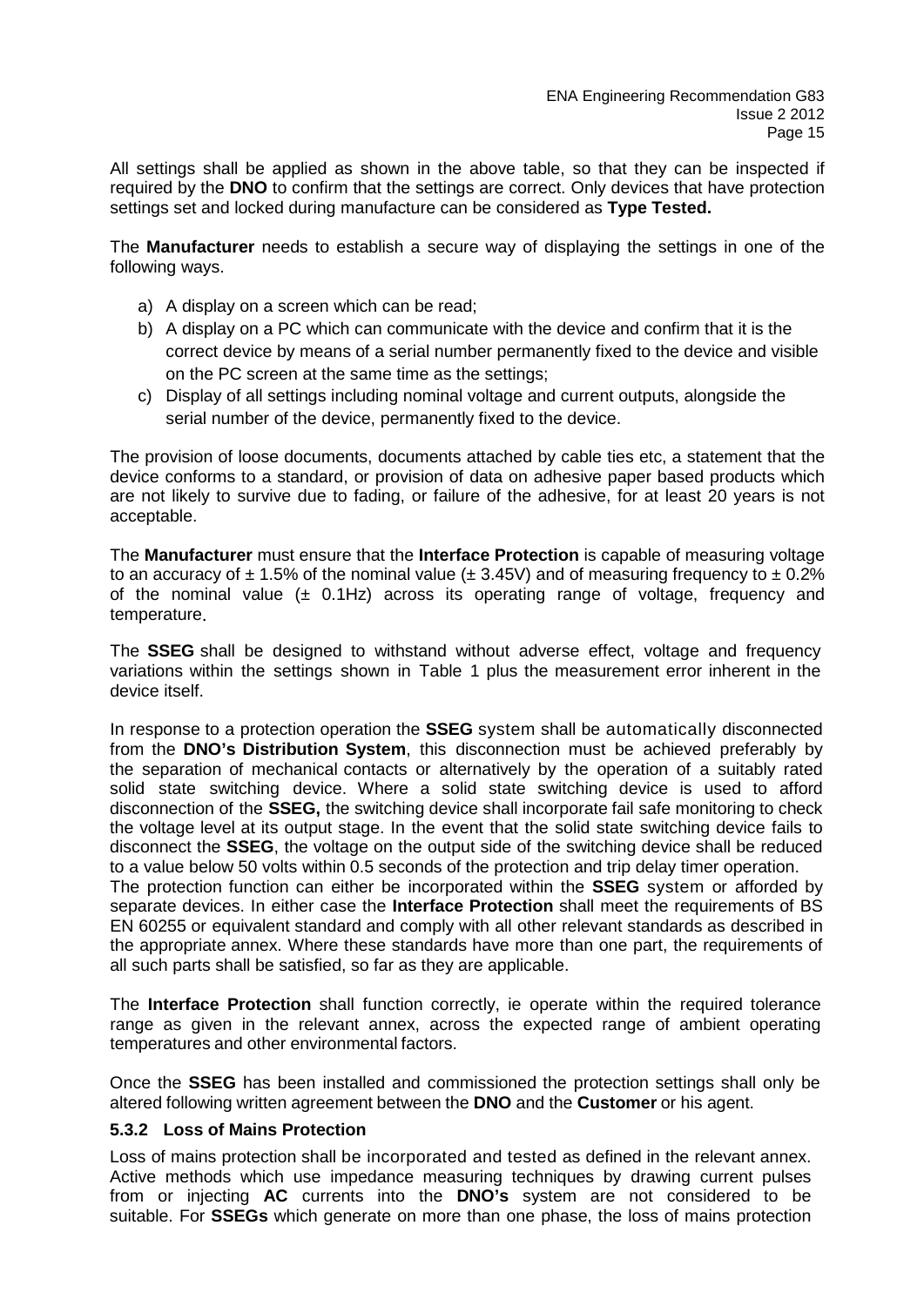All settings shall be applied as shown in the above table, so that they can be inspected if required by the **DNO** to confirm that the settings are correct. Only devices that have protection settings set and locked during manufacture can be considered as **Type Tested.**

The **Manufacturer** needs to establish a secure way of displaying the settings in one of the following ways.

a) A display on a screen which can be read;
b) A display on a PC which can communicate with the device and confirm that it is the correct device by means of a serial number permanently fixed to the device and visible on the PC screen at the same time as the settings;
c) Display of all settings including nominal voltage and current outputs, alongside the serial number of the device, permanently fixed to the device.

The provision of loose documents, documents attached by cable ties etc, a statement that the device conforms to a standard, or provision of data on adhesive paper based products which are not likely to survive due to fading, or failure of the adhesive, for at least 20 years is not acceptable.

The **Manufacturer** must ensure that the **Interface Protection** is capable of measuring voltage to an accuracy of ± 1.5% of the nominal value (± 3.45V) and of measuring frequency to ± 0.2% of the nominal value (± 0.1Hz) across its operating range of voltage, frequency and temperature.

The **SSEG** shall be designed to withstand without adverse effect, voltage and frequency variations within the settings shown in Table 1 plus the measurement error inherent in the device itself.

In response to a protection operation the **SSEG** system shall be automatically disconnected from the **DNO's Distribution System**, this disconnection must be achieved preferably by the separation of mechanical contacts or alternatively by the operation of a suitably rated solid state switching device. Where a solid state switching device is used to afford disconnection of the **SSEG,** the switching device shall incorporate fail safe monitoring to check the voltage level at its output stage. In the event that the solid state switching device fails to disconnect the **SSEG**, the voltage on the output side of the switching device shall be reduced to a value below 50 volts within 0.5 seconds of the protection and trip delay timer operation.
The protection function can either be incorporated within the **SSEG** system or afforded by separate devices. In either case the **Interface Protection** shall meet the requirements of BS EN 60255 or equivalent standard and comply with all other relevant standards as described in the appropriate annex. Where these standards have more than one part, the requirements of all such parts shall be satisfied, so far as they are applicable.

The **Interface Protection** shall function correctly, ie operate within the required tolerance range as given in the relevant annex, across the expected range of ambient operating temperatures and other environmental factors.

Once the **SSEG** has been installed and commissioned the protection settings shall only be altered following written agreement between the **DNO** and the **Customer** or his agent.

### 5.3.2 Loss of Mains Protection

Loss of mains protection shall be incorporated and tested as defined in the relevant annex. Active methods which use impedance measuring techniques by drawing current pulses from or injecting **AC** currents into the **DNO's** system are not considered to be suitable. For **SSEGs** which generate on more than one phase, the loss of mains protection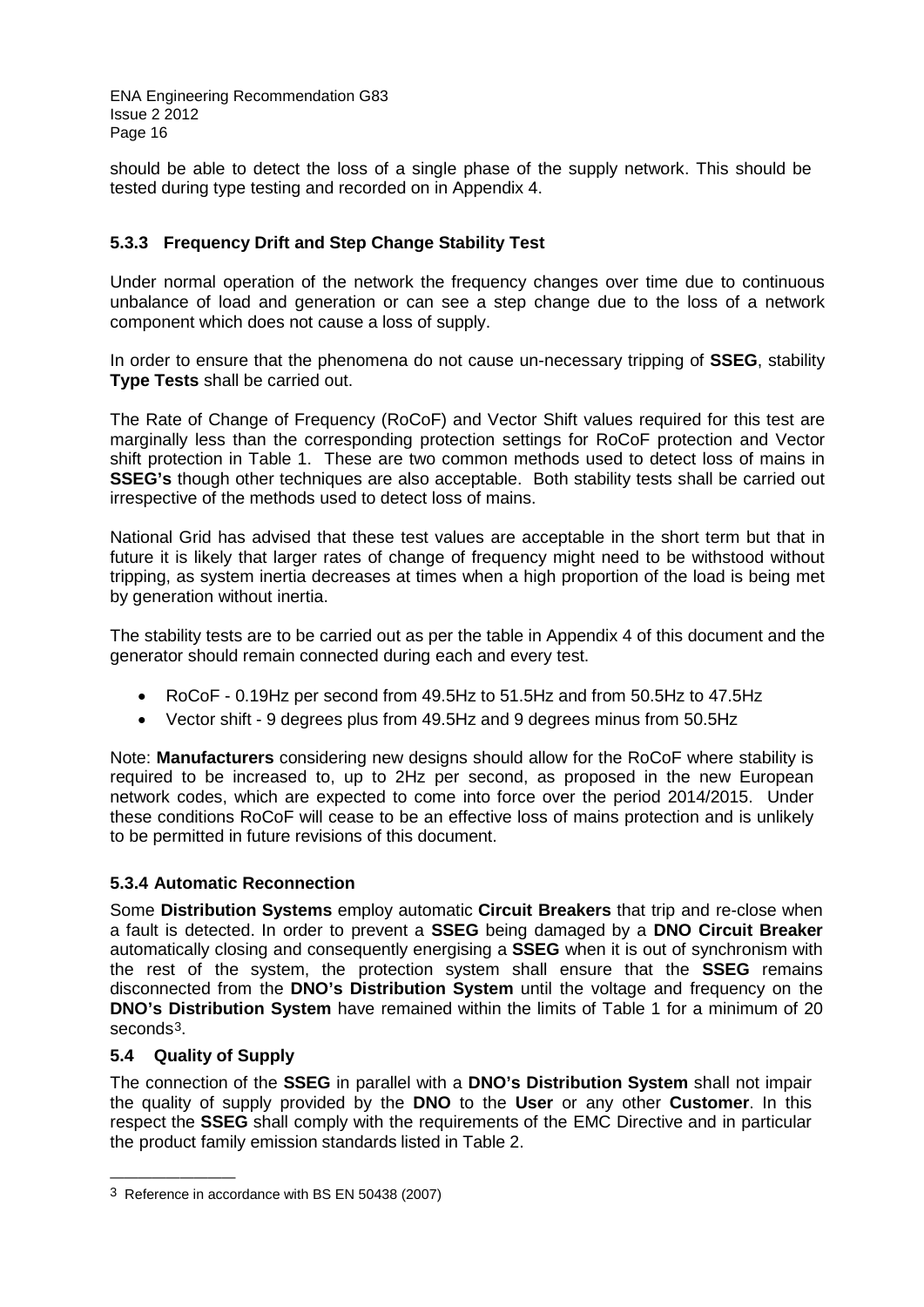should be able to detect the loss of a single phase of the supply network. This should be tested during type testing and recorded on in Appendix 4.

### 5.3.3 Frequency Drift and Step Change Stability Test

Under normal operation of the network the frequency changes over time due to continuous unbalance of load and generation or can see a step change due to the loss of a network component which does not cause a loss of supply.

In order to ensure that the phenomena do not cause un-necessary tripping of **SSEG**, stability **Type Tests** shall be carried out.

The Rate of Change of Frequency (RoCoF) and Vector Shift values required for this test are marginally less than the corresponding protection settings for RoCoF protection and Vector shift protection in Table 1. These are two common methods used to detect loss of mains in **SSEG's** though other techniques are also acceptable. Both stability tests shall be carried out irrespective of the methods used to detect loss of mains.

National Grid has advised that these test values are acceptable in the short term but that in future it is likely that larger rates of change of frequency might need to be withstood without tripping, as system inertia decreases at times when a high proportion of the load is being met by generation without inertia.

The stability tests are to be carried out as per the table in Appendix 4 of this document and the generator should remain connected during each and every test.

- RoCoF - 0.19Hz per second from 49.5Hz to 51.5Hz and from 50.5Hz to 47.5Hz
- Vector shift - 9 degrees plus from 49.5Hz and 9 degrees minus from 50.5Hz

Note: **Manufacturers** considering new designs should allow for the RoCoF where stability is required to be increased to, up to 2Hz per second, as proposed in the new European network codes, which are expected to come into force over the period 2014/2015. Under these conditions RoCoF will cease to be an effective loss of mains protection and is unlikely to be permitted in future revisions of this document.

### 5.3.4 Automatic Reconnection

Some **Distribution Systems** employ automatic **Circuit Breakers** that trip and re-close when a fault is detected. In order to prevent a **SSEG** being damaged by a **DNO Circuit Breaker** automatically closing and consequently energising a **SSEG** when it is out of synchronism with the rest of the system, the protection system shall ensure that the **SSEG** remains disconnected from the **DNO's Distribution System** until the voltage and frequency on the **DNO's Distribution System** have remained within the limits of Table 1 for a minimum of 20 seconds[3].

## 5.4 Quality of Supply

The connection of the **SSEG** in parallel with a **DNO's Distribution System** shall not impair the quality of supply provided by the **DNO** to the **User** or any other **Customer**. In this respect the **SSEG** shall comply with the requirements of the EMC Directive and in particular the product family emission standards listed in Table 2.

---

[3] Reference in accordance with BS EN 50438 (2007)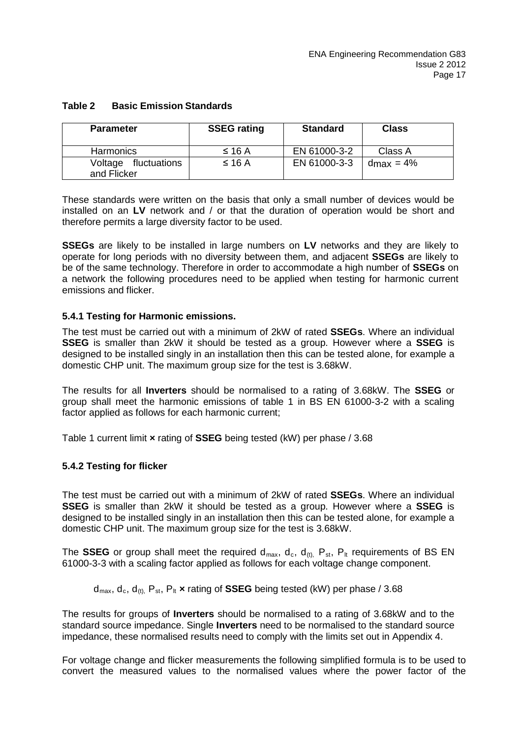**Table 2 Basic Emission Standards**

| Parameter | SSEG rating | Standard | Class |
|---|---|---|---|
| Harmonics | ≤ 16 A | EN 61000-3-2 | Class A |
| Voltage fluctuations and Flicker | ≤ 16 A | EN 61000-3-3 | $d_{max}$ = 4% |

These standards were written on the basis that only a small number of devices would be installed on an **LV** network and / or that the duration of operation would be short and therefore permits a large diversity factor to be used.

**SSEGs** are likely to be installed in large numbers on **LV** networks and they are likely to operate for long periods with no diversity between them, and adjacent **SSEGs** are likely to be of the same technology. Therefore in order to accommodate a high number of **SSEGs** on a network the following procedures need to be applied when testing for harmonic current emissions and flicker.

### 5.4.1 Testing for Harmonic emissions.

The test must be carried out with a minimum of 2kW of rated **SSEGs**. Where an individual **SSEG** is smaller than 2kW it should be tested as a group. However where a **SSEG** is designed to be installed singly in an installation then this can be tested alone, for example a domestic CHP unit. The maximum group size for the test is 3.68kW.

The results for all **Inverters** should be normalised to a rating of 3.68kW. The **SSEG** or group shall meet the harmonic emissions of table 1 in BS EN 61000-3-2 with a scaling factor applied as follows for each harmonic current;

Table 1 current limit **×** rating of **SSEG** being tested (kW) per phase / 3.68

### 5.4.2 Testing for flicker

The test must be carried out with a minimum of 2kW of rated **SSEGs**. Where an individual **SSEG** is smaller than 2kW it should be tested as a group. However where a **SSEG** is designed to be installed singly in an installation then this can be tested alone, for example a domestic CHP unit. The maximum group size for the test is 3.68kW.

The **SSEG** or group shall meet the required $d_{max}$, $d_c$, $d_{(t)}$, $P_{st}$, $P_{lt}$ requirements of BS EN 61000-3-3 with a scaling factor applied as follows for each voltage change component.

$d_{max}$, $d_c$, $d_{(t)}$, $P_{st}$, $P_{lt}$ **×** rating of **SSEG** being tested (kW) per phase / 3.68

The results for groups of **Inverters** should be normalised to a rating of 3.68kW and to the standard source impedance. Single **Inverters** need to be normalised to the standard source impedance, these normalised results need to comply with the limits set out in Appendix 4.

For voltage change and flicker measurements the following simplified formula is to be used to convert the measured values to the normalised values where the power factor of the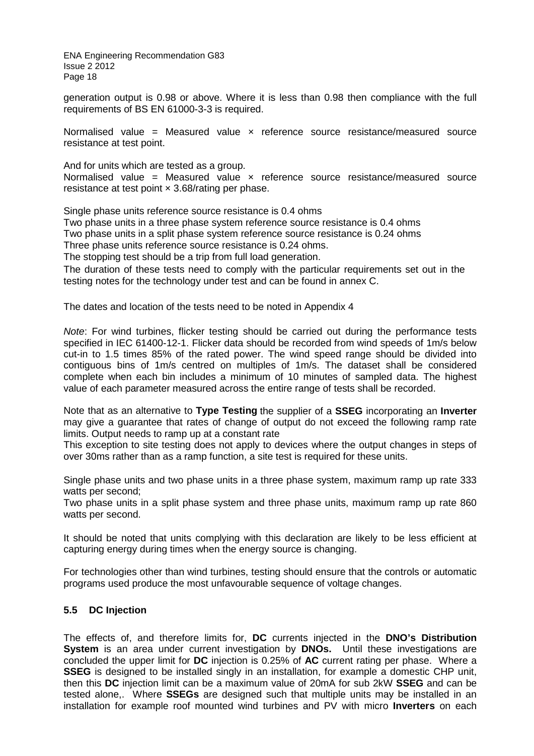generation output is 0.98 or above. Where it is less than 0.98 then compliance with the full requirements of BS EN 61000-3-3 is required.

Normalised value = Measured value × reference source resistance/measured source resistance at test point.

And for units which are tested as a group.
Normalised value = Measured value × reference source resistance/measured source resistance at test point × 3.68/rating per phase.

Single phase units reference source resistance is 0.4 ohms
Two phase units in a three phase system reference source resistance is 0.4 ohms
Two phase units in a split phase system reference source resistance is 0.24 ohms
Three phase units reference source resistance is 0.24 ohms.
The stopping test should be a trip from full load generation.
The duration of these tests need to comply with the particular requirements set out in the testing notes for the technology under test and can be found in annex C.

The dates and location of the tests need to be noted in Appendix 4

*Note*: For wind turbines, flicker testing should be carried out during the performance tests specified in IEC 61400-12-1. Flicker data should be recorded from wind speeds of 1m/s below cut-in to 1.5 times 85% of the rated power. The wind speed range should be divided into contiguous bins of 1m/s centred on multiples of 1m/s. The dataset shall be considered complete when each bin includes a minimum of 10 minutes of sampled data. The highest value of each parameter measured across the entire range of tests shall be recorded.

Note that as an alternative to **Type Testing** the supplier of a **SSEG** incorporating an **Inverter** may give a guarantee that rates of change of output do not exceed the following ramp rate limits. Output needs to ramp up at a constant rate
This exception to site testing does not apply to devices where the output changes in steps of over 30ms rather than as a ramp function, a site test is required for these units.

Single phase units and two phase units in a three phase system, maximum ramp up rate 333 watts per second;
Two phase units in a split phase system and three phase units, maximum ramp up rate 860 watts per second.

It should be noted that units complying with this declaration are likely to be less efficient at capturing energy during times when the energy source is changing.

For technologies other than wind turbines, testing should ensure that the controls or automatic programs used produce the most unfavourable sequence of voltage changes.

### 5.5 DC Injection

The effects of, and therefore limits for, **DC** currents injected in the **DNO's Distribution System** is an area under current investigation by **DNOs.** Until these investigations are concluded the upper limit for **DC** injection is 0.25% of **AC** current rating per phase. Where a **SSEG** is designed to be installed singly in an installation, for example a domestic CHP unit, then this **DC** injection limit can be a maximum value of 20mA for sub 2kW **SSEG** and can be tested alone,. Where **SSEGs** are designed such that multiple units may be installed in an installation for example roof mounted wind turbines and PV with micro **Inverters** on each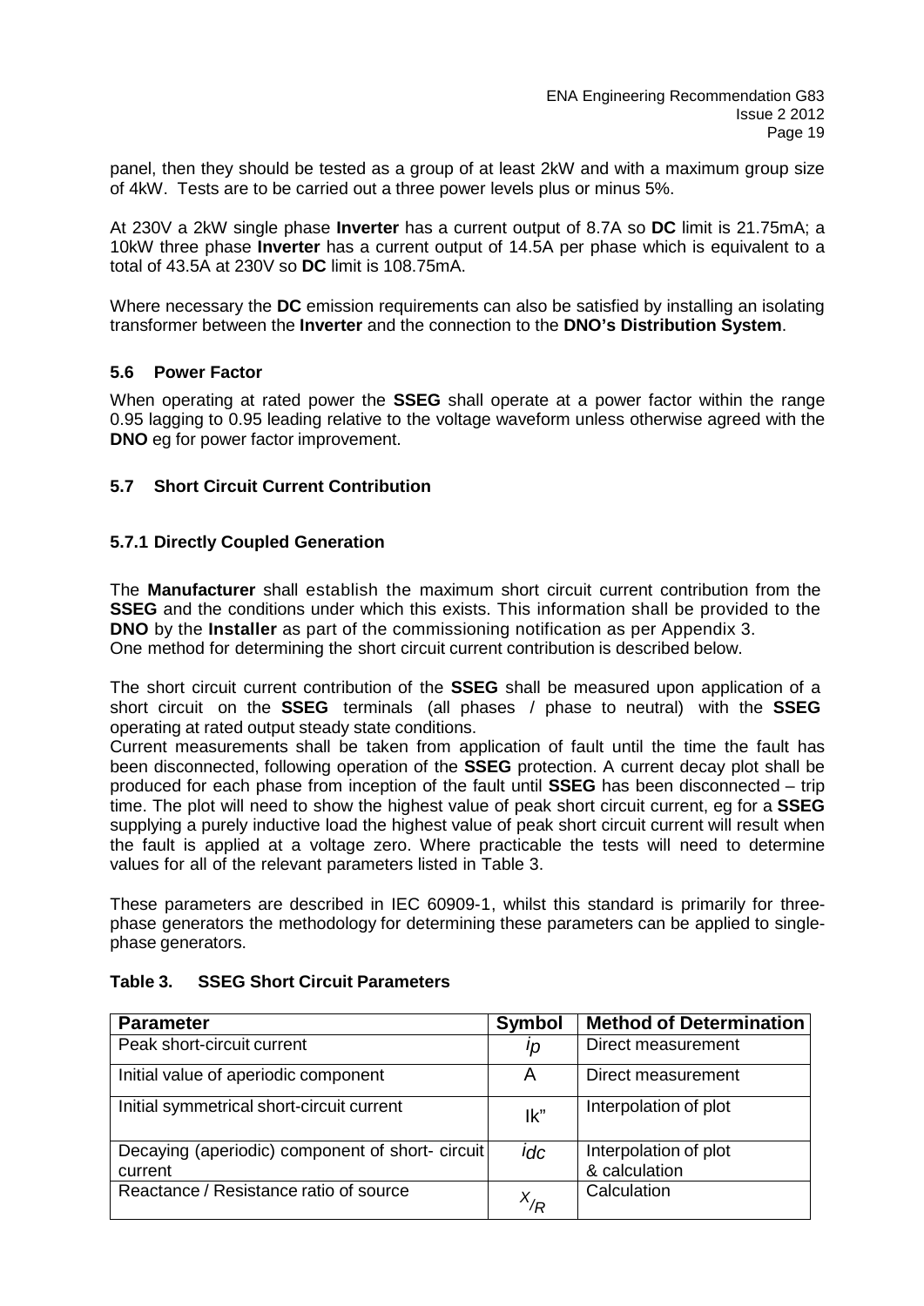panel, then they should be tested as a group of at least 2kW and with a maximum group size of 4kW. Tests are to be carried out a three power levels plus or minus 5%.

At 230V a 2kW single phase **Inverter** has a current output of 8.7A so **DC** limit is 21.75mA; a 10kW three phase **Inverter** has a current output of 14.5A per phase which is equivalent to a total of 43.5A at 230V so **DC** limit is 108.75mA.

Where necessary the **DC** emission requirements can also be satisfied by installing an isolating transformer between the **Inverter** and the connection to the **DNO's Distribution System**.

### 5.6 Power Factor

When operating at rated power the **SSEG** shall operate at a power factor within the range 0.95 lagging to 0.95 leading relative to the voltage waveform unless otherwise agreed with the **DNO** eg for power factor improvement.

### 5.7 Short Circuit Current Contribution

#### 5.7.1 Directly Coupled Generation

The **Manufacturer** shall establish the maximum short circuit current contribution from the **SSEG** and the conditions under which this exists. This information shall be provided to the **DNO** by the **Installer** as part of the commissioning notification as per Appendix 3.
One method for determining the short circuit current contribution is described below.

The short circuit current contribution of the **SSEG** shall be measured upon application of a short circuit on the **SSEG** terminals (all phases / phase to neutral) with the **SSEG** operating at rated output steady state conditions.
Current measurements shall be taken from application of fault until the time the fault has been disconnected, following operation of the **SSEG** protection. A current decay plot shall be produced for each phase from inception of the fault until **SSEG** has been disconnected – trip time. The plot will need to show the highest value of peak short circuit current, eg for a **SSEG** supplying a purely inductive load the highest value of peak short circuit current will result when the fault is applied at a voltage zero. Where practicable the tests will need to determine values for all of the relevant parameters listed in Table 3.

These parameters are described in IEC 60909-1, whilst this standard is primarily for three-phase generators the methodology for determining these parameters can be applied to single-phase generators.

**Table 3. SSEG Short Circuit Parameters**

| Parameter | Symbol | Method of Determination |
|---|---|---|
| Peak short-circuit current | $i_p$ | Direct measurement |
| Initial value of aperiodic component | A | Direct measurement |
| Initial symmetrical short-circuit current | Ik" | Interpolation of plot |
| Decaying (aperiodic) component of short- circuit current | $i_{dc}$ | Interpolation of plot & calculation |
| Reactance / Resistance ratio of source | $X/_R$ | Calculation |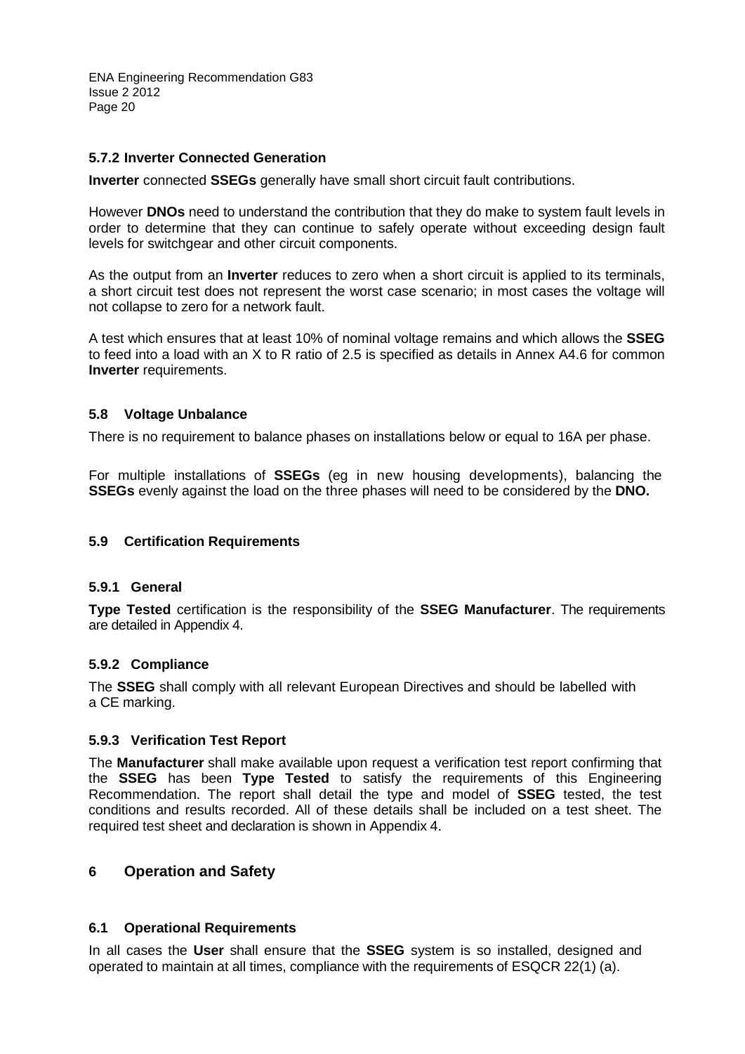### 5.7.2 Inverter Connected Generation

**Inverter** connected **SSEGs** generally have small short circuit fault contributions.

However **DNOs** need to understand the contribution that they do make to system fault levels in order to determine that they can continue to safely operate without exceeding design fault levels for switchgear and other circuit components.

As the output from an **Inverter** reduces to zero when a short circuit is applied to its terminals, a short circuit test does not represent the worst case scenario; in most cases the voltage will not collapse to zero for a network fault.

A test which ensures that at least 10% of nominal voltage remains and which allows the **SSEG** to feed into a load with an X to R ratio of 2.5 is specified as details in Annex A4.6 for common **Inverter** requirements.

### 5.8 Voltage Unbalance

There is no requirement to balance phases on installations below or equal to 16A per phase.

For multiple installations of **SSEGs** (eg in new housing developments), balancing the **SSEGs** evenly against the load on the three phases will need to be considered by the **DNO.**

### 5.9 Certification Requirements

#### 5.9.1 General

**Type Tested** certification is the responsibility of the **SSEG Manufacturer**. The requirements are detailed in Appendix 4.

#### 5.9.2 Compliance

The **SSEG** shall comply with all relevant European Directives and should be labelled with a CE marking.

#### 5.9.3 Verification Test Report

The **Manufacturer** shall make available upon request a verification test report confirming that the **SSEG** has been **Type Tested** to satisfy the requirements of this Engineering Recommendation. The report shall detail the type and model of **SSEG** tested, the test conditions and results recorded. All of these details shall be included on a test sheet. The required test sheet and declaration is shown in Appendix 4.

## 6 Operation and Safety

### 6.1 Operational Requirements

In all cases the **User** shall ensure that the **SSEG** system is so installed, designed and operated to maintain at all times, compliance with the requirements of ESQCR 22(1) (a).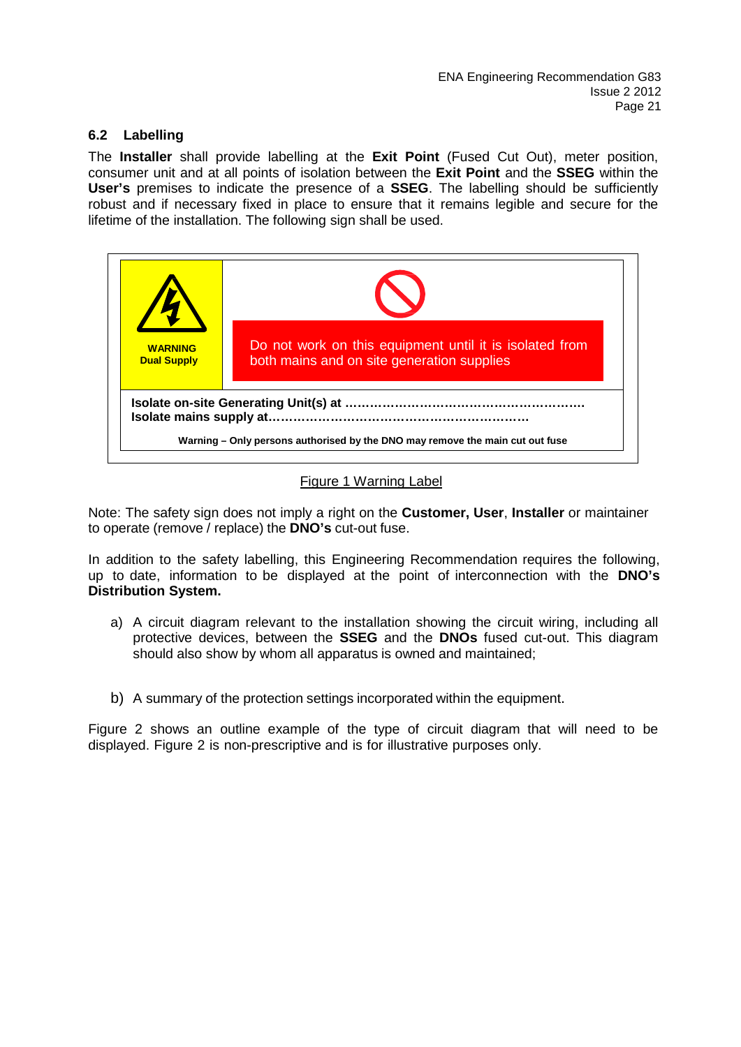## 6.2 Labelling

The **Installer** shall provide labelling at the **Exit Point** (Fused Cut Out), meter position, consumer unit and at all points of isolation between the **Exit Point** and the **SSEG** within the **User's** premises to indicate the presence of a **SSEG**. The labelling should be sufficiently robust and if necessary fixed in place to ensure that it remains legible and secure for the lifetime of the installation. The following sign shall be used.

| **WARNING**<br>**Dual Supply** | Do not work on this equipment until it is isolated from both mains and on site generation supplies |
|---|---|
| **Isolate on-site Generating Unit(s) at ……………………………………………….**<br>**Isolate mains supply at…………………………………………………….** | |
| **Warning – Only persons authorised by the DNO may remove the main cut out fuse** | |

Figure 1 Warning Label

Note: The safety sign does not imply a right on the **Customer, User**, **Installer** or maintainer to operate (remove / replace) the **DNO's** cut-out fuse.

In addition to the safety labelling, this Engineering Recommendation requires the following, up to date, information to be displayed at the point of interconnection with the **DNO's Distribution System.**

a) A circuit diagram relevant to the installation showing the circuit wiring, including all protective devices, between the **SSEG** and the **DNOs** fused cut-out. This diagram should also show by whom all apparatus is owned and maintained;

b) A summary of the protection settings incorporated within the equipment.

Figure 2 shows an outline example of the type of circuit diagram that will need to be displayed. Figure 2 is non-prescriptive and is for illustrative purposes only.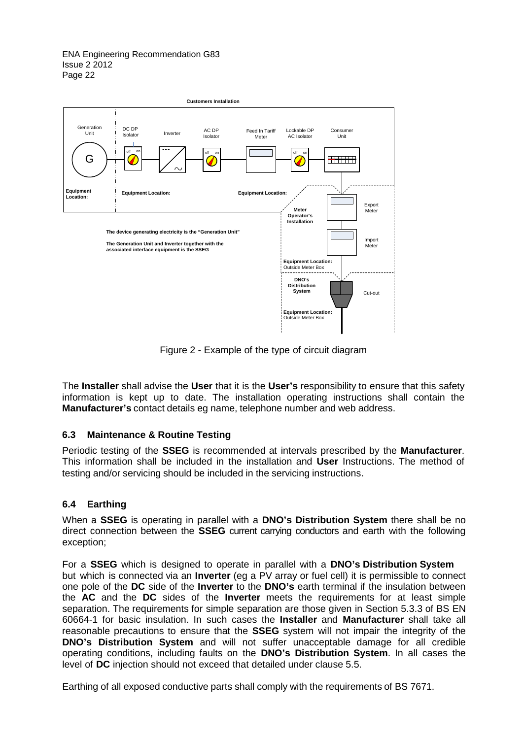Customers Installation

Generation Unit | DC DP Isolator | Inverter | AC DP Isolator | Feed In Tariff Meter | Lockable DP AC Isolator | Consumer Unit

Equipment Location: | Equipment Location: | Equipment Location:

Meter Operator's Installation — Export Meter, Import Meter

Equipment Location: Outside Meter Box

DNO's Distribution System — Cut-out

Equipment Location: Outside Meter Box

The device generating electricity is the "Generation Unit"

The Generation Unit and Inverter together with the associated interface equipment is the SSEG

Figure 2 - Example of the type of circuit diagram

The **Installer** shall advise the **User** that it is the **User's** responsibility to ensure that this safety information is kept up to date. The installation operating instructions shall contain the **Manufacturer's** contact details eg name, telephone number and web address.

## 6.3 Maintenance & Routine Testing

Periodic testing of the **SSEG** is recommended at intervals prescribed by the **Manufacturer**. This information shall be included in the installation and **User** Instructions. The method of testing and/or servicing should be included in the servicing instructions.

## 6.4 Earthing

When a **SSEG** is operating in parallel with a **DNO's Distribution System** there shall be no direct connection between the **SSEG** current carrying conductors and earth with the following exception;

For a **SSEG** which is designed to operate in parallel with a **DNO's Distribution System** but which is connected via an **Inverter** (eg a PV array or fuel cell) it is permissible to connect one pole of the **DC** side of the **Inverter** to the **DNO's** earth terminal if the insulation between the **AC** and the **DC** sides of the **Inverter** meets the requirements for at least simple separation. The requirements for simple separation are those given in Section 5.3.3 of BS EN 60664-1 for basic insulation. In such cases the **Installer** and **Manufacturer** shall take all reasonable precautions to ensure that the **SSEG** system will not impair the integrity of the **DNO's Distribution System** and will not suffer unacceptable damage for all credible operating conditions, including faults on the **DNO's Distribution System**. In all cases the level of **DC** injection should not exceed that detailed under clause 5.5.

Earthing of all exposed conductive parts shall comply with the requirements of BS 7671.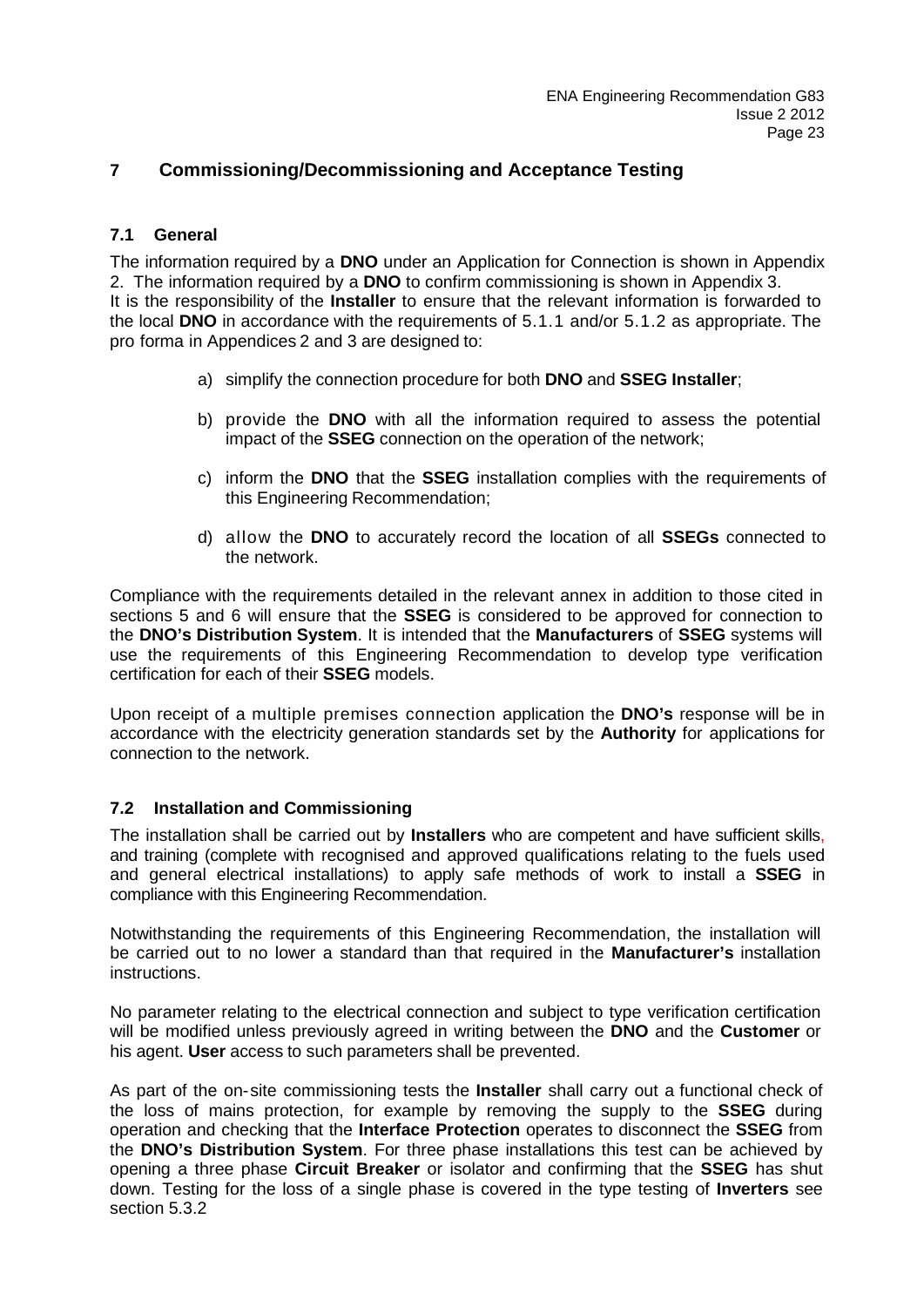## 7 Commissioning/Decommissioning and Acceptance Testing

### 7.1 General

The information required by a **DNO** under an Application for Connection is shown in Appendix 2. The information required by a **DNO** to confirm commissioning is shown in Appendix 3. It is the responsibility of the **Installer** to ensure that the relevant information is forwarded to the local **DNO** in accordance with the requirements of 5.1.1 and/or 5.1.2 as appropriate. The pro forma in Appendices 2 and 3 are designed to:

a) simplify the connection procedure for both **DNO** and **SSEG Installer**;

b) provide the **DNO** with all the information required to assess the potential impact of the **SSEG** connection on the operation of the network;

c) inform the **DNO** that the **SSEG** installation complies with the requirements of this Engineering Recommendation;

d) allow the **DNO** to accurately record the location of all **SSEGs** connected to the network.

Compliance with the requirements detailed in the relevant annex in addition to those cited in sections 5 and 6 will ensure that the **SSEG** is considered to be approved for connection to the **DNO's Distribution System**. It is intended that the **Manufacturers** of **SSEG** systems will use the requirements of this Engineering Recommendation to develop type verification certification for each of their **SSEG** models.

Upon receipt of a multiple premises connection application the **DNO's** response will be in accordance with the electricity generation standards set by the **Authority** for applications for connection to the network.

### 7.2 Installation and Commissioning

The installation shall be carried out by **Installers** who are competent and have sufficient skills, and training (complete with recognised and approved qualifications relating to the fuels used and general electrical installations) to apply safe methods of work to install a **SSEG** in compliance with this Engineering Recommendation.

Notwithstanding the requirements of this Engineering Recommendation, the installation will be carried out to no lower a standard than that required in the **Manufacturer's** installation instructions.

No parameter relating to the electrical connection and subject to type verification certification will be modified unless previously agreed in writing between the **DNO** and the **Customer** or his agent. **User** access to such parameters shall be prevented.

As part of the on-site commissioning tests the **Installer** shall carry out a functional check of the loss of mains protection, for example by removing the supply to the **SSEG** during operation and checking that the **Interface Protection** operates to disconnect the **SSEG** from the **DNO's Distribution System**. For three phase installations this test can be achieved by opening a three phase **Circuit Breaker** or isolator and confirming that the **SSEG** has shut down. Testing for the loss of a single phase is covered in the type testing of **Inverters** see section 5.3.2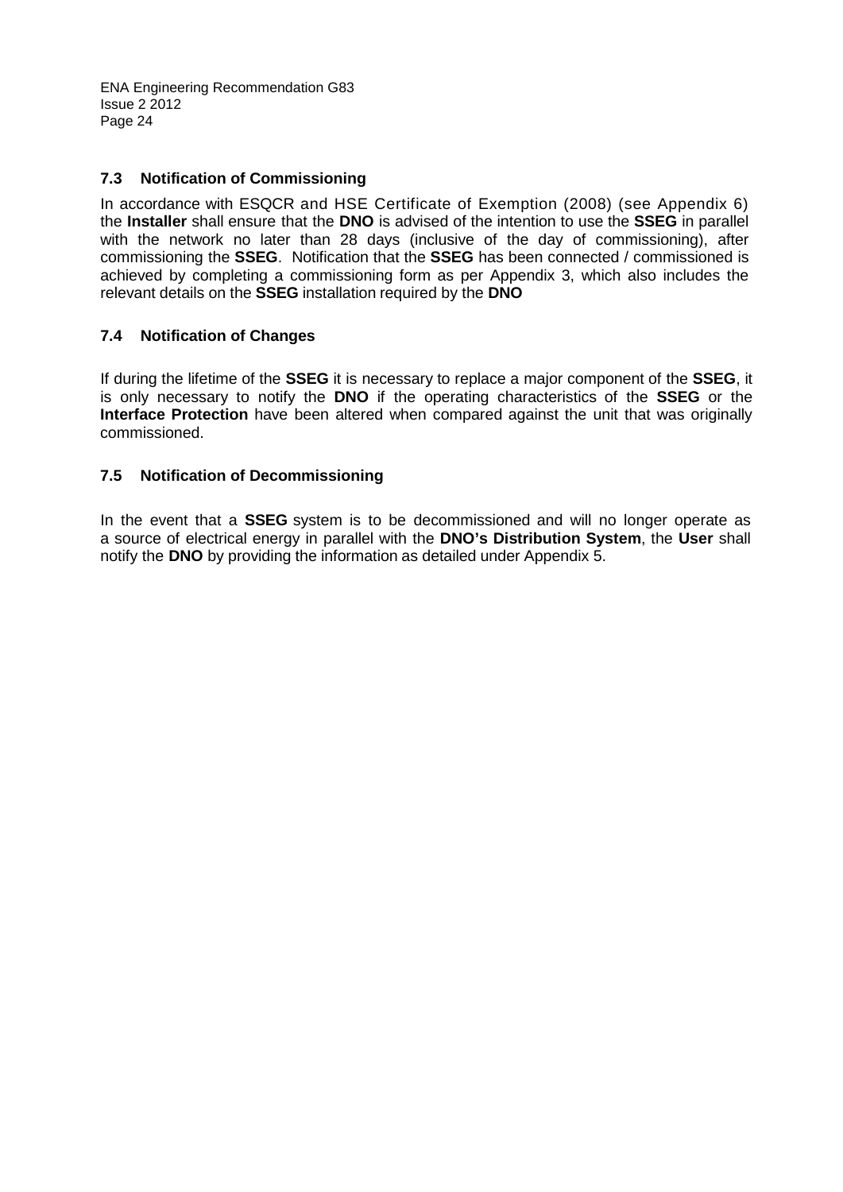### 7.3 Notification of Commissioning

In accordance with ESQCR and HSE Certificate of Exemption (2008) (see Appendix 6) the **Installer** shall ensure that the **DNO** is advised of the intention to use the **SSEG** in parallel with the network no later than 28 days (inclusive of the day of commissioning), after commissioning the **SSEG**. Notification that the **SSEG** has been connected / commissioned is achieved by completing a commissioning form as per Appendix 3, which also includes the relevant details on the **SSEG** installation required by the **DNO**

### 7.4 Notification of Changes

If during the lifetime of the **SSEG** it is necessary to replace a major component of the **SSEG**, it is only necessary to notify the **DNO** if the operating characteristics of the **SSEG** or the **Interface Protection** have been altered when compared against the unit that was originally commissioned.

### 7.5 Notification of Decommissioning

In the event that a **SSEG** system is to be decommissioned and will no longer operate as a source of electrical energy in parallel with the **DNO's Distribution System**, the **User** shall notify the **DNO** by providing the information as detailed under Appendix 5.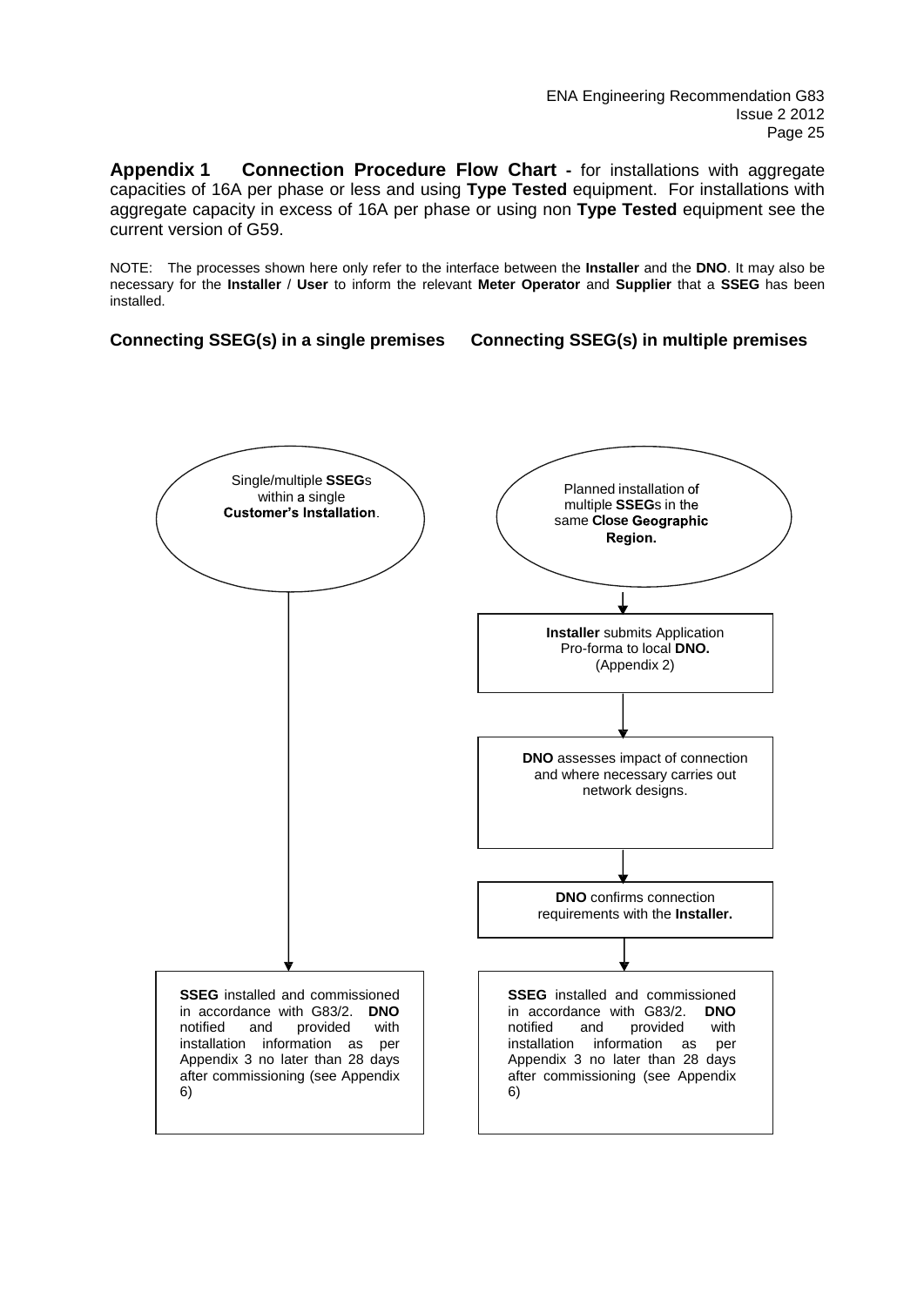**Appendix 1 Connection Procedure Flow Chart -** for installations with aggregate capacities of 16A per phase or less and using **Type Tested** equipment. For installations with aggregate capacity in excess of 16A per phase or using non **Type Tested** equipment see the current version of G59.

NOTE: The processes shown here only refer to the interface between the **Installer** and the **DNO**. It may also be necessary for the **Installer** / **User** to inform the relevant **Meter Operator** and **Supplier** that a **SSEG** has been installed.

**Connecting SSEG(s) in a single premises**

Single/multiple **SSEG**s within a single **Customer's Installation**.

↓

**SSEG** installed and commissioned in accordance with G83/2. **DNO** notified and provided with installation information as per Appendix 3 no later than 28 days after commissioning (see Appendix 6)

**Connecting SSEG(s) in multiple premises**

Planned installation of multiple **SSEG**s in the same **Close Geographic Region.**

↓

**Installer** submits Application Pro-forma to local **DNO.** (Appendix 2)

↓

**DNO** assesses impact of connection and where necessary carries out network designs.

↓

**DNO** confirms connection requirements with the **Installer.**

↓

**SSEG** installed and commissioned in accordance with G83/2. **DNO** notified and provided with installation information as per Appendix 3 no later than 28 days after commissioning (see Appendix 6)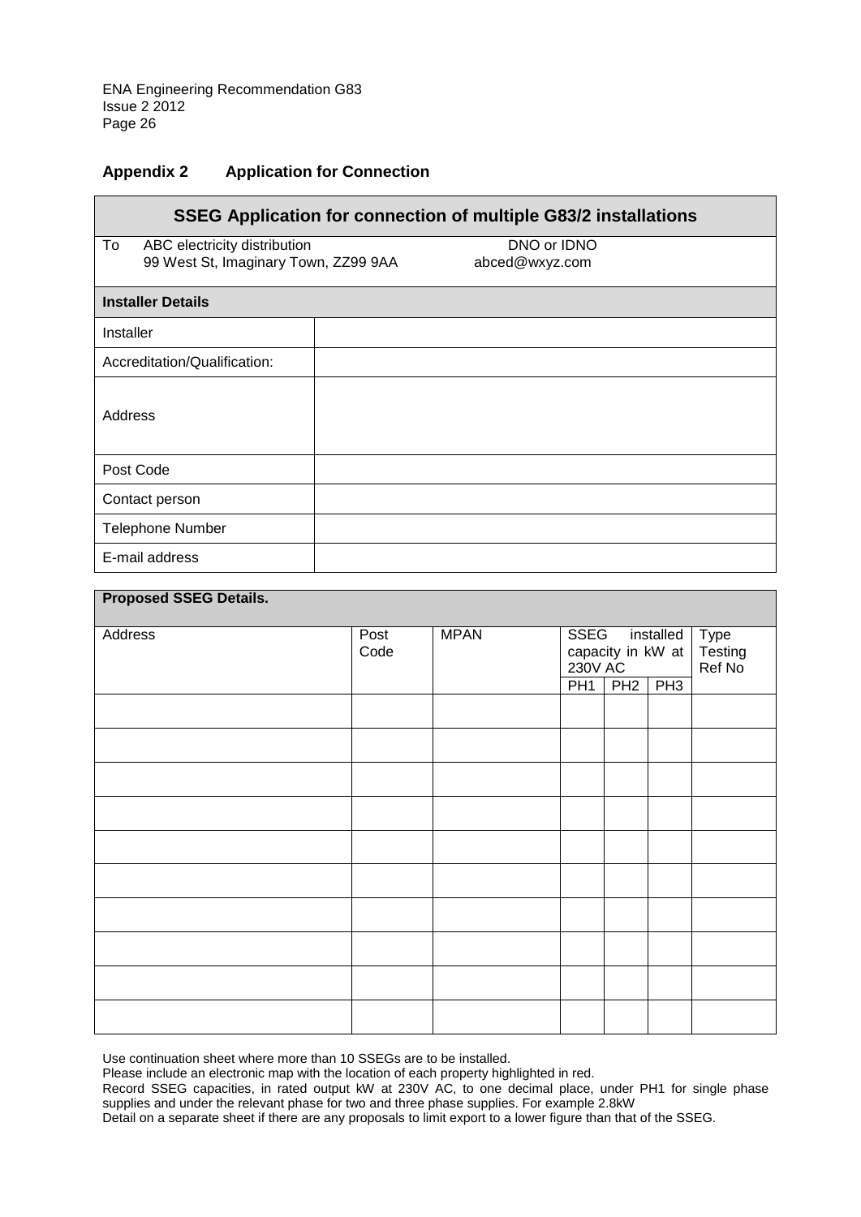## Appendix 2 Application for Connection

| SSEG Application for connection of multiple G83/2 installations | |
|---|---|
| To ABC electricity distribution<br>99 West St, Imaginary Town, ZZ99 9AA | DNO or IDNO<br>abced@wxyz.com |
| **Installer Details** | |
| Installer | |
| Accreditation/Qualification: | |
| Address | |
| Post Code | |
| Contact person | |
| Telephone Number | |
| E-mail address | |

**Proposed SSEG Details.**

| Address | Post Code | MPAN | SSEG installed capacity in kW at 230V AC | | | Type Testing Ref No |
|---|---|---|---|---|---|---|
| | | | PH1 | PH2 | PH3 | |
| | | | | | | |
| | | | | | | |
| | | | | | | |
| | | | | | | |
| | | | | | | |
| | | | | | | |
| | | | | | | |
| | | | | | | |
| | | | | | | |
| | | | | | | |

Use continuation sheet where more than 10 SSEGs are to be installed.

Please include an electronic map with the location of each property highlighted in red.

Record SSEG capacities, in rated output kW at 230V AC, to one decimal place, under PH1 for single phase supplies and under the relevant phase for two and three phase supplies. For example 2.8kW

Detail on a separate sheet if there are any proposals to limit export to a lower figure than that of the SSEG.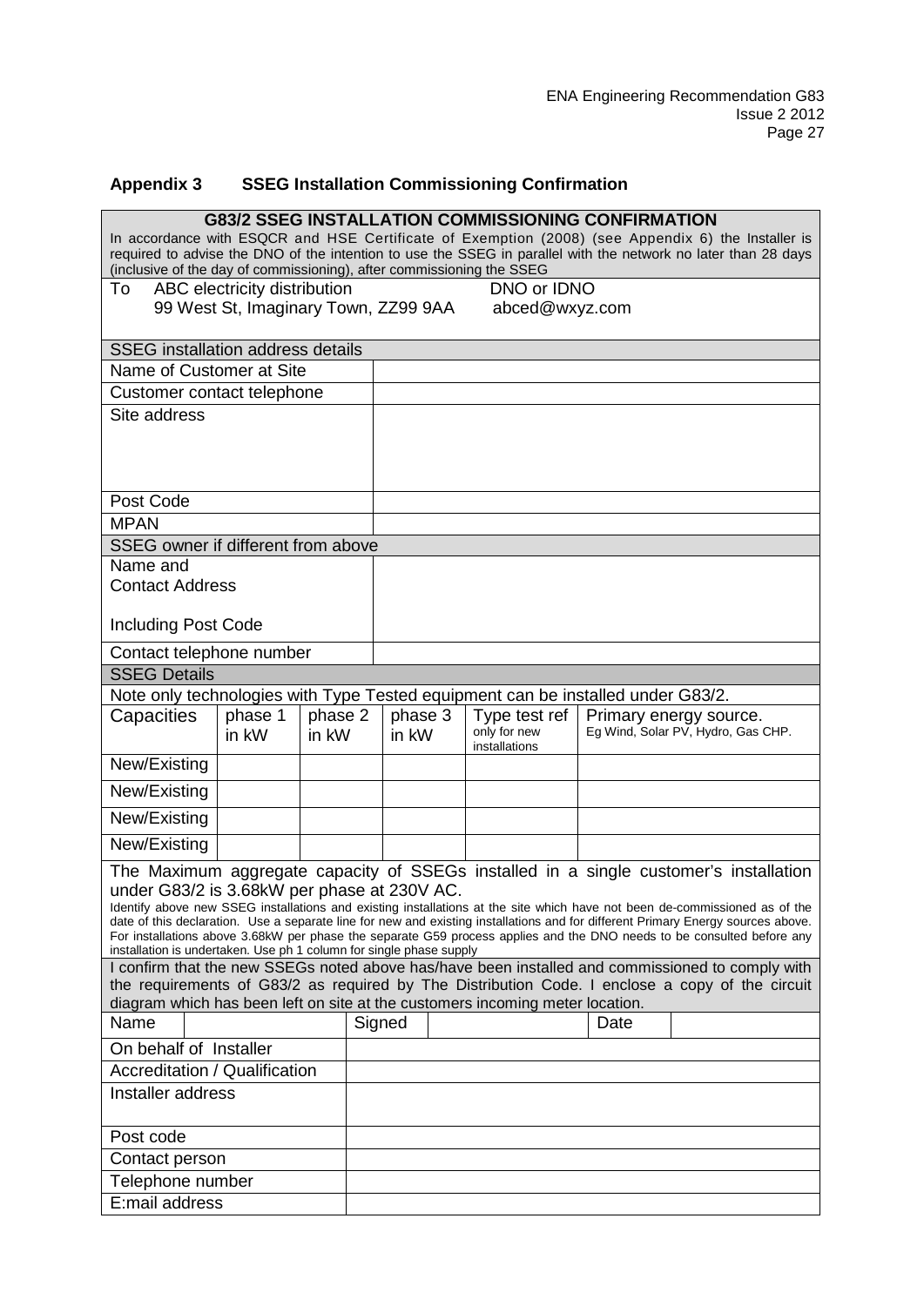## Appendix 3 SSEG Installation Commissioning Confirmation

| **G83/2 SSEG INSTALLATION COMMISSIONING CONFIRMATION** | | | | | | |
|---|---|---|---|---|---|---|
| In accordance with ESQCR and HSE Certificate of Exemption (2008) (see Appendix 6) the Installer is required to advise the DNO of the intention to use the SSEG in parallel with the network no later than 28 days (inclusive of the day of commissioning), after commissioning the SSEG | | | | | | |
| To ABC electricity distribution<br>99 West St, Imaginary Town, ZZ99 9AA | | | | DNO or IDNO<br>abced@wxyz.com | | |
| SSEG installation address details | | | | | | |
| Name of Customer at Site | | | | | | |
| Customer contact telephone | | | | | | |
| Site address | | | | | | |
| Post Code | | | | | | |
| MPAN | | | | | | |
| SSEG owner if different from above | | | | | | |
| Name and Contact Address<br>Including Post Code | | | | | | |
| Contact telephone number | | | | | | |
| SSEG Details | | | | | | |
| Note only technologies with Type Tested equipment can be installed under G83/2. | | | | | | |
| Capacities | phase 1 in kW | phase 2 in kW | phase 3 in kW | Type test ref only for new installations | Primary energy source. Eg Wind, Solar PV, Hydro, Gas CHP. | |
| New/Existing | | | | | | |
| New/Existing | | | | | | |
| New/Existing | | | | | | |
| New/Existing | | | | | | |
| The Maximum aggregate capacity of SSEGs installed in a single customer's installation under G83/2 is 3.68kW per phase at 230V AC.<br>Identify above new SSEG installations and existing installations at the site which have not been de-commissioned as of the date of this declaration. Use a separate line for new and existing installations and for different Primary Energy sources above. For installations above 3.68kW per phase the separate G59 process applies and the DNO needs to be consulted before any installation is undertaken. Use ph 1 column for single phase supply | | | | | | |
| I confirm that the new SSEGs noted above has/have been installed and commissioned to comply with the requirements of G83/2 as required by The Distribution Code. I enclose a copy of the circuit diagram which has been left on site at the customers incoming meter location. | | | | | | |
| Name | | Signed | | | Date | |
| On behalf of Installer | | | | | | |
| Accreditation / Qualification | | | | | | |
| Installer address | | | | | | |
| Post code | | | | | | |
| Contact person | | | | | | |
| Telephone number | | | | | | |
| E:mail address | | | | | | |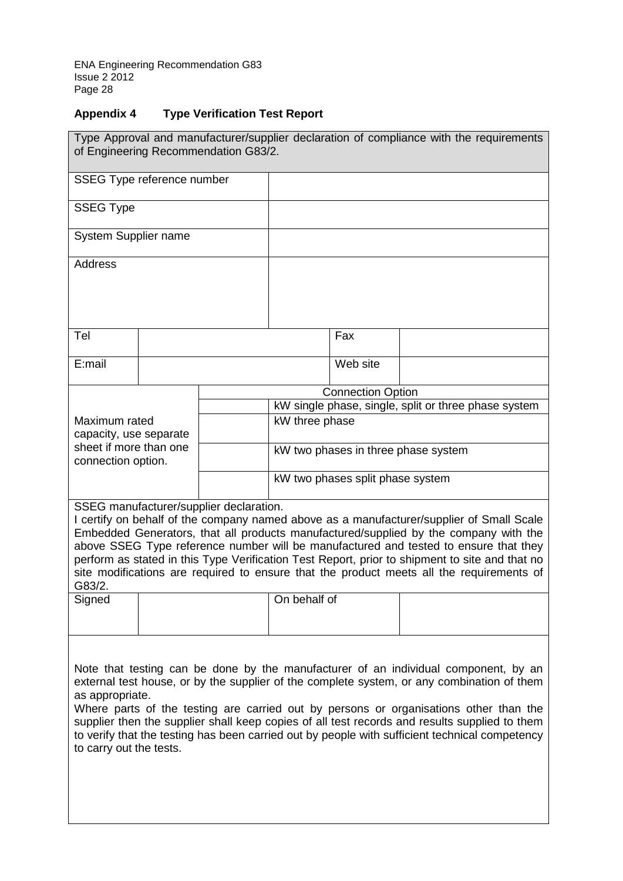## Appendix 4 Type Verification Test Report

| Type Approval and manufacturer/supplier declaration of compliance with the requirements of Engineering Recommendation G83/2. | | | | | |
|---|---|---|---|---|---|
| SSEG Type reference number | | | | | |
| SSEG Type | | | | | |
| System Supplier name | | | | | |
| Address | | | | | |
| Tel | | | | Fax | |
| E:mail | | | | Web site | |
| Maximum rated capacity, use separate sheet if more than one connection option. | | Connection Option | | | |
| | | | kW single phase, single, split or three phase system | | |
| | | | kW three phase | | |
| | | | kW two phases in three phase system | | |
| | | | kW two phases split phase system | | |
| SSEG manufacturer/supplier declaration. I certify on behalf of the company named above as a manufacturer/supplier of Small Scale Embedded Generators, that all products manufactured/supplied by the company with the above SSEG Type reference number will be manufactured and tested to ensure that they perform as stated in this Type Verification Test Report, prior to shipment to site and that no site modifications are required to ensure that the product meets all the requirements of G83/2. | | | | | |
| Signed | | | On behalf of | | |
| Note that testing can be done by the manufacturer of an individual component, by an external test house, or by the supplier of the complete system, or any combination of them as appropriate. Where parts of the testing are carried out by persons or organisations other than the supplier then the supplier shall keep copies of all test records and results supplied to them to verify that the testing has been carried out by people with sufficient technical competency to carry out the tests. | | | | | |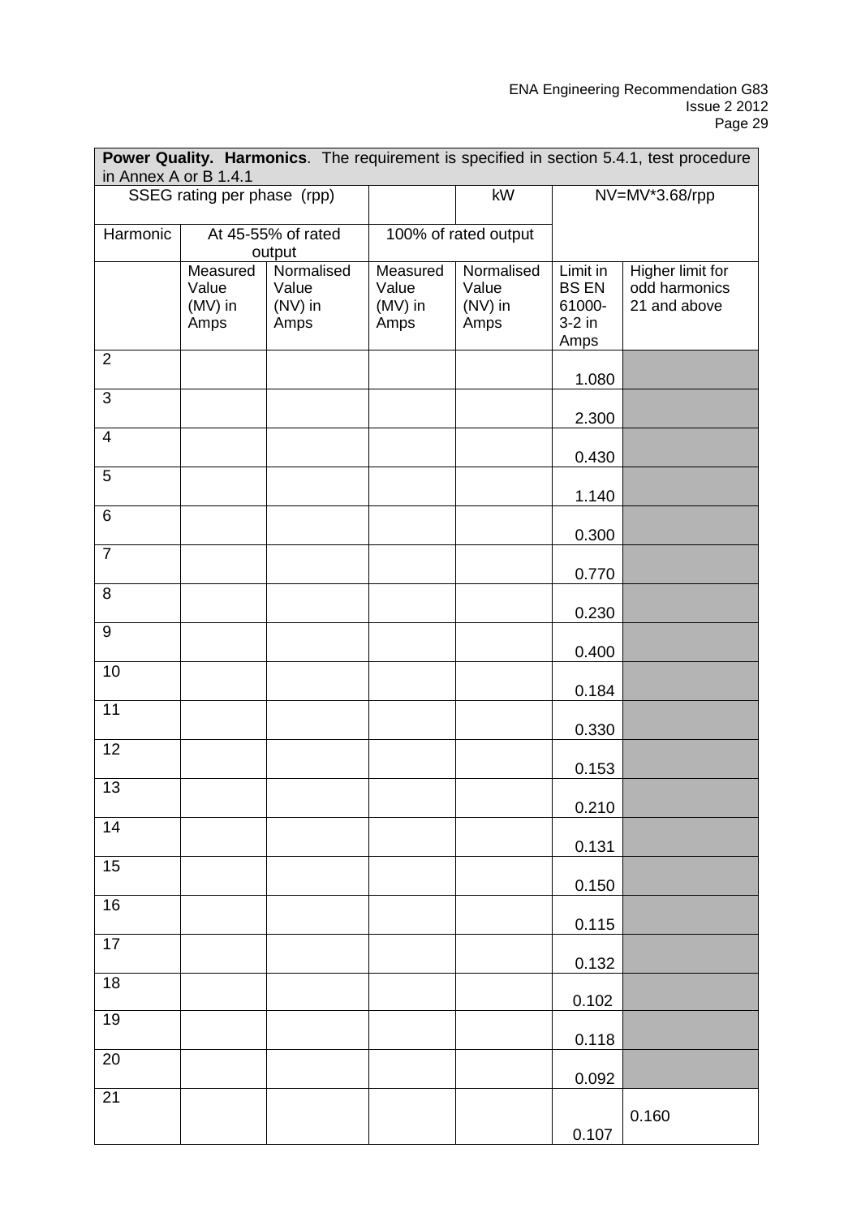| **Power Quality. Harmonics**. The requirement is specified in section 5.4.1, test procedure in Annex A or B 1.4.1 | | | | | | |
|---|---|---|---|---|---|---|
| SSEG rating per phase (rpp) | | | | kW | NV=MV*3.68/rpp | |
| Harmonic | At 45-55% of rated output | | 100% of rated output | | | |
| | Measured Value (MV) in Amps | Normalised Value (NV) in Amps | Measured Value (MV) in Amps | Normalised Value (NV) in Amps | Limit in BS EN 61000-3-2 in Amps | Higher limit for odd harmonics 21 and above |
| 2 | | | | | 1.080 | |
| 3 | | | | | 2.300 | |
| 4 | | | | | 0.430 | |
| 5 | | | | | 1.140 | |
| 6 | | | | | 0.300 | |
| 7 | | | | | 0.770 | |
| 8 | | | | | 0.230 | |
| 9 | | | | | 0.400 | |
| 10 | | | | | 0.184 | |
| 11 | | | | | 0.330 | |
| 12 | | | | | 0.153 | |
| 13 | | | | | 0.210 | |
| 14 | | | | | 0.131 | |
| 15 | | | | | 0.150 | |
| 16 | | | | | 0.115 | |
| 17 | | | | | 0.132 | |
| 18 | | | | | 0.102 | |
| 19 | | | | | 0.118 | |
| 20 | | | | | 0.092 | |
| 21 | | | | | 0.107 | 0.160 |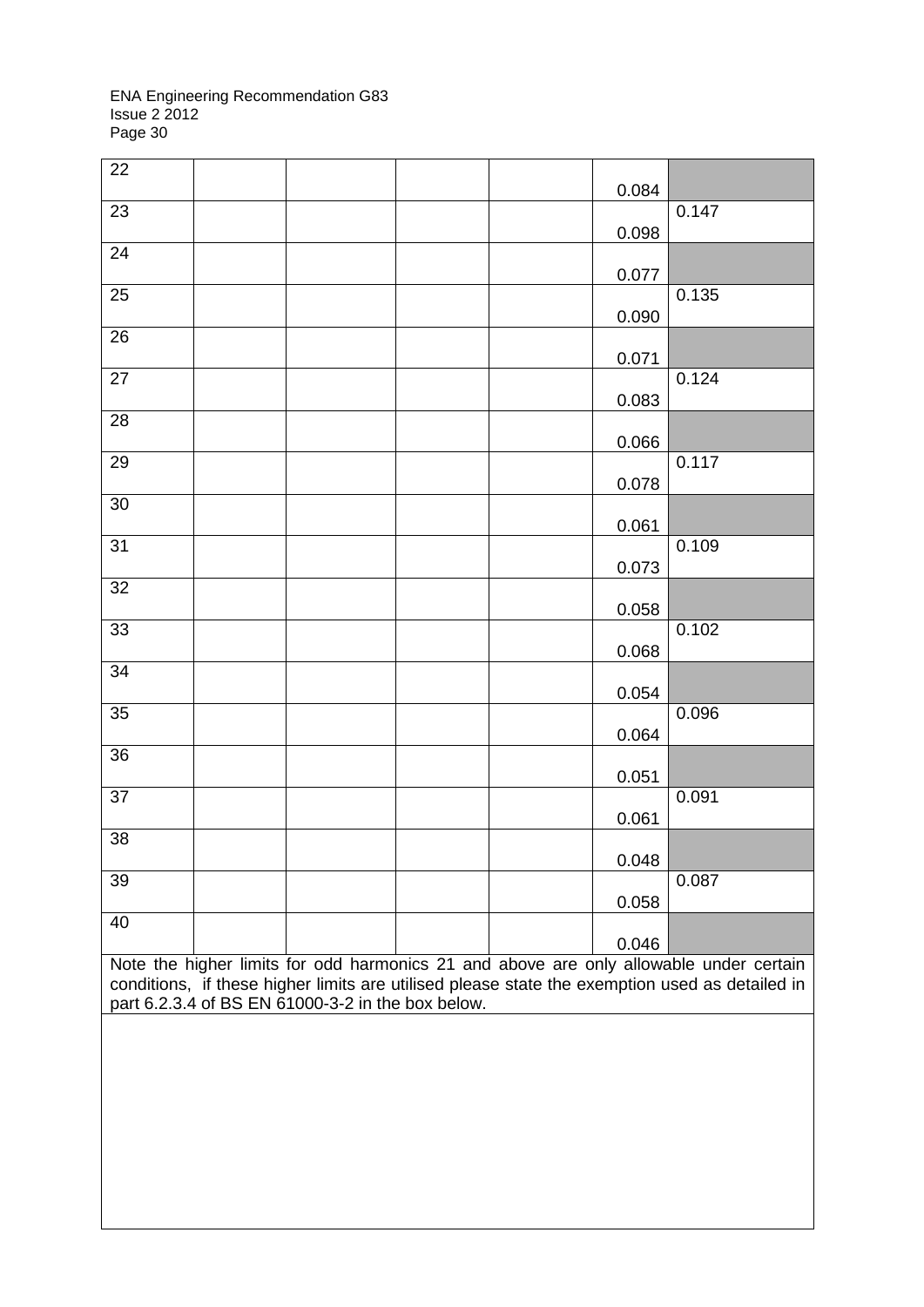| | | | | | | |
|---|---|---|---|---|---|---|
| 22 | | | | | 0.084 | |
| 23 | | | | | 0.098 | 0.147 |
| 24 | | | | | 0.077 | |
| 25 | | | | | 0.090 | 0.135 |
| 26 | | | | | 0.071 | |
| 27 | | | | | 0.083 | 0.124 |
| 28 | | | | | 0.066 | |
| 29 | | | | | 0.078 | 0.117 |
| 30 | | | | | 0.061 | |
| 31 | | | | | 0.073 | 0.109 |
| 32 | | | | | 0.058 | |
| 33 | | | | | 0.068 | 0.102 |
| 34 | | | | | 0.054 | |
| 35 | | | | | 0.064 | 0.096 |
| 36 | | | | | 0.051 | |
| 37 | | | | | 0.061 | 0.091 |
| 38 | | | | | 0.048 | |
| 39 | | | | | 0.058 | 0.087 |
| 40 | | | | | 0.046 | |

Note the higher limits for odd harmonics 21 and above are only allowable under certain conditions, if these higher limits are utilised please state the exemption used as detailed in part 6.2.3.4 of BS EN 61000-3-2 in the box below.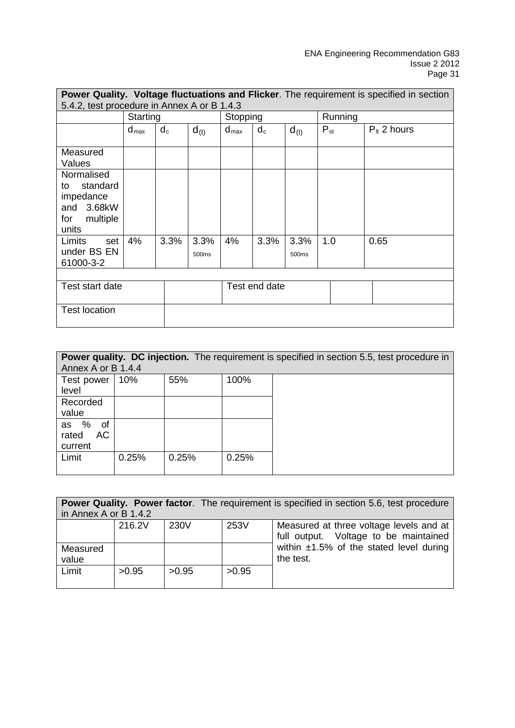| **Power Quality. Voltage fluctuations and Flicker**. The requirement is specified in section 5.4.2, test procedure in Annex A or B 1.4.3 | | | | | | | | |
|---|---|---|---|---|---|---|---|---|
| | Starting | | | Stopping | | | Running | |
| | $d_{max}$ | $d_c$ | $d_{(t)}$ | $d_{max}$ | $d_c$ | $d_{(t)}$ | $P_{st}$ | $P_{lt}$ 2 hours |
| Measured Values | | | | | | | | |
| Normalised to standard impedance and 3.68kW for multiple units | | | | | | | | |
| Limits set under BS EN 61000-3-2 | 4% | 3.3% | 3.3% 500ms | 4% | 3.3% | 3.3% 500ms | 1.0 | 0.65 |

| | | | | |
|---|---|---|---|---|
| Test start date | | Test end date | | |
| Test location | | | | |

| **Power quality. DC injection.** The requirement is specified in section 5.5, test procedure in Annex A or B 1.4.4 | | | |
|---|---|---|---|
| Test power level | 10% | 55% | 100% |
| Recorded value | | | |
| as % of rated AC current | | | |
| Limit | 0.25% | 0.25% | 0.25% |

| **Power Quality. Power factor**. The requirement is specified in section 5.6, test procedure in Annex A or B 1.4.2 | | | | |
|---|---|---|---|---|
| | 216.2V | 230V | 253V | Measured at three voltage levels and at full output. Voltage to be maintained within ±1.5% of the stated level during the test. |
| Measured value | | | | |
| Limit | >0.95 | >0.95 | >0.95 | |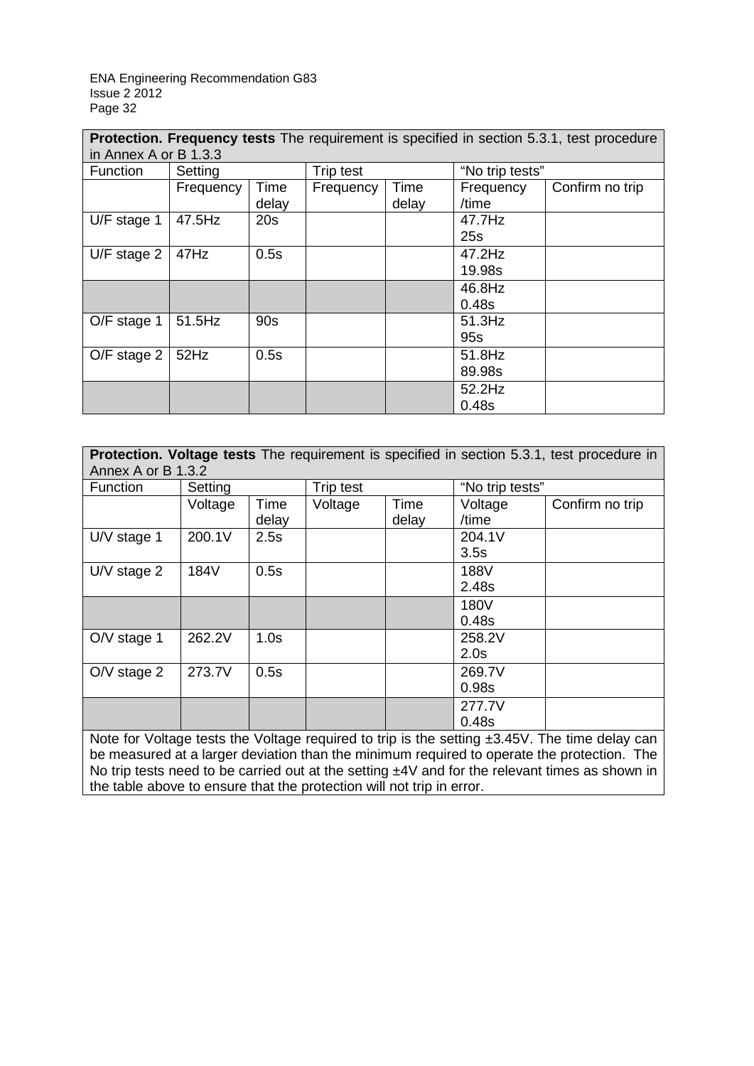| **Protection. Frequency tests** The requirement is specified in section 5.3.1, test procedure in Annex A or B 1.3.3 | | | | | | |
|---|---|---|---|---|---|---|
| Function | Setting | | Trip test | | "No trip tests" | |
| | Frequency | Time delay | Frequency | Time delay | Frequency /time | Confirm no trip |
| U/F stage 1 | 47.5Hz | 20s | | | 47.7Hz 25s | |
| U/F stage 2 | 47Hz | 0.5s | | | 47.2Hz 19.98s | |
| | | | | | 46.8Hz 0.48s | |
| O/F stage 1 | 51.5Hz | 90s | | | 51.3Hz 95s | |
| O/F stage 2 | 52Hz | 0.5s | | | 51.8Hz 89.98s | |
| | | | | | 52.2Hz 0.48s | |

| **Protection. Voltage tests** The requirement is specified in section 5.3.1, test procedure in Annex A or B 1.3.2 | | | | | | |
|---|---|---|---|---|---|---|
| Function | Setting | | Trip test | | "No trip tests" | |
| | Voltage | Time delay | Voltage | Time delay | Voltage /time | Confirm no trip |
| U/V stage 1 | 200.1V | 2.5s | | | 204.1V 3.5s | |
| U/V stage 2 | 184V | 0.5s | | | 188V 2.48s | |
| | | | | | 180V 0.48s | |
| O/V stage 1 | 262.2V | 1.0s | | | 258.2V 2.0s | |
| O/V stage 2 | 273.7V | 0.5s | | | 269.7V 0.98s | |
| | | | | | 277.7V 0.48s | |
| Note for Voltage tests the Voltage required to trip is the setting ±3.45V. The time delay can be measured at a larger deviation than the minimum required to operate the protection. The No trip tests need to be carried out at the setting ±4V and for the relevant times as shown in the table above to ensure that the protection will not trip in error. | | | | | | |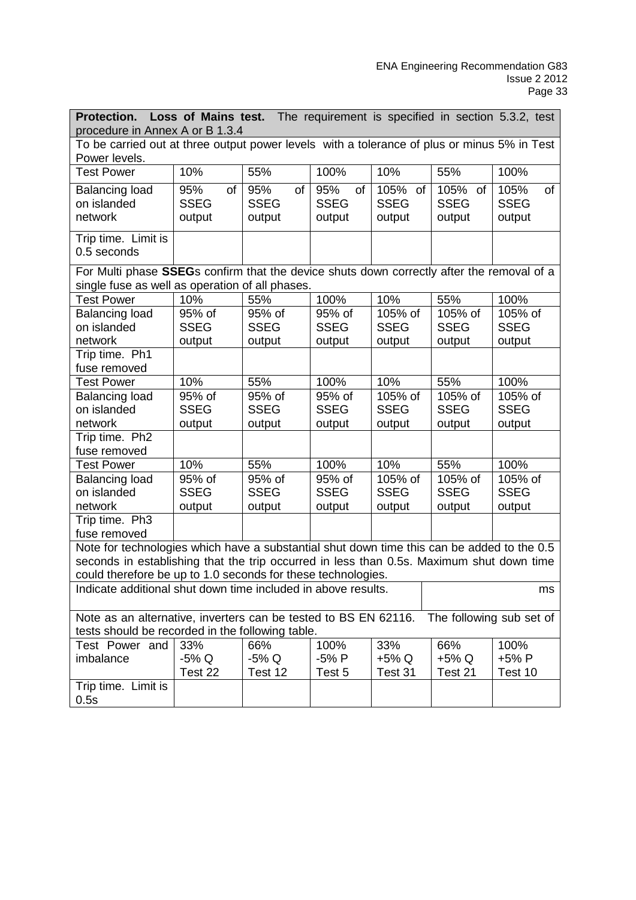| **Protection. Loss of Mains test.** The requirement is specified in section 5.3.2, test procedure in Annex A or B 1.3.4 | | | | | | |
|---|---|---|---|---|---|---|
| To be carried out at three output power levels with a tolerance of plus or minus 5% in Test Power levels. | | | | | | |
| Test Power | 10% | 55% | 100% | 10% | 55% | 100% |
| Balancing load on islanded network | 95% of SSEG output | 95% of SSEG output | 95% of SSEG output | 105% of SSEG output | 105% of SSEG output | 105% of SSEG output |
| Trip time. Limit is 0.5 seconds | | | | | | |
| For Multi phase **SSEG**s confirm that the device shuts down correctly after the removal of a single fuse as well as operation of all phases. | | | | | | |
| Test Power | 10% | 55% | 100% | 10% | 55% | 100% |
| Balancing load on islanded network | 95% of SSEG output | 95% of SSEG output | 95% of SSEG output | 105% of SSEG output | 105% of SSEG output | 105% of SSEG output |
| Trip time. Ph1 fuse removed | | | | | | |
| Test Power | 10% | 55% | 100% | 10% | 55% | 100% |
| Balancing load on islanded network | 95% of SSEG output | 95% of SSEG output | 95% of SSEG output | 105% of SSEG output | 105% of SSEG output | 105% of SSEG output |
| Trip time. Ph2 fuse removed | | | | | | |
| Test Power | 10% | 55% | 100% | 10% | 55% | 100% |
| Balancing load on islanded network | 95% of SSEG output | 95% of SSEG output | 95% of SSEG output | 105% of SSEG output | 105% of SSEG output | 105% of SSEG output |
| Trip time. Ph3 fuse removed | | | | | | |
| Note for technologies which have a substantial shut down time this can be added to the 0.5 seconds in establishing that the trip occurred in less than 0.5s. Maximum shut down time could therefore be up to 1.0 seconds for these technologies. | | | | | | |
| Indicate additional shut down time included in above results. | | | | | ms | |
| Note as an alternative, inverters can be tested to BS EN 62116. The following sub set of tests should be recorded in the following table. | | | | | | |
| Test Power and imbalance | 33% -5% Q Test 22 | 66% -5% Q Test 12 | 100% -5% P Test 5 | 33% +5% Q Test 31 | 66% +5% Q Test 21 | 100% +5% P Test 10 |
| Trip time. Limit is 0.5s | | | | | | |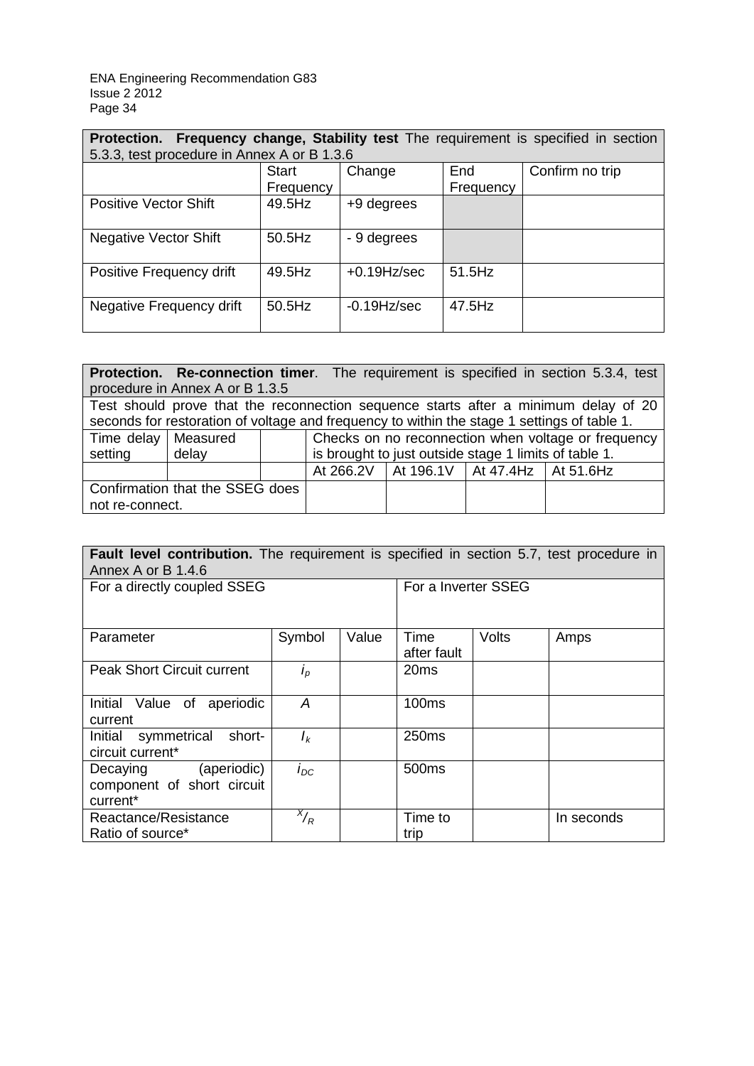| **Protection. Frequency change, Stability test** The requirement is specified in section 5.3.3, test procedure in Annex A or B 1.3.6 | | | | |
|---|---|---|---|---|
| | Start Frequency | Change | End Frequency | Confirm no trip |
| Positive Vector Shift | 49.5Hz | +9 degrees | | |
| Negative Vector Shift | 50.5Hz | - 9 degrees | | |
| Positive Frequency drift | 49.5Hz | +0.19Hz/sec | 51.5Hz | |
| Negative Frequency drift | 50.5Hz | -0.19Hz/sec | 47.5Hz | |

| **Protection. Re-connection timer**. The requirement is specified in section 5.3.4, test procedure in Annex A or B 1.3.5 | | | | | | |
|---|---|---|---|---|---|---|
| Test should prove that the reconnection sequence starts after a minimum delay of 20 seconds for restoration of voltage and frequency to within the stage 1 settings of table 1. | | | | | | |
| Time delay setting | Measured delay | | Checks on no reconnection when voltage or frequency is brought to just outside stage 1 limits of table 1. | | | |
| | | | At 266.2V | At 196.1V | At 47.4Hz | At 51.6Hz |
| Confirmation that the SSEG does not re-connect. | | | | | | |

| **Fault level contribution.** The requirement is specified in section 5.7, test procedure in Annex A or B 1.4.6 | | | | | |
|---|---|---|---|---|---|
| For a directly coupled SSEG | | | For a Inverter SSEG | | |
| Parameter | Symbol | Value | Time after fault | Volts | Amps |
| Peak Short Circuit current | $i_p$ | | 20ms | | |
| Initial Value of aperiodic current | $A$ | | 100ms | | |
| Initial symmetrical short-circuit current* | $I_k$ | | 250ms | | |
| Decaying (aperiodic) component of short circuit current* | $i_{DC}$ | | 500ms | | |
| Reactance/Resistance Ratio of source* | $^{X}/_{R}$ | | Time to trip | | In seconds |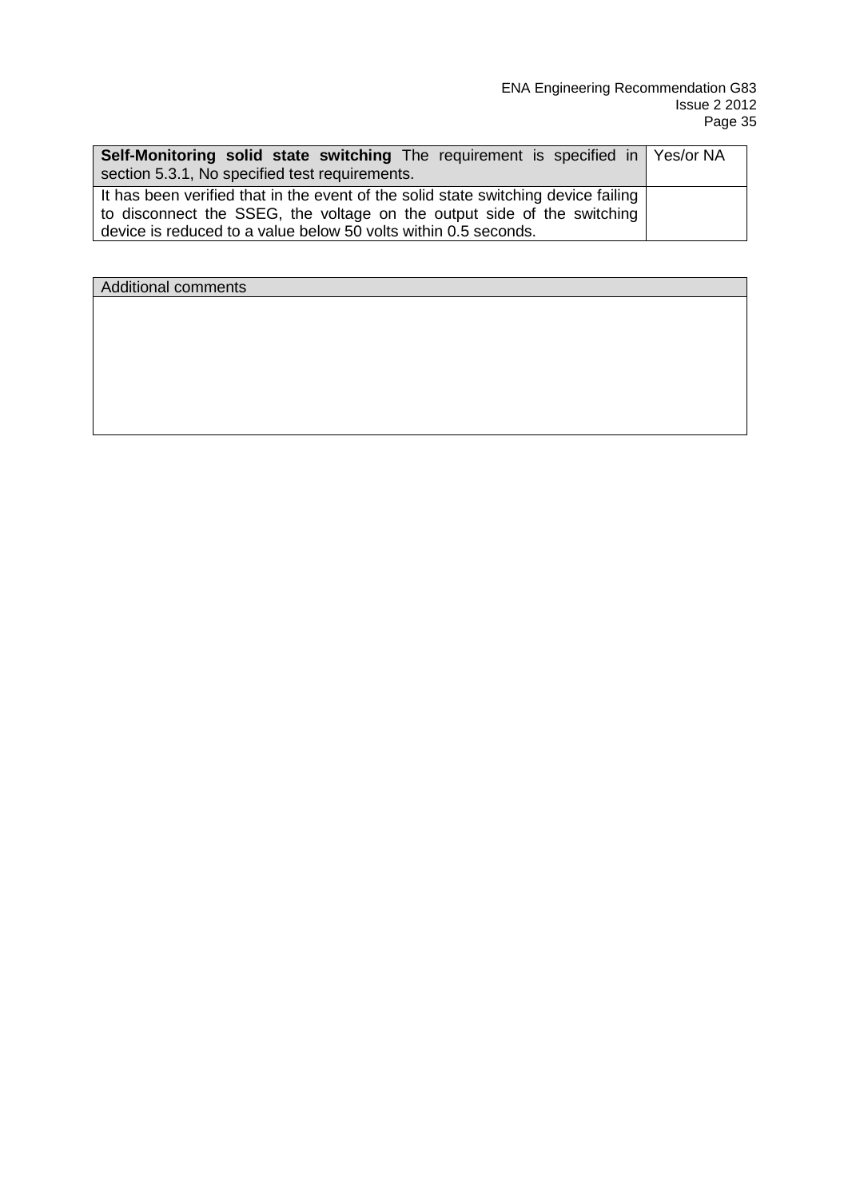| **Self-Monitoring solid state switching** The requirement is specified in section 5.3.1, No specified test requirements. | Yes/or NA |
|---|---|
| It has been verified that in the event of the solid state switching device failing to disconnect the SSEG, the voltage on the output side of the switching device is reduced to a value below 50 volts within 0.5 seconds. | |

| Additional comments |
|---|
| |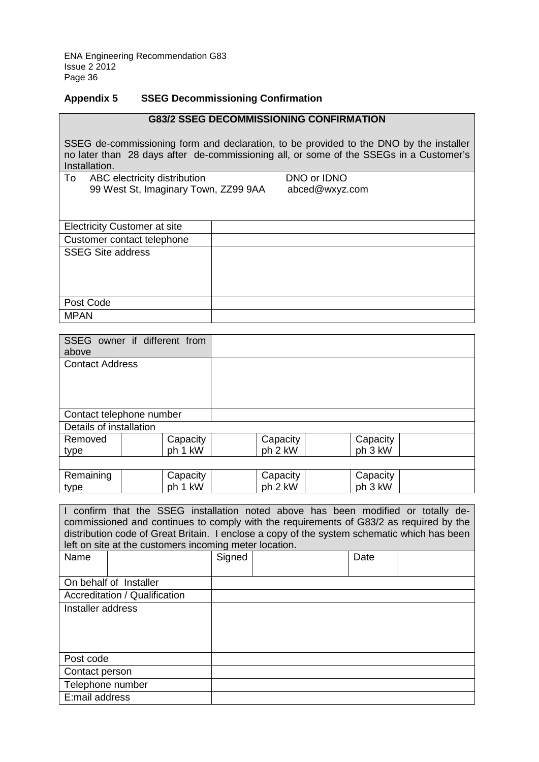## Appendix 5 SSEG Decommissioning Confirmation

| G83/2 SSEG DECOMMISSIONING CONFIRMATION | |
|---|---|
| SSEG de-commissioning form and declaration, to be provided to the DNO by the installer no later than 28 days after de-commissioning all, or some of the SSEGs in a Customer's Installation. | |
| To ABC electricity distribution<br>99 West St, Imaginary Town, ZZ99 9AA | DNO or IDNO<br>abced@wxyz.com |
| Electricity Customer at site | |
| Customer contact telephone | |
| SSEG Site address | |
| Post Code | |
| MPAN | |

| SSEG owner if different from above | | | | | | | |
|---|---|---|---|---|---|---|---|
| Contact Address | | | | | | | |
| Contact telephone number | | | | | | | |
| Details of installation | | | | | | | |
| Removed type | | Capacity ph 1 kW | | Capacity ph 2 kW | | Capacity ph 3 kW | |
| | | | | | | | |
| Remaining type | | Capacity ph 1 kW | | Capacity ph 2 kW | | Capacity ph 3 kW | |

| I confirm that the SSEG installation noted above has been modified or totally de-commissioned and continues to comply with the requirements of G83/2 as required by the distribution code of Great Britain. I enclose a copy of the system schematic which has been left on site at the customers incoming meter location. | | | | | |
|---|---|---|---|---|---|
| Name | | Signed | | Date | |
| On behalf of Installer | | | | | |
| Accreditation / Qualification | | | | | |
| Installer address | | | | | |
| Post code | | | | | |
| Contact person | | | | | |
| Telephone number | | | | | |
| E:mail address | | | | | |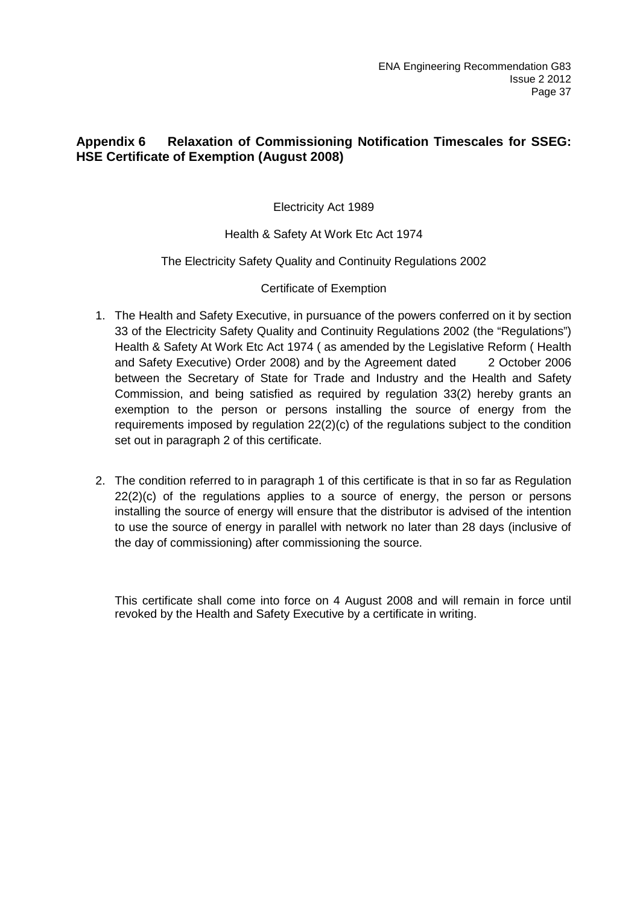## Appendix 6 Relaxation of Commissioning Notification Timescales for SSEG: HSE Certificate of Exemption (August 2008)

Electricity Act 1989

Health & Safety At Work Etc Act 1974

The Electricity Safety Quality and Continuity Regulations 2002

Certificate of Exemption

1. The Health and Safety Executive, in pursuance of the powers conferred on it by section 33 of the Electricity Safety Quality and Continuity Regulations 2002 (the "Regulations") Health & Safety At Work Etc Act 1974 ( as amended by the Legislative Reform ( Health and Safety Executive) Order 2008) and by the Agreement dated 2 October 2006 between the Secretary of State for Trade and Industry and the Health and Safety Commission, and being satisfied as required by regulation 33(2) hereby grants an exemption to the person or persons installing the source of energy from the requirements imposed by regulation 22(2)(c) of the regulations subject to the condition set out in paragraph 2 of this certificate.

2. The condition referred to in paragraph 1 of this certificate is that in so far as Regulation 22(2)(c) of the regulations applies to a source of energy, the person or persons installing the source of energy will ensure that the distributor is advised of the intention to use the source of energy in parallel with network no later than 28 days (inclusive of the day of commissioning) after commissioning the source.

This certificate shall come into force on 4 August 2008 and will remain in force until revoked by the Health and Safety Executive by a certificate in writing.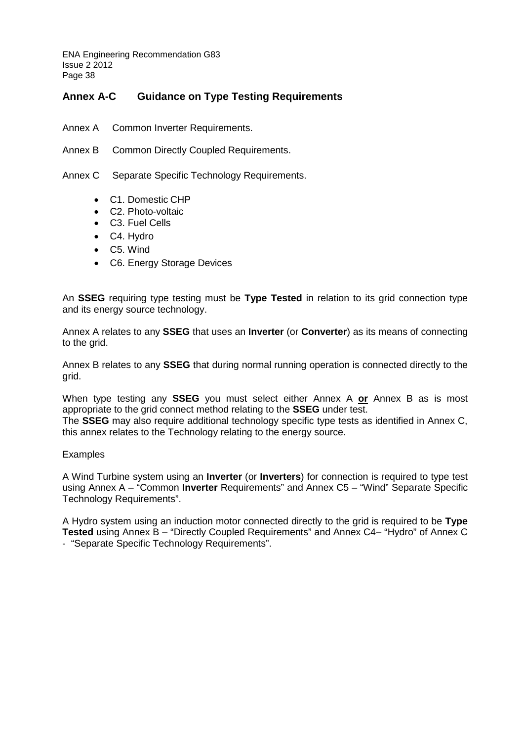## Annex A-C Guidance on Type Testing Requirements

Annex A Common Inverter Requirements.

Annex B Common Directly Coupled Requirements.

Annex C Separate Specific Technology Requirements.

- C1. Domestic CHP
- C2. Photo-voltaic
- C3. Fuel Cells
- C4. Hydro
- C5. Wind
- C6. Energy Storage Devices

An **SSEG** requiring type testing must be **Type Tested** in relation to its grid connection type and its energy source technology.

Annex A relates to any **SSEG** that uses an **Inverter** (or **Converter**) as its means of connecting to the grid.

Annex B relates to any **SSEG** that during normal running operation is connected directly to the grid.

When type testing any **SSEG** you must select either Annex A **or** Annex B as is most appropriate to the grid connect method relating to the **SSEG** under test.
The **SSEG** may also require additional technology specific type tests as identified in Annex C, this annex relates to the Technology relating to the energy source.

Examples

A Wind Turbine system using an **Inverter** (or **Inverters**) for connection is required to type test using Annex A – "Common **Inverter** Requirements" and Annex C5 – "Wind" Separate Specific Technology Requirements".

A Hydro system using an induction motor connected directly to the grid is required to be **Type Tested** using Annex B – "Directly Coupled Requirements" and Annex C4– "Hydro" of Annex C - "Separate Specific Technology Requirements".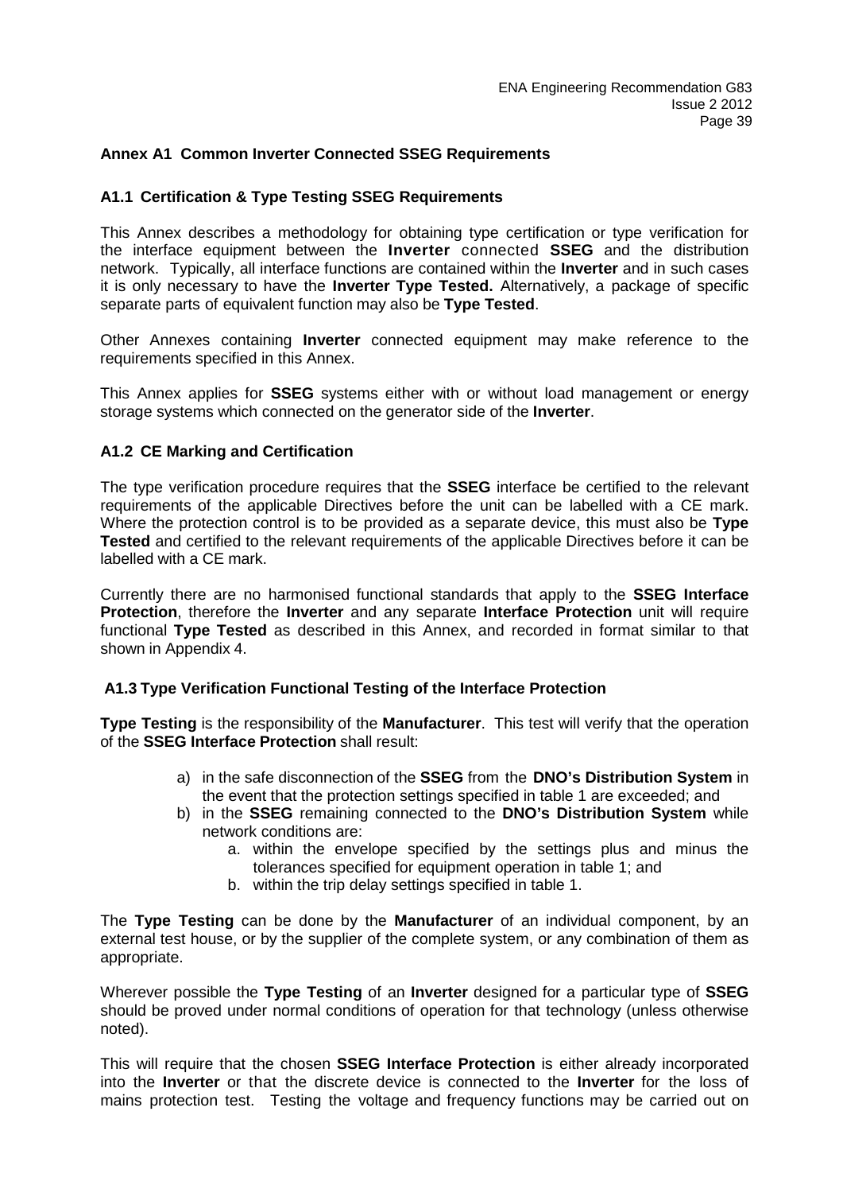## Annex A1 Common Inverter Connected SSEG Requirements

### A1.1 Certification & Type Testing SSEG Requirements

This Annex describes a methodology for obtaining type certification or type verification for the interface equipment between the **Inverter** connected **SSEG** and the distribution network. Typically, all interface functions are contained within the **Inverter** and in such cases it is only necessary to have the **Inverter Type Tested.** Alternatively, a package of specific separate parts of equivalent function may also be **Type Tested**.

Other Annexes containing **Inverter** connected equipment may make reference to the requirements specified in this Annex.

This Annex applies for **SSEG** systems either with or without load management or energy storage systems which connected on the generator side of the **Inverter**.

### A1.2 CE Marking and Certification

The type verification procedure requires that the **SSEG** interface be certified to the relevant requirements of the applicable Directives before the unit can be labelled with a CE mark. Where the protection control is to be provided as a separate device, this must also be **Type Tested** and certified to the relevant requirements of the applicable Directives before it can be labelled with a CE mark.

Currently there are no harmonised functional standards that apply to the **SSEG Interface Protection**, therefore the **Inverter** and any separate **Interface Protection** unit will require functional **Type Tested** as described in this Annex, and recorded in format similar to that shown in Appendix 4.

### A1.3 Type Verification Functional Testing of the Interface Protection

**Type Testing** is the responsibility of the **Manufacturer**. This test will verify that the operation of the **SSEG Interface Protection** shall result:

a) in the safe disconnection of the **SSEG** from the **DNO's Distribution System** in the event that the protection settings specified in table 1 are exceeded; and
b) in the **SSEG** remaining connected to the **DNO's Distribution System** while network conditions are:
    a. within the envelope specified by the settings plus and minus the tolerances specified for equipment operation in table 1; and
    b. within the trip delay settings specified in table 1.

The **Type Testing** can be done by the **Manufacturer** of an individual component, by an external test house, or by the supplier of the complete system, or any combination of them as appropriate.

Wherever possible the **Type Testing** of an **Inverter** designed for a particular type of **SSEG** should be proved under normal conditions of operation for that technology (unless otherwise noted).

This will require that the chosen **SSEG Interface Protection** is either already incorporated into the **Inverter** or that the discrete device is connected to the **Inverter** for the loss of mains protection test. Testing the voltage and frequency functions may be carried out on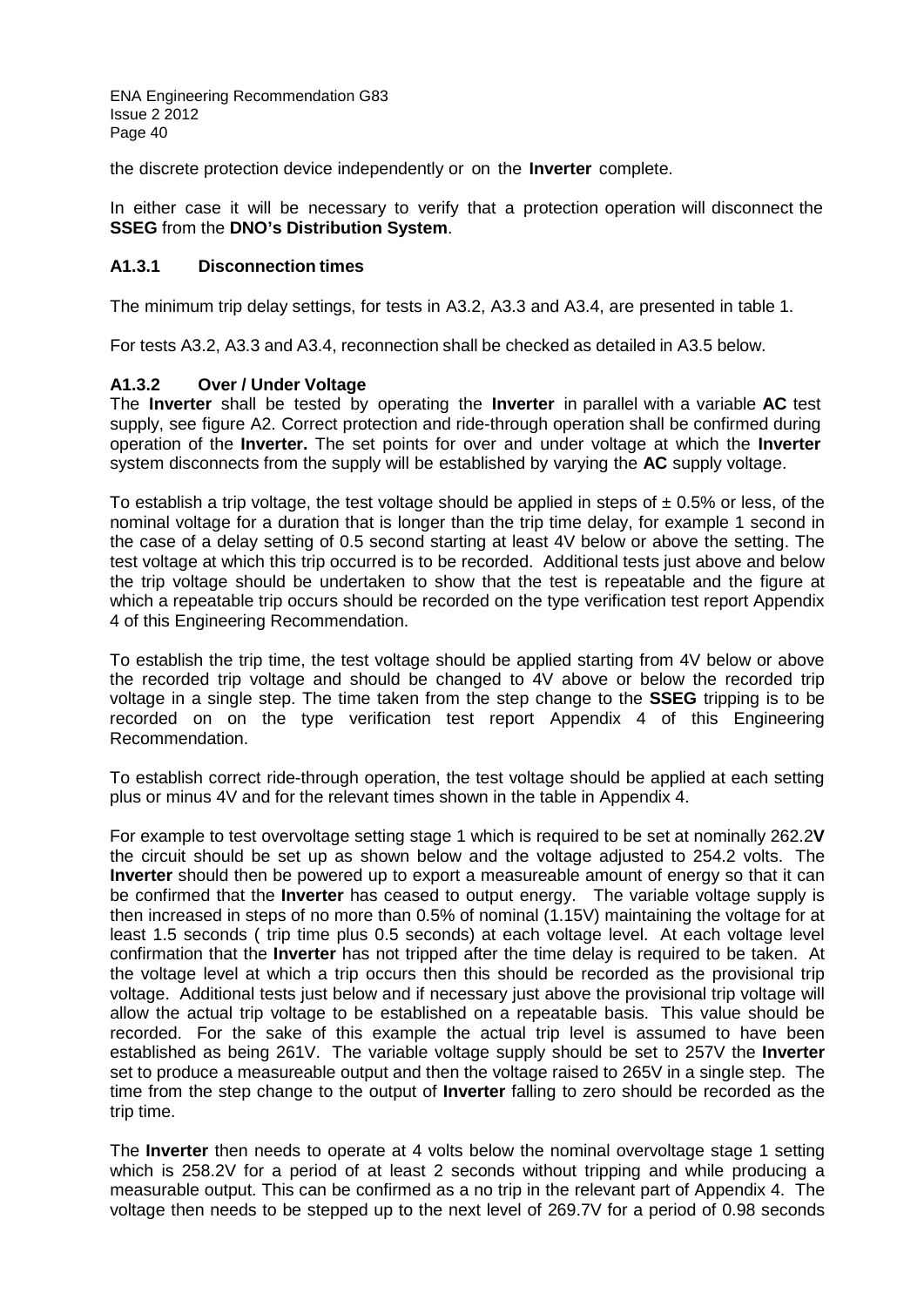the discrete protection device independently or on the **Inverter** complete.

In either case it will be necessary to verify that a protection operation will disconnect the **SSEG** from the **DNO's Distribution System**.

### A1.3.1 Disconnection times

The minimum trip delay settings, for tests in A3.2, A3.3 and A3.4, are presented in table 1.

For tests A3.2, A3.3 and A3.4, reconnection shall be checked as detailed in A3.5 below.

### A1.3.2 Over / Under Voltage

The **Inverter** shall be tested by operating the **Inverter** in parallel with a variable **AC** test supply, see figure A2. Correct protection and ride-through operation shall be confirmed during operation of the **Inverter.** The set points for over and under voltage at which the **Inverter** system disconnects from the supply will be established by varying the **AC** supply voltage.

To establish a trip voltage, the test voltage should be applied in steps of ± 0.5% or less, of the nominal voltage for a duration that is longer than the trip time delay, for example 1 second in the case of a delay setting of 0.5 second starting at least 4V below or above the setting. The test voltage at which this trip occurred is to be recorded. Additional tests just above and below the trip voltage should be undertaken to show that the test is repeatable and the figure at which a repeatable trip occurs should be recorded on the type verification test report Appendix 4 of this Engineering Recommendation.

To establish the trip time, the test voltage should be applied starting from 4V below or above the recorded trip voltage and should be changed to 4V above or below the recorded trip voltage in a single step. The time taken from the step change to the **SSEG** tripping is to be recorded on on the type verification test report Appendix 4 of this Engineering Recommendation.

To establish correct ride-through operation, the test voltage should be applied at each setting plus or minus 4V and for the relevant times shown in the table in Appendix 4.

For example to test overvoltage setting stage 1 which is required to be set at nominally 262.2**V** the circuit should be set up as shown below and the voltage adjusted to 254.2 volts. The **Inverter** should then be powered up to export a measureable amount of energy so that it can be confirmed that the **Inverter** has ceased to output energy. The variable voltage supply is then increased in steps of no more than 0.5% of nominal (1.15V) maintaining the voltage for at least 1.5 seconds ( trip time plus 0.5 seconds) at each voltage level. At each voltage level confirmation that the **Inverter** has not tripped after the time delay is required to be taken. At the voltage level at which a trip occurs then this should be recorded as the provisional trip voltage. Additional tests just below and if necessary just above the provisional trip voltage will allow the actual trip voltage to be established on a repeatable basis. This value should be recorded. For the sake of this example the actual trip level is assumed to have been established as being 261V. The variable voltage supply should be set to 257V the **Inverter** set to produce a measureable output and then the voltage raised to 265V in a single step. The time from the step change to the output of **Inverter** falling to zero should be recorded as the trip time.

The **Inverter** then needs to operate at 4 volts below the nominal overvoltage stage 1 setting which is 258.2V for a period of at least 2 seconds without tripping and while producing a measurable output. This can be confirmed as a no trip in the relevant part of Appendix 4. The voltage then needs to be stepped up to the next level of 269.7V for a period of 0.98 seconds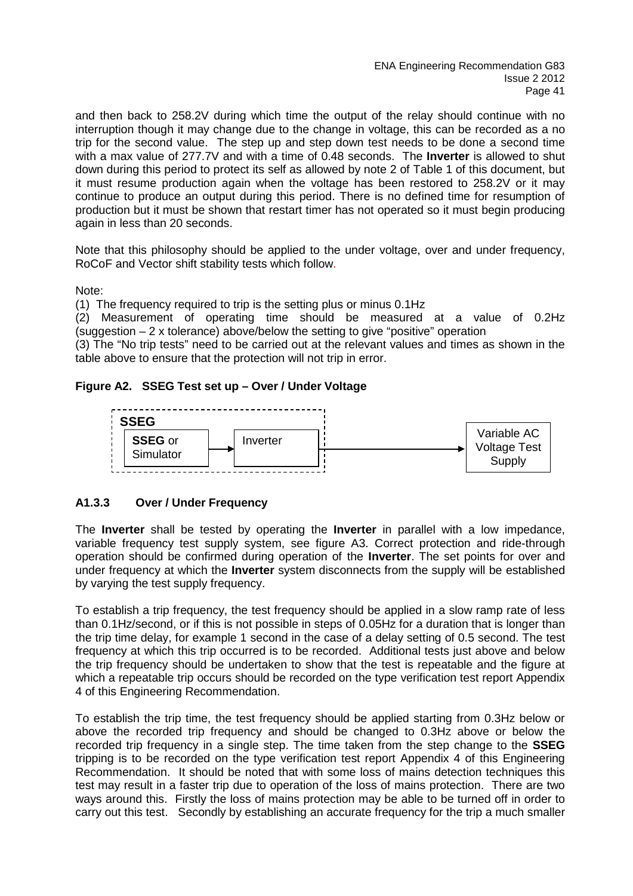and then back to 258.2V during which time the output of the relay should continue with no interruption though it may change due to the change in voltage, this can be recorded as a no trip for the second value. The step up and step down test needs to be done a second time with a max value of 277.7V and with a time of 0.48 seconds. The **Inverter** is allowed to shut down during this period to protect its self as allowed by note 2 of Table 1 of this document, but it must resume production again when the voltage has been restored to 258.2V or it may continue to produce an output during this period. There is no defined time for resumption of production but it must be shown that restart timer has not operated so it must begin producing again in less than 20 seconds.

Note that this philosophy should be applied to the under voltage, over and under frequency, RoCoF and Vector shift stability tests which follow.

Note:

(1) The frequency required to trip is the setting plus or minus 0.1Hz

(2) Measurement of operating time should be measured at a value of 0.2Hz (suggestion – 2 x tolerance) above/below the setting to give "positive" operation

(3) The "No trip tests" need to be carried out at the relevant values and times as shown in the table above to ensure that the protection will not trip in error.

**Figure A2. SSEG Test set up – Over / Under Voltage**

SSEG: [**SSEG** or Simulator] → [Inverter] → [Variable AC Voltage Test Supply]

### A1.3.3 Over / Under Frequency

The **Inverter** shall be tested by operating the **Inverter** in parallel with a low impedance, variable frequency test supply system, see figure A3. Correct protection and ride-through operation should be confirmed during operation of the **Inverter**. The set points for over and under frequency at which the **Inverter** system disconnects from the supply will be established by varying the test supply frequency.

To establish a trip frequency, the test frequency should be applied in a slow ramp rate of less than 0.1Hz/second, or if this is not possible in steps of 0.05Hz for a duration that is longer than the trip time delay, for example 1 second in the case of a delay setting of 0.5 second. The test frequency at which this trip occurred is to be recorded. Additional tests just above and below the trip frequency should be undertaken to show that the test is repeatable and the figure at which a repeatable trip occurs should be recorded on the type verification test report Appendix 4 of this Engineering Recommendation.

To establish the trip time, the test frequency should be applied starting from 0.3Hz below or above the recorded trip frequency and should be changed to 0.3Hz above or below the recorded trip frequency in a single step. The time taken from the step change to the **SSEG** tripping is to be recorded on the type verification test report Appendix 4 of this Engineering Recommendation. It should be noted that with some loss of mains detection techniques this test may result in a faster trip due to operation of the loss of mains protection. There are two ways around this. Firstly the loss of mains protection may be able to be turned off in order to carry out this test. Secondly by establishing an accurate frequency for the trip a much smaller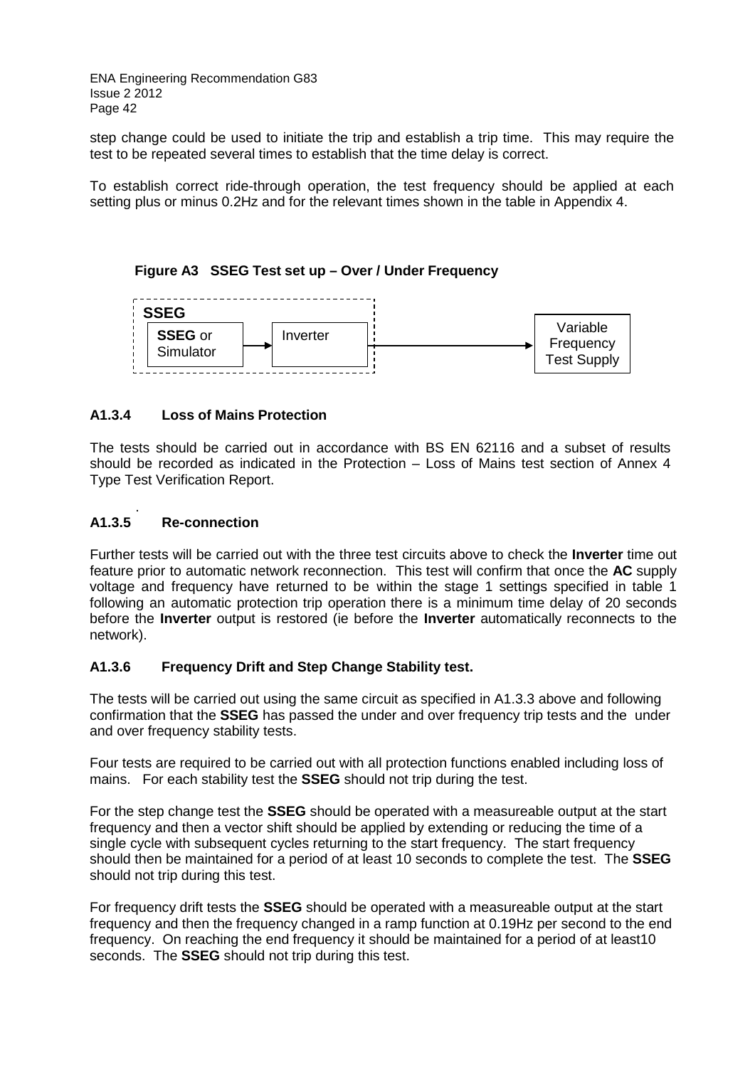step change could be used to initiate the trip and establish a trip time. This may require the test to be repeated several times to establish that the time delay is correct.

To establish correct ride-through operation, the test frequency should be applied at each setting plus or minus 0.2Hz and for the relevant times shown in the table in Appendix 4.

**Figure A3 SSEG Test set up – Over / Under Frequency**

**SSEG**

**SSEG** or Simulator → Inverter → Variable Frequency Test Supply

### A1.3.4 Loss of Mains Protection

The tests should be carried out in accordance with BS EN 62116 and a subset of results should be recorded as indicated in the Protection – Loss of Mains test section of Annex 4 Type Test Verification Report.

### A1.3.5 Re-connection

Further tests will be carried out with the three test circuits above to check the **Inverter** time out feature prior to automatic network reconnection. This test will confirm that once the **AC** supply voltage and frequency have returned to be within the stage 1 settings specified in table 1 following an automatic protection trip operation there is a minimum time delay of 20 seconds before the **Inverter** output is restored (ie before the **Inverter** automatically reconnects to the network).

### A1.3.6 Frequency Drift and Step Change Stability test.

The tests will be carried out using the same circuit as specified in A1.3.3 above and following confirmation that the **SSEG** has passed the under and over frequency trip tests and the under and over frequency stability tests.

Four tests are required to be carried out with all protection functions enabled including loss of mains. For each stability test the **SSEG** should not trip during the test.

For the step change test the **SSEG** should be operated with a measureable output at the start frequency and then a vector shift should be applied by extending or reducing the time of a single cycle with subsequent cycles returning to the start frequency. The start frequency should then be maintained for a period of at least 10 seconds to complete the test. The **SSEG** should not trip during this test.

For frequency drift tests the **SSEG** should be operated with a measureable output at the start frequency and then the frequency changed in a ramp function at 0.19Hz per second to the end frequency. On reaching the end frequency it should be maintained for a period of at least10 seconds. The **SSEG** should not trip during this test.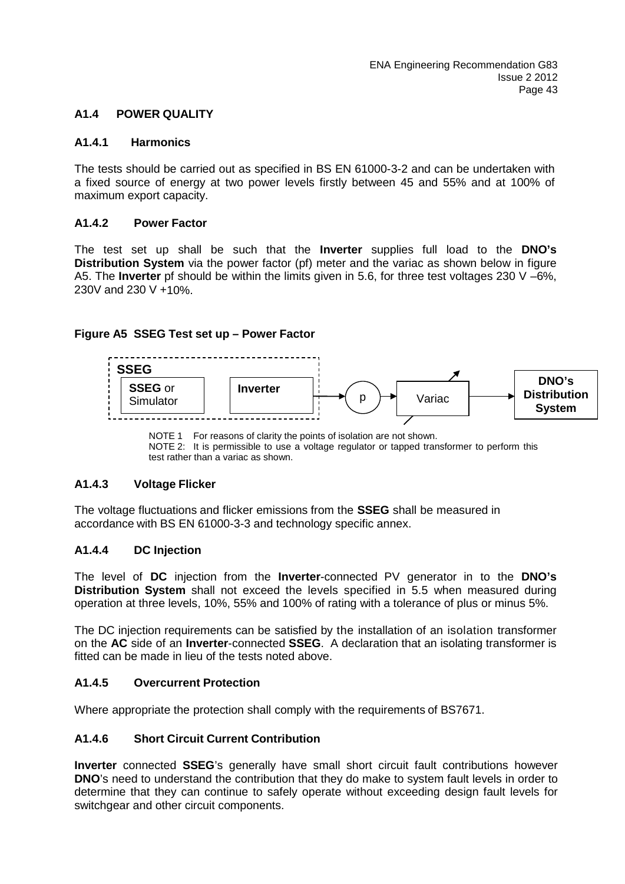## A1.4 POWER QUALITY

### A1.4.1 Harmonics

The tests should be carried out as specified in BS EN 61000-3-2 and can be undertaken with a fixed source of energy at two power levels firstly between 45 and 55% and at 100% of maximum export capacity.

### A1.4.2 Power Factor

The test set up shall be such that the **Inverter** supplies full load to the **DNO's Distribution System** via the power factor (pf) meter and the variac as shown below in figure A5. The **Inverter** pf should be within the limits given in 5.6, for three test voltages 230 V –6%, 230V and 230 V +10%.

**Figure A5 SSEG Test set up – Power Factor**

SSEG: **SSEG** or Simulator → **Inverter** → p → Variac → **DNO's Distribution System**

NOTE 1 For reasons of clarity the points of isolation are not shown.
NOTE 2: It is permissible to use a voltage regulator or tapped transformer to perform this test rather than a variac as shown.

### A1.4.3 Voltage Flicker

The voltage fluctuations and flicker emissions from the **SSEG** shall be measured in accordance with BS EN 61000-3-3 and technology specific annex.

### A1.4.4 DC Injection

The level of **DC** injection from the **Inverter**-connected PV generator in to the **DNO's Distribution System** shall not exceed the levels specified in 5.5 when measured during operation at three levels, 10%, 55% and 100% of rating with a tolerance of plus or minus 5%.

The DC injection requirements can be satisfied by the installation of an isolation transformer on the **AC** side of an **Inverter**-connected **SSEG**. A declaration that an isolating transformer is fitted can be made in lieu of the tests noted above.

### A1.4.5 Overcurrent Protection

Where appropriate the protection shall comply with the requirements of BS7671.

### A1.4.6 Short Circuit Current Contribution

**Inverter** connected **SSEG**'s generally have small short circuit fault contributions however **DNO**'s need to understand the contribution that they do make to system fault levels in order to determine that they can continue to safely operate without exceeding design fault levels for switchgear and other circuit components.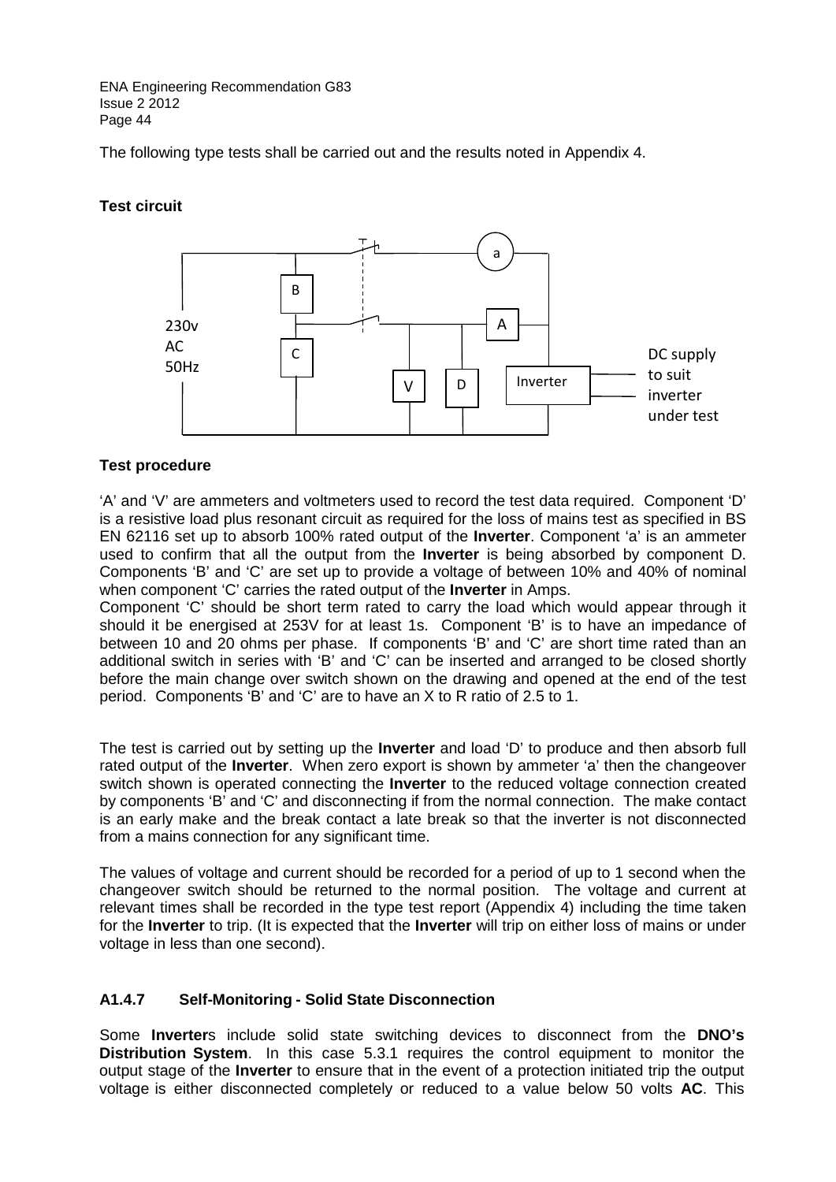The following type tests shall be carried out and the results noted in Appendix 4.

**Test circuit**

230v AC 50Hz

DC supply to suit inverter under test

**Test procedure**

'A' and 'V' are ammeters and voltmeters used to record the test data required. Component 'D' is a resistive load plus resonant circuit as required for the loss of mains test as specified in BS EN 62116 set up to absorb 100% rated output of the **Inverter**. Component 'a' is an ammeter used to confirm that all the output from the **Inverter** is being absorbed by component D. Components 'B' and 'C' are set up to provide a voltage of between 10% and 40% of nominal when component 'C' carries the rated output of the **Inverter** in Amps.

Component 'C' should be short term rated to carry the load which would appear through it should it be energised at 253V for at least 1s. Component 'B' is to have an impedance of between 10 and 20 ohms per phase. If components 'B' and 'C' are short time rated than an additional switch in series with 'B' and 'C' can be inserted and arranged to be closed shortly before the main change over switch shown on the drawing and opened at the end of the test period. Components 'B' and 'C' are to have an X to R ratio of 2.5 to 1.

The test is carried out by setting up the **Inverter** and load 'D' to produce and then absorb full rated output of the **Inverter**. When zero export is shown by ammeter 'a' then the changeover switch shown is operated connecting the **Inverter** to the reduced voltage connection created by components 'B' and 'C' and disconnecting if from the normal connection. The make contact is an early make and the break contact a late break so that the inverter is not disconnected from a mains connection for any significant time.

The values of voltage and current should be recorded for a period of up to 1 second when the changeover switch should be returned to the normal position. The voltage and current at relevant times shall be recorded in the type test report (Appendix 4) including the time taken for the **Inverter** to trip. (It is expected that the **Inverter** will trip on either loss of mains or under voltage in less than one second).

### A1.4.7 Self-Monitoring - Solid State Disconnection

Some **Inverter**s include solid state switching devices to disconnect from the **DNO's Distribution System**. In this case 5.3.1 requires the control equipment to monitor the output stage of the **Inverter** to ensure that in the event of a protection initiated trip the output voltage is either disconnected completely or reduced to a value below 50 volts **AC**. This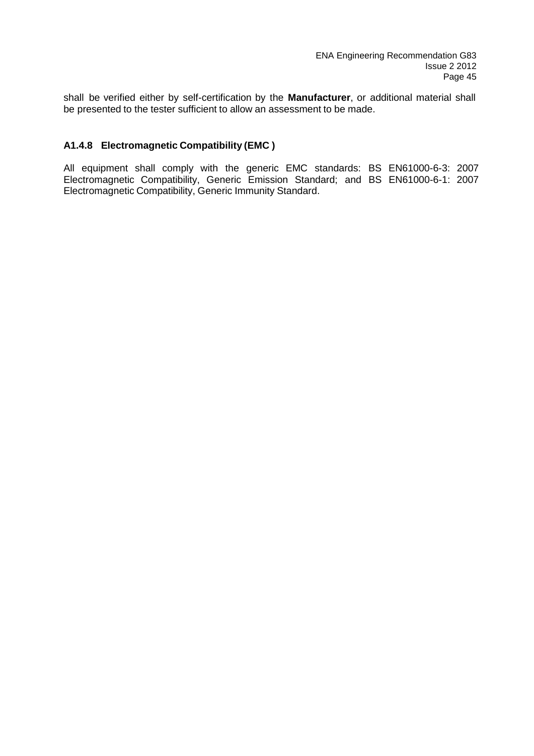shall be verified either by self-certification by the **Manufacturer**, or additional material shall be presented to the tester sufficient to allow an assessment to be made.

### A1.4.8 Electromagnetic Compatibility (EMC )

All equipment shall comply with the generic EMC standards: BS EN61000-6-3: 2007 Electromagnetic Compatibility, Generic Emission Standard; and BS EN61000-6-1: 2007 Electromagnetic Compatibility, Generic Immunity Standard.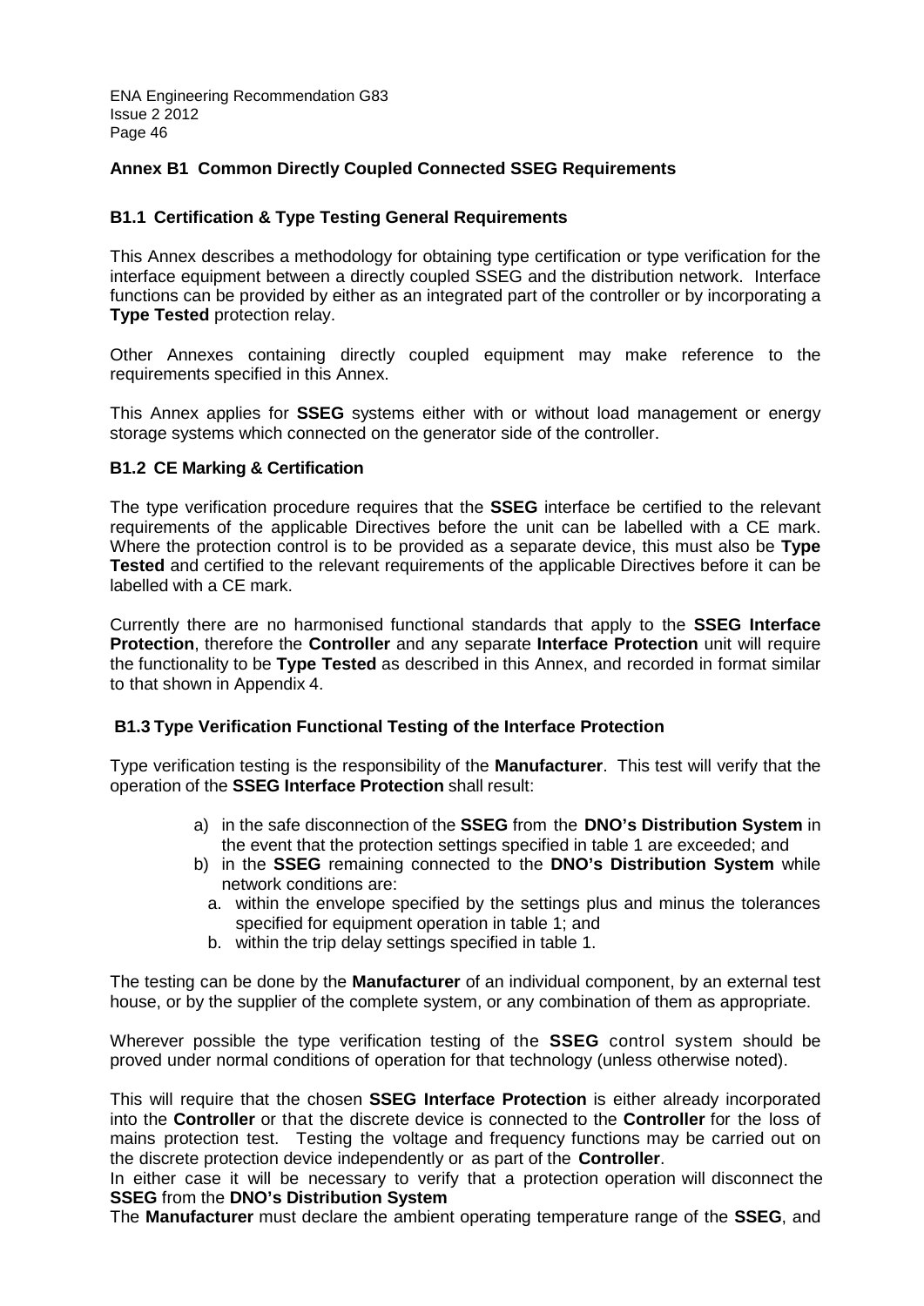## Annex B1 Common Directly Coupled Connected SSEG Requirements

### B1.1 Certification & Type Testing General Requirements

This Annex describes a methodology for obtaining type certification or type verification for the interface equipment between a directly coupled SSEG and the distribution network. Interface functions can be provided by either as an integrated part of the controller or by incorporating a **Type Tested** protection relay.

Other Annexes containing directly coupled equipment may make reference to the requirements specified in this Annex.

This Annex applies for **SSEG** systems either with or without load management or energy storage systems which connected on the generator side of the controller.

### B1.2 CE Marking & Certification

The type verification procedure requires that the **SSEG** interface be certified to the relevant requirements of the applicable Directives before the unit can be labelled with a CE mark. Where the protection control is to be provided as a separate device, this must also be **Type Tested** and certified to the relevant requirements of the applicable Directives before it can be labelled with a CE mark.

Currently there are no harmonised functional standards that apply to the **SSEG Interface Protection**, therefore the **Controller** and any separate **Interface Protection** unit will require the functionality to be **Type Tested** as described in this Annex, and recorded in format similar to that shown in Appendix 4.

### B1.3 Type Verification Functional Testing of the Interface Protection

Type verification testing is the responsibility of the **Manufacturer**. This test will verify that the operation of the **SSEG Interface Protection** shall result:

a) in the safe disconnection of the **SSEG** from the **DNO's Distribution System** in the event that the protection settings specified in table 1 are exceeded; and
b) in the **SSEG** remaining connected to the **DNO's Distribution System** while network conditions are:
   a. within the envelope specified by the settings plus and minus the tolerances specified for equipment operation in table 1; and
   b. within the trip delay settings specified in table 1.

The testing can be done by the **Manufacturer** of an individual component, by an external test house, or by the supplier of the complete system, or any combination of them as appropriate.

Wherever possible the type verification testing of the **SSEG** control system should be proved under normal conditions of operation for that technology (unless otherwise noted).

This will require that the chosen **SSEG Interface Protection** is either already incorporated into the **Controller** or that the discrete device is connected to the **Controller** for the loss of mains protection test. Testing the voltage and frequency functions may be carried out on the discrete protection device independently or as part of the **Controller**.
In either case it will be necessary to verify that a protection operation will disconnect the **SSEG** from the **DNO's Distribution System**
The **Manufacturer** must declare the ambient operating temperature range of the **SSEG**, and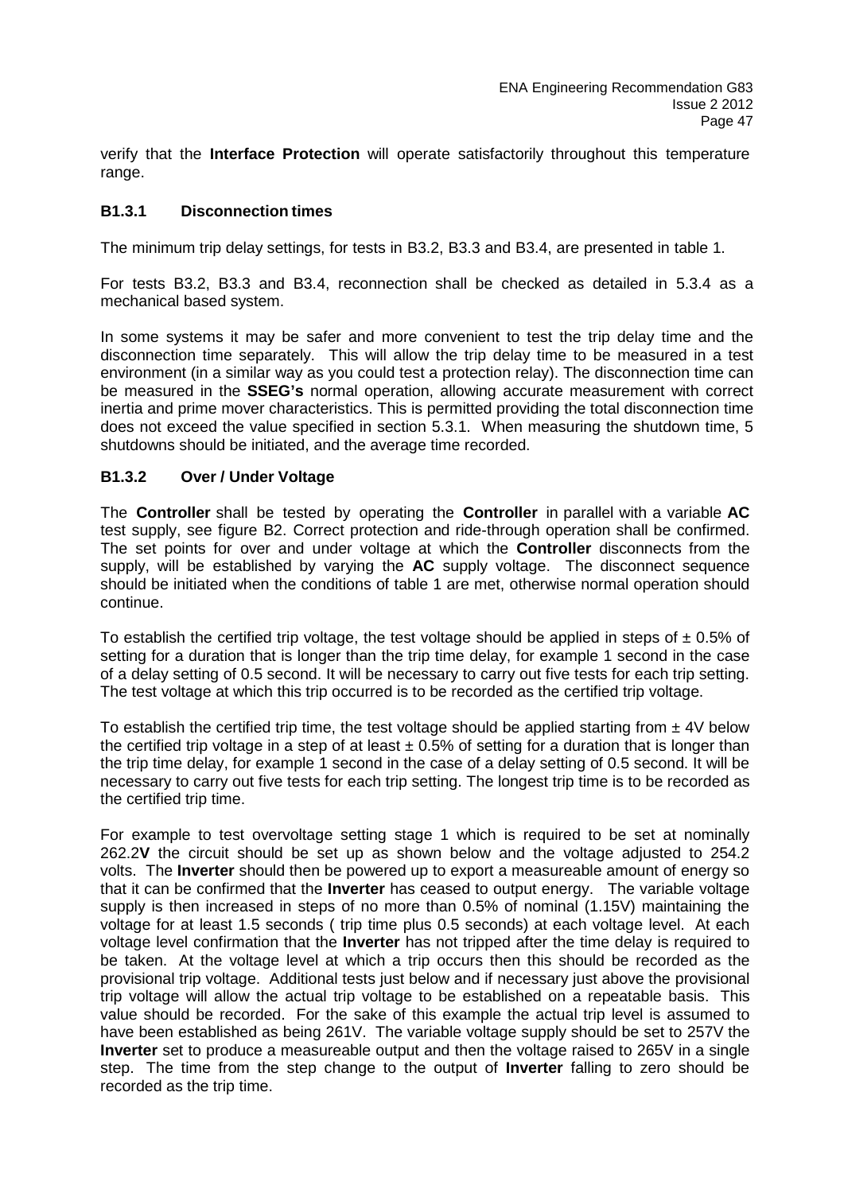verify that the **Interface Protection** will operate satisfactorily throughout this temperature range.

### B1.3.1 Disconnection times

The minimum trip delay settings, for tests in B3.2, B3.3 and B3.4, are presented in table 1.

For tests B3.2, B3.3 and B3.4, reconnection shall be checked as detailed in 5.3.4 as a mechanical based system.

In some systems it may be safer and more convenient to test the trip delay time and the disconnection time separately. This will allow the trip delay time to be measured in a test environment (in a similar way as you could test a protection relay). The disconnection time can be measured in the **SSEG's** normal operation, allowing accurate measurement with correct inertia and prime mover characteristics. This is permitted providing the total disconnection time does not exceed the value specified in section 5.3.1. When measuring the shutdown time, 5 shutdowns should be initiated, and the average time recorded.

### B1.3.2 Over / Under Voltage

The **Controller** shall be tested by operating the **Controller** in parallel with a variable **AC** test supply, see figure B2. Correct protection and ride-through operation shall be confirmed. The set points for over and under voltage at which the **Controller** disconnects from the supply, will be established by varying the **AC** supply voltage. The disconnect sequence should be initiated when the conditions of table 1 are met, otherwise normal operation should continue.

To establish the certified trip voltage, the test voltage should be applied in steps of ± 0.5% of setting for a duration that is longer than the trip time delay, for example 1 second in the case of a delay setting of 0.5 second. It will be necessary to carry out five tests for each trip setting. The test voltage at which this trip occurred is to be recorded as the certified trip voltage.

To establish the certified trip time, the test voltage should be applied starting from ± 4V below the certified trip voltage in a step of at least ± 0.5% of setting for a duration that is longer than the trip time delay, for example 1 second in the case of a delay setting of 0.5 second. It will be necessary to carry out five tests for each trip setting. The longest trip time is to be recorded as the certified trip time.

For example to test overvoltage setting stage 1 which is required to be set at nominally 262.2**V** the circuit should be set up as shown below and the voltage adjusted to 254.2 volts. The **Inverter** should then be powered up to export a measureable amount of energy so that it can be confirmed that the **Inverter** has ceased to output energy. The variable voltage supply is then increased in steps of no more than 0.5% of nominal (1.15V) maintaining the voltage for at least 1.5 seconds ( trip time plus 0.5 seconds) at each voltage level. At each voltage level confirmation that the **Inverter** has not tripped after the time delay is required to be taken. At the voltage level at which a trip occurs then this should be recorded as the provisional trip voltage. Additional tests just below and if necessary just above the provisional trip voltage will allow the actual trip voltage to be established on a repeatable basis. This value should be recorded. For the sake of this example the actual trip level is assumed to have been established as being 261V. The variable voltage supply should be set to 257V the **Inverter** set to produce a measureable output and then the voltage raised to 265V in a single step. The time from the step change to the output of **Inverter** falling to zero should be recorded as the trip time.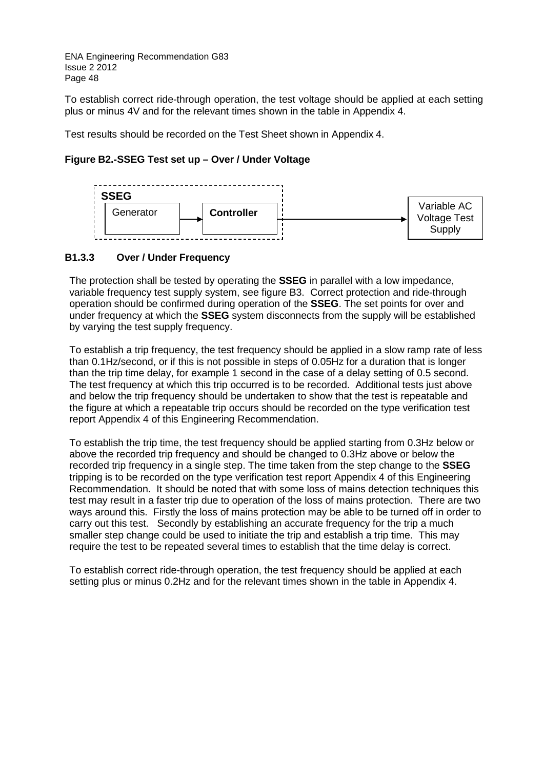To establish correct ride-through operation, the test voltage should be applied at each setting plus or minus 4V and for the relevant times shown in the table in Appendix 4.

Test results should be recorded on the Test Sheet shown in Appendix 4.

**Figure B2.-SSEG Test set up – Over / Under Voltage**

```
 - - - - - - - - - - - - - - - - - - - -
| SSEG                                   |
| +-----------+      +------------+      |                    +--------------+
| | Generator | ---> | Controller | -----|------------------> |  Variable AC |
| +-----------+      +------------+      |                    | Voltage Test |
 - - - - - - - - - - - - - - - - - - - -                      |    Supply    |
                                                              +--------------+
```

### B1.3.3 Over / Under Frequency

The protection shall be tested by operating the **SSEG** in parallel with a low impedance, variable frequency test supply system, see figure B3. Correct protection and ride-through operation should be confirmed during operation of the **SSEG**. The set points for over and under frequency at which the **SSEG** system disconnects from the supply will be established by varying the test supply frequency.

To establish a trip frequency, the test frequency should be applied in a slow ramp rate of less than 0.1Hz/second, or if this is not possible in steps of 0.05Hz for a duration that is longer than the trip time delay, for example 1 second in the case of a delay setting of 0.5 second. The test frequency at which this trip occurred is to be recorded. Additional tests just above and below the trip frequency should be undertaken to show that the test is repeatable and the figure at which a repeatable trip occurs should be recorded on the type verification test report Appendix 4 of this Engineering Recommendation.

To establish the trip time, the test frequency should be applied starting from 0.3Hz below or above the recorded trip frequency and should be changed to 0.3Hz above or below the recorded trip frequency in a single step. The time taken from the step change to the **SSEG** tripping is to be recorded on the type verification test report Appendix 4 of this Engineering Recommendation. It should be noted that with some loss of mains detection techniques this test may result in a faster trip due to operation of the loss of mains protection. There are two ways around this. Firstly the loss of mains protection may be able to be turned off in order to carry out this test. Secondly by establishing an accurate frequency for the trip a much smaller step change could be used to initiate the trip and establish a trip time. This may require the test to be repeated several times to establish that the time delay is correct.

To establish correct ride-through operation, the test frequency should be applied at each setting plus or minus 0.2Hz and for the relevant times shown in the table in Appendix 4.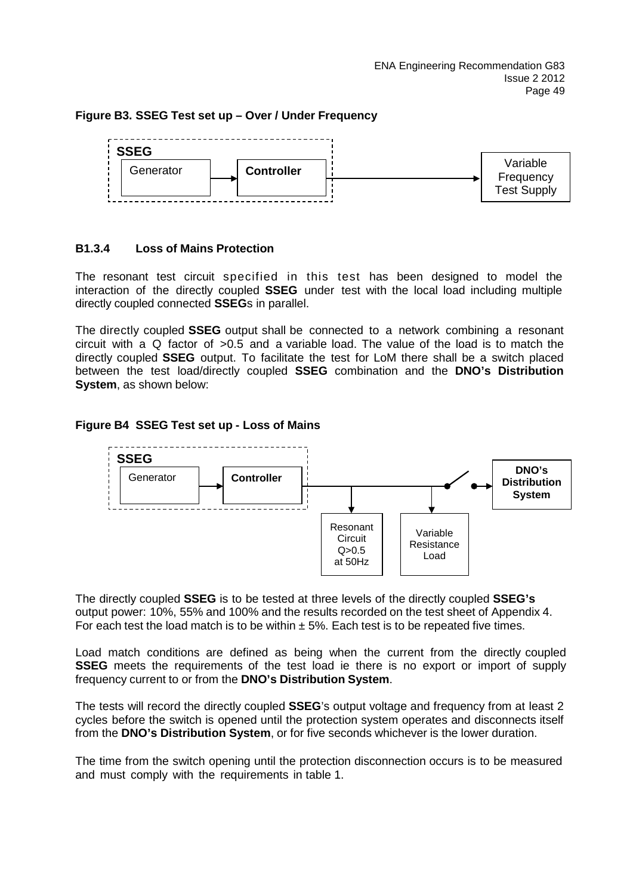**Figure B3. SSEG Test set up – Over / Under Frequency**

### B1.3.4 Loss of Mains Protection

The resonant test circuit specified in this test has been designed to model the interaction of the directly coupled **SSEG** under test with the local load including multiple directly coupled connected **SSEG**s in parallel.

The directly coupled **SSEG** output shall be connected to a network combining a resonant circuit with a Q factor of >0.5 and a variable load. The value of the load is to match the directly coupled **SSEG** output. To facilitate the test for LoM there shall be a switch placed between the test load/directly coupled **SSEG** combination and the **DNO's Distribution System**, as shown below:

**Figure B4 SSEG Test set up - Loss of Mains**

The directly coupled **SSEG** is to be tested at three levels of the directly coupled **SSEG's** output power: 10%, 55% and 100% and the results recorded on the test sheet of Appendix 4. For each test the load match is to be within ± 5%. Each test is to be repeated five times.

Load match conditions are defined as being when the current from the directly coupled **SSEG** meets the requirements of the test load ie there is no export or import of supply frequency current to or from the **DNO's Distribution System**.

The tests will record the directly coupled **SSEG**'s output voltage and frequency from at least 2 cycles before the switch is opened until the protection system operates and disconnects itself from the **DNO's Distribution System**, or for five seconds whichever is the lower duration.

The time from the switch opening until the protection disconnection occurs is to be measured and must comply with the requirements in table 1.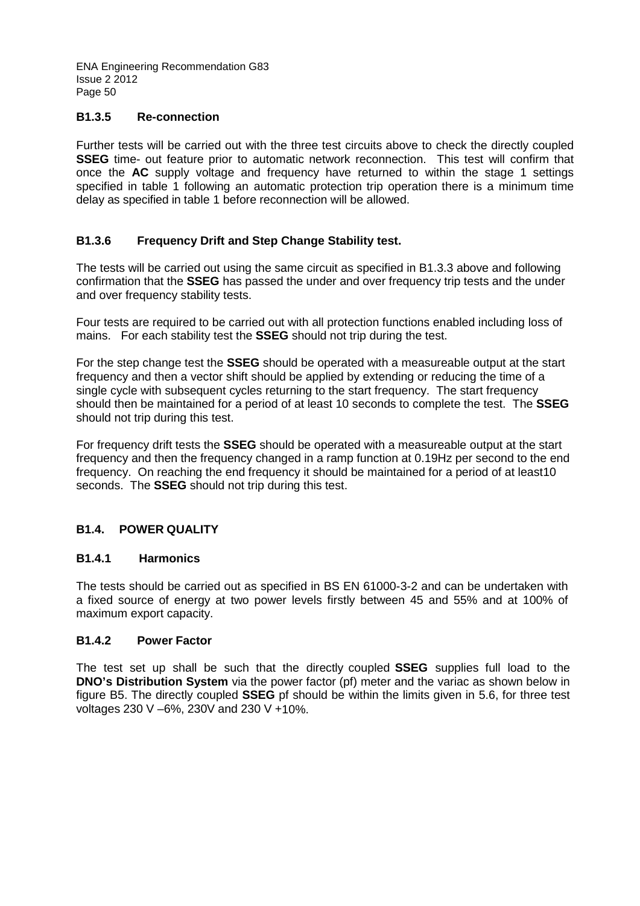### B1.3.5 Re-connection

Further tests will be carried out with the three test circuits above to check the directly coupled **SSEG** time- out feature prior to automatic network reconnection. This test will confirm that once the **AC** supply voltage and frequency have returned to within the stage 1 settings specified in table 1 following an automatic protection trip operation there is a minimum time delay as specified in table 1 before reconnection will be allowed.

### B1.3.6 Frequency Drift and Step Change Stability test.

The tests will be carried out using the same circuit as specified in B1.3.3 above and following confirmation that the **SSEG** has passed the under and over frequency trip tests and the under and over frequency stability tests.

Four tests are required to be carried out with all protection functions enabled including loss of mains. For each stability test the **SSEG** should not trip during the test.

For the step change test the **SSEG** should be operated with a measureable output at the start frequency and then a vector shift should be applied by extending or reducing the time of a single cycle with subsequent cycles returning to the start frequency. The start frequency should then be maintained for a period of at least 10 seconds to complete the test. The **SSEG** should not trip during this test.

For frequency drift tests the **SSEG** should be operated with a measureable output at the start frequency and then the frequency changed in a ramp function at 0.19Hz per second to the end frequency. On reaching the end frequency it should be maintained for a period of at least10 seconds. The **SSEG** should not trip during this test.

## B1.4. POWER QUALITY

### B1.4.1 Harmonics

The tests should be carried out as specified in BS EN 61000-3-2 and can be undertaken with a fixed source of energy at two power levels firstly between 45 and 55% and at 100% of maximum export capacity.

### B1.4.2 Power Factor

The test set up shall be such that the directly coupled **SSEG** supplies full load to the **DNO's Distribution System** via the power factor (pf) meter and the variac as shown below in figure B5. The directly coupled **SSEG** pf should be within the limits given in 5.6, for three test voltages 230 V –6%, 230V and 230 V +10%.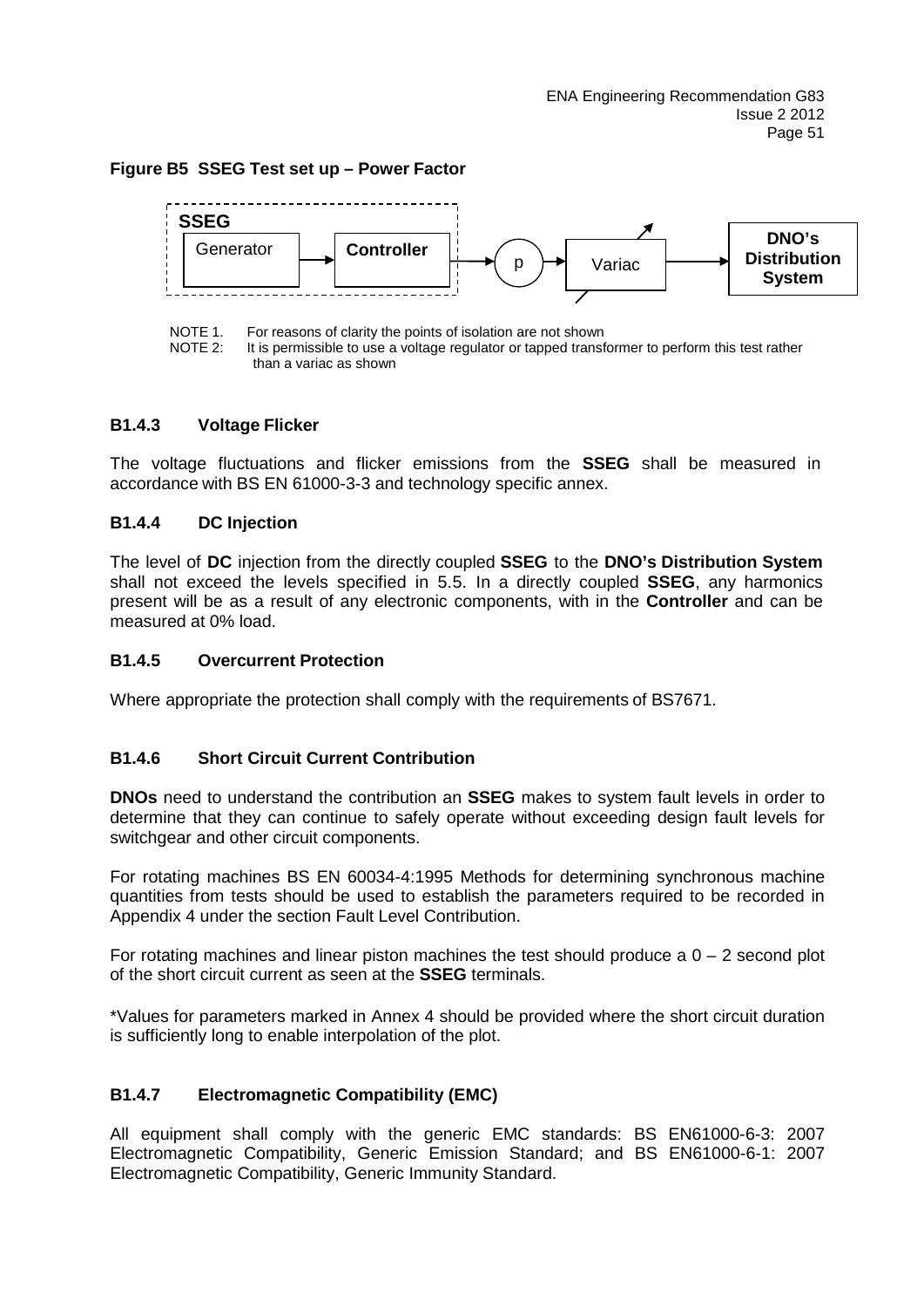**Figure B5 SSEG Test set up – Power Factor**

NOTE 1. For reasons of clarity the points of isolation are not shown
NOTE 2: It is permissible to use a voltage regulator or tapped transformer to perform this test rather than a variac as shown

### B1.4.3 Voltage Flicker

The voltage fluctuations and flicker emissions from the **SSEG** shall be measured in accordance with BS EN 61000-3-3 and technology specific annex.

### B1.4.4 DC Injection

The level of **DC** injection from the directly coupled **SSEG** to the **DNO's Distribution System** shall not exceed the levels specified in 5.5. In a directly coupled **SSEG**, any harmonics present will be as a result of any electronic components, with in the **Controller** and can be measured at 0% load.

### B1.4.5 Overcurrent Protection

Where appropriate the protection shall comply with the requirements of BS7671.

### B1.4.6 Short Circuit Current Contribution

**DNOs** need to understand the contribution an **SSEG** makes to system fault levels in order to determine that they can continue to safely operate without exceeding design fault levels for switchgear and other circuit components.

For rotating machines BS EN 60034-4:1995 Methods for determining synchronous machine quantities from tests should be used to establish the parameters required to be recorded in Appendix 4 under the section Fault Level Contribution.

For rotating machines and linear piston machines the test should produce a 0 – 2 second plot of the short circuit current as seen at the **SSEG** terminals.

*Values for parameters marked in Annex 4 should be provided where the short circuit duration is sufficiently long to enable interpolation of the plot.

### B1.4.7 Electromagnetic Compatibility (EMC)

All equipment shall comply with the generic EMC standards: BS EN61000-6-3: 2007 Electromagnetic Compatibility, Generic Emission Standard; and BS EN61000-6-1: 2007 Electromagnetic Compatibility, Generic Immunity Standard.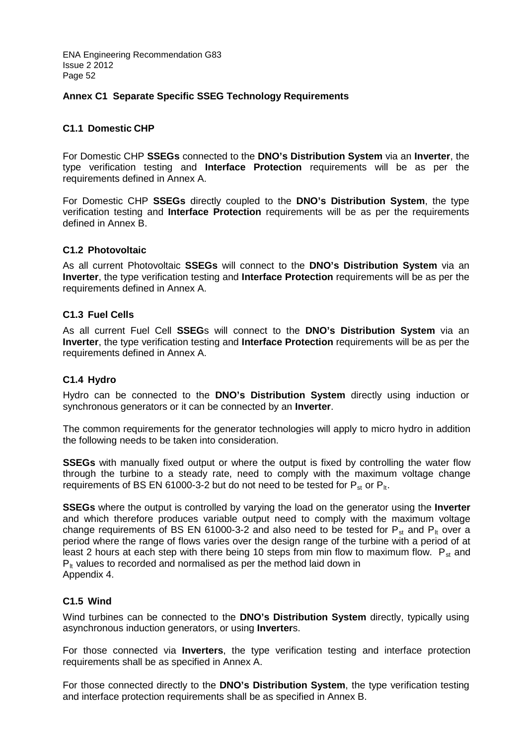## Annex C1 Separate Specific SSEG Technology Requirements

### C1.1 Domestic CHP

For Domestic CHP **SSEGs** connected to the **DNO's Distribution System** via an **Inverter**, the type verification testing and **Interface Protection** requirements will be as per the requirements defined in Annex A.

For Domestic CHP **SSEGs** directly coupled to the **DNO's Distribution System**, the type verification testing and **Interface Protection** requirements will be as per the requirements defined in Annex B.

### C1.2 Photovoltaic

As all current Photovoltaic **SSEGs** will connect to the **DNO's Distribution System** via an **Inverter**, the type verification testing and **Interface Protection** requirements will be as per the requirements defined in Annex A.

### C1.3 Fuel Cells

As all current Fuel Cell **SSEG**s will connect to the **DNO's Distribution System** via an **Inverter**, the type verification testing and **Interface Protection** requirements will be as per the requirements defined in Annex A.

### C1.4 Hydro

Hydro can be connected to the **DNO's Distribution System** directly using induction or synchronous generators or it can be connected by an **Inverter**.

The common requirements for the generator technologies will apply to micro hydro in addition the following needs to be taken into consideration.

**SSEGs** with manually fixed output or where the output is fixed by controlling the water flow through the turbine to a steady rate, need to comply with the maximum voltage change requirements of BS EN 61000-3-2 but do not need to be tested for $P_{st}$ or $P_{lt}$.

**SSEGs** where the output is controlled by varying the load on the generator using the **Inverter** and which therefore produces variable output need to comply with the maximum voltage change requirements of BS EN 61000-3-2 and also need to be tested for $P_{st}$ and $P_{lt}$ over a period where the range of flows varies over the design range of the turbine with a period of at least 2 hours at each step with there being 10 steps from min flow to maximum flow. $P_{st}$ and $P_{lt}$ values to recorded and normalised as per the method laid down in Appendix 4.

### C1.5 Wind

Wind turbines can be connected to the **DNO's Distribution System** directly, typically using asynchronous induction generators, or using **Inverter**s.

For those connected via **Inverters**, the type verification testing and interface protection requirements shall be as specified in Annex A.

For those connected directly to the **DNO's Distribution System**, the type verification testing and interface protection requirements shall be as specified in Annex B.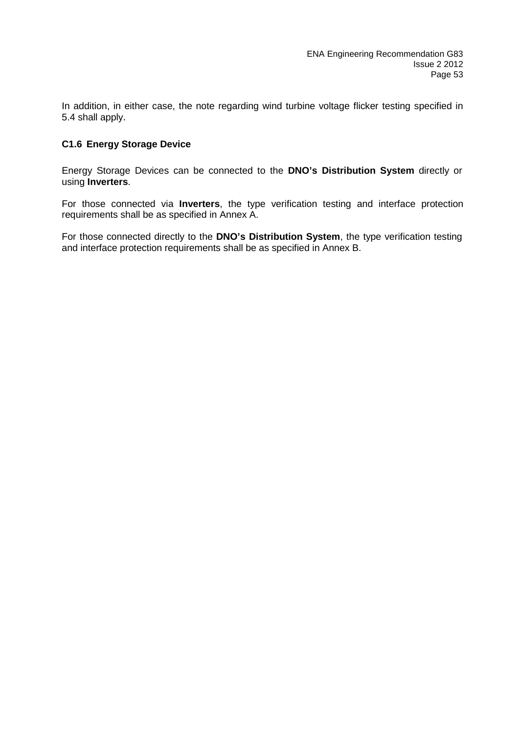In addition, in either case, the note regarding wind turbine voltage flicker testing specified in 5.4 shall apply.

### C1.6 Energy Storage Device

Energy Storage Devices can be connected to the **DNO's Distribution System** directly or using **Inverters**.

For those connected via **Inverters**, the type verification testing and interface protection requirements shall be as specified in Annex A.

For those connected directly to the **DNO's Distribution System**, the type verification testing and interface protection requirements shall be as specified in Annex B.